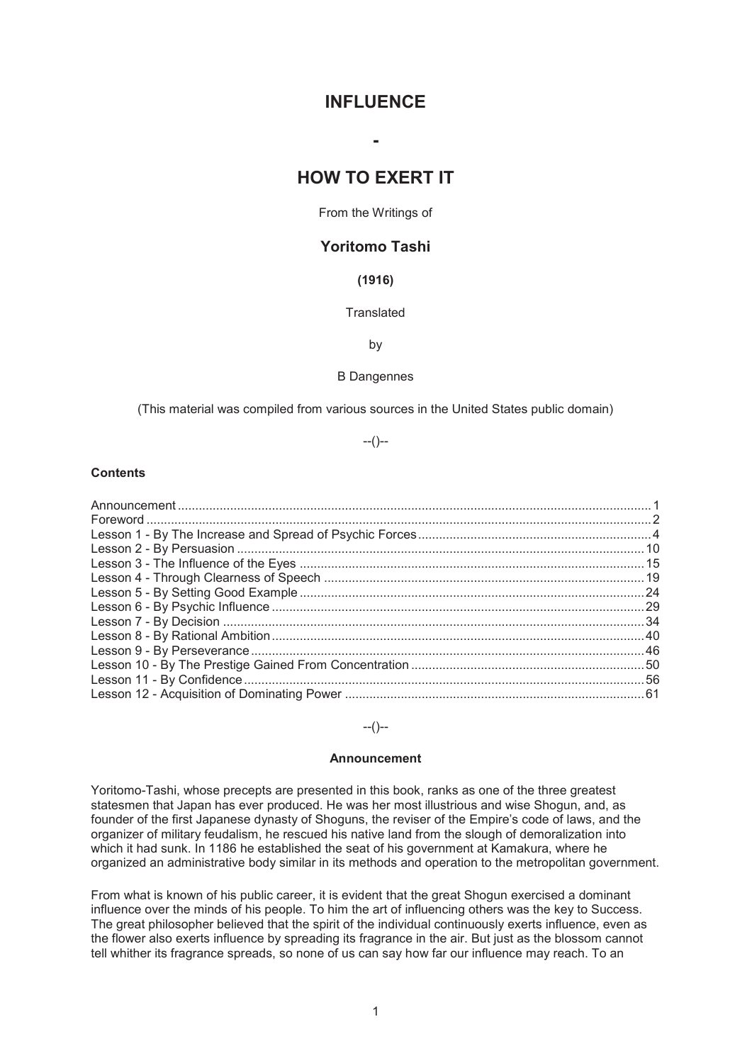# INFLUENCE

**-**

# HOW TO EXERT IT

From the Writings of

### Yoritomo Tashi

**(1916)**

Translated

by

B Dangennes

(This material was compiled from various sources in the United States public domain)

--()--

**Contents**

| | |
|---|---|
| Announcement | 1 |
| Foreword | 2 |
| Lesson 1 - By The Increase and Spread of Psychic Forces | 4 |
| Lesson 2 - By Persuasion | 10 |
| Lesson 3 - The Influence of the Eyes | 15 |
| Lesson 4 - Through Clearness of Speech | 19 |
| Lesson 5 - By Setting Good Example | 24 |
| Lesson 6 - By Psychic Influence | 29 |
| Lesson 7 - By Decision | 34 |
| Lesson 8 - By Rational Ambition | 40 |
| Lesson 9 - By Perseverance | 46 |
| Lesson 10 - By The Prestige Gained From Concentration | 50 |
| Lesson 11 - By Confidence | 56 |
| Lesson 12 - Acquisition of Dominating Power | 61 |

--()--

#### Announcement

Yoritomo-Tashi, whose precepts are presented in this book, ranks as one of the three greatest statesmen that Japan has ever produced. He was her most illustrious and wise Shogun, and, as founder of the first Japanese dynasty of Shoguns, the reviser of the Empire's code of laws, and the organizer of military feudalism, he rescued his native land from the slough of demoralization into which it had sunk. In 1186 he established the seat of his government at Kamakura, where he organized an administrative body similar in its methods and operation to the metropolitan government.

From what is known of his public career, it is evident that the great Shogun exercised a dominant influence over the minds of his people. To him the art of influencing others was the key to Success. The great philosopher believed that the spirit of the individual continuously exerts influence, even as the flower also exerts influence by spreading its fragrance in the air. But just as the blossom cannot tell whither its fragrance spreads, so none of us can say how far our influence may reach. To an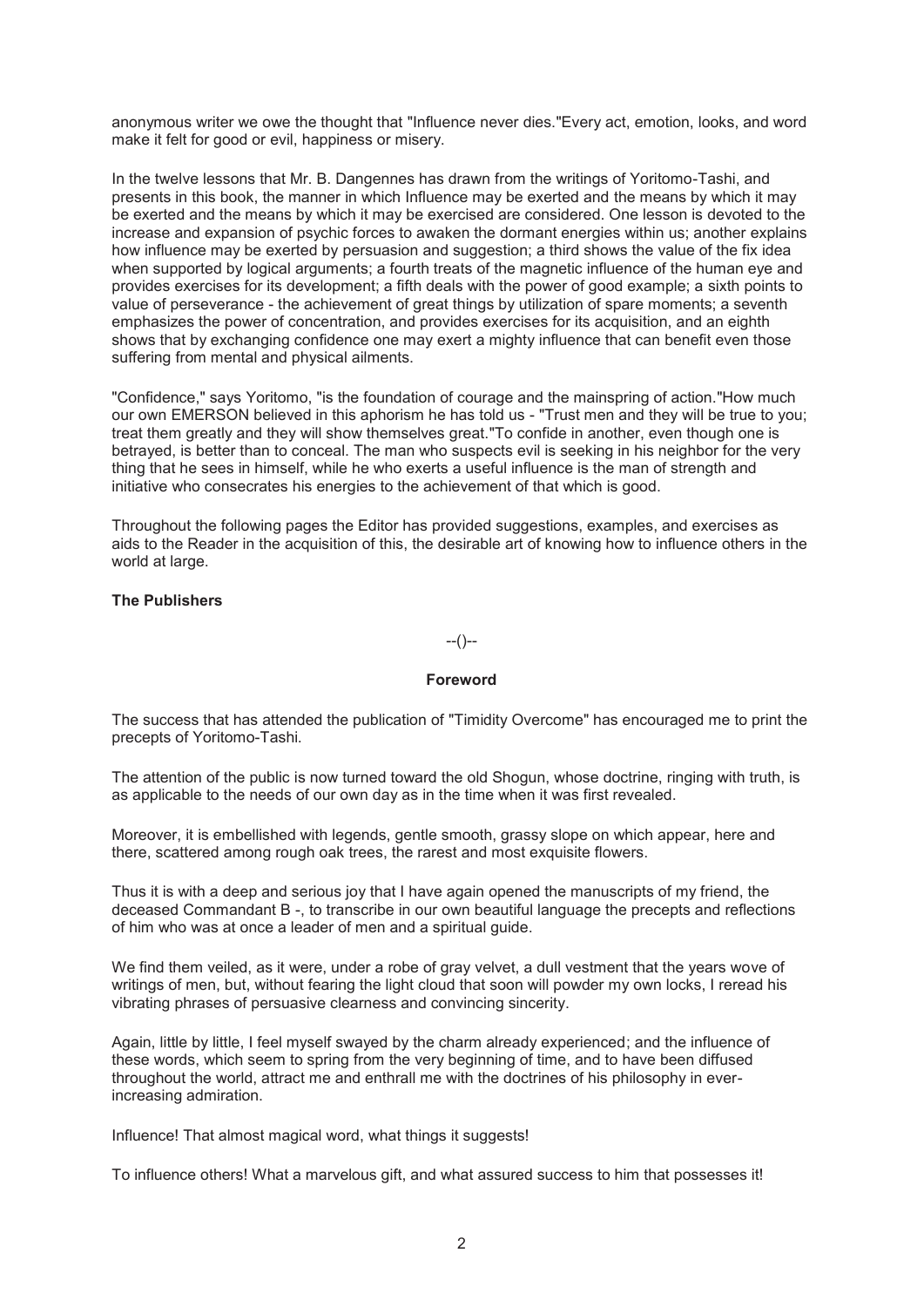anonymous writer we owe the thought that "Influence never dies."Every act, emotion, looks, and word make it felt for good or evil, happiness or misery.

In the twelve lessons that Mr. B. Dangennes has drawn from the writings of Yoritomo-Tashi, and presents in this book, the manner in which Influence may be exerted and the means by which it may be exerted and the means by which it may be exercised are considered. One lesson is devoted to the increase and expansion of psychic forces to awaken the dormant energies within us; another explains how influence may be exerted by persuasion and suggestion; a third shows the value of the fix idea when supported by logical arguments; a fourth treats of the magnetic influence of the human eye and provides exercises for its development; a fifth deals with the power of good example; a sixth points to value of perseverance - the achievement of great things by utilization of spare moments; a seventh emphasizes the power of concentration, and provides exercises for its acquisition, and an eighth shows that by exchanging confidence one may exert a mighty influence that can benefit even those suffering from mental and physical ailments.

"Confidence," says Yoritomo, "is the foundation of courage and the mainspring of action."How much our own EMERSON believed in this aphorism he has told us - "Trust men and they will be true to you; treat them greatly and they will show themselves great."To confide in another, even though one is betrayed, is better than to conceal. The man who suspects evil is seeking in his neighbor for the very thing that he sees in himself, while he who exerts a useful influence is the man of strength and initiative who consecrates his energies to the achievement of that which is good.

Throughout the following pages the Editor has provided suggestions, examples, and exercises as aids to the Reader in the acquisition of this, the desirable art of knowing how to influence others in the world at large.

**The Publishers**

--()--

## Foreword

The success that has attended the publication of "Timidity Overcome" has encouraged me to print the precepts of Yoritomo-Tashi.

The attention of the public is now turned toward the old Shogun, whose doctrine, ringing with truth, is as applicable to the needs of our own day as in the time when it was first revealed.

Moreover, it is embellished with legends, gentle smooth, grassy slope on which appear, here and there, scattered among rough oak trees, the rarest and most exquisite flowers.

Thus it is with a deep and serious joy that I have again opened the manuscripts of my friend, the deceased Commandant B -, to transcribe in our own beautiful language the precepts and reflections of him who was at once a leader of men and a spiritual guide.

We find them veiled, as it were, under a robe of gray velvet, a dull vestment that the years wove of writings of men, but, without fearing the light cloud that soon will powder my own locks, I reread his vibrating phrases of persuasive clearness and convincing sincerity.

Again, little by little, I feel myself swayed by the charm already experienced; and the influence of these words, which seem to spring from the very beginning of time, and to have been diffused throughout the world, attract me and enthrall me with the doctrines of his philosophy in ever-increasing admiration.

Influence! That almost magical word, what things it suggests!

To influence others! What a marvelous gift, and what assured success to him that possesses it!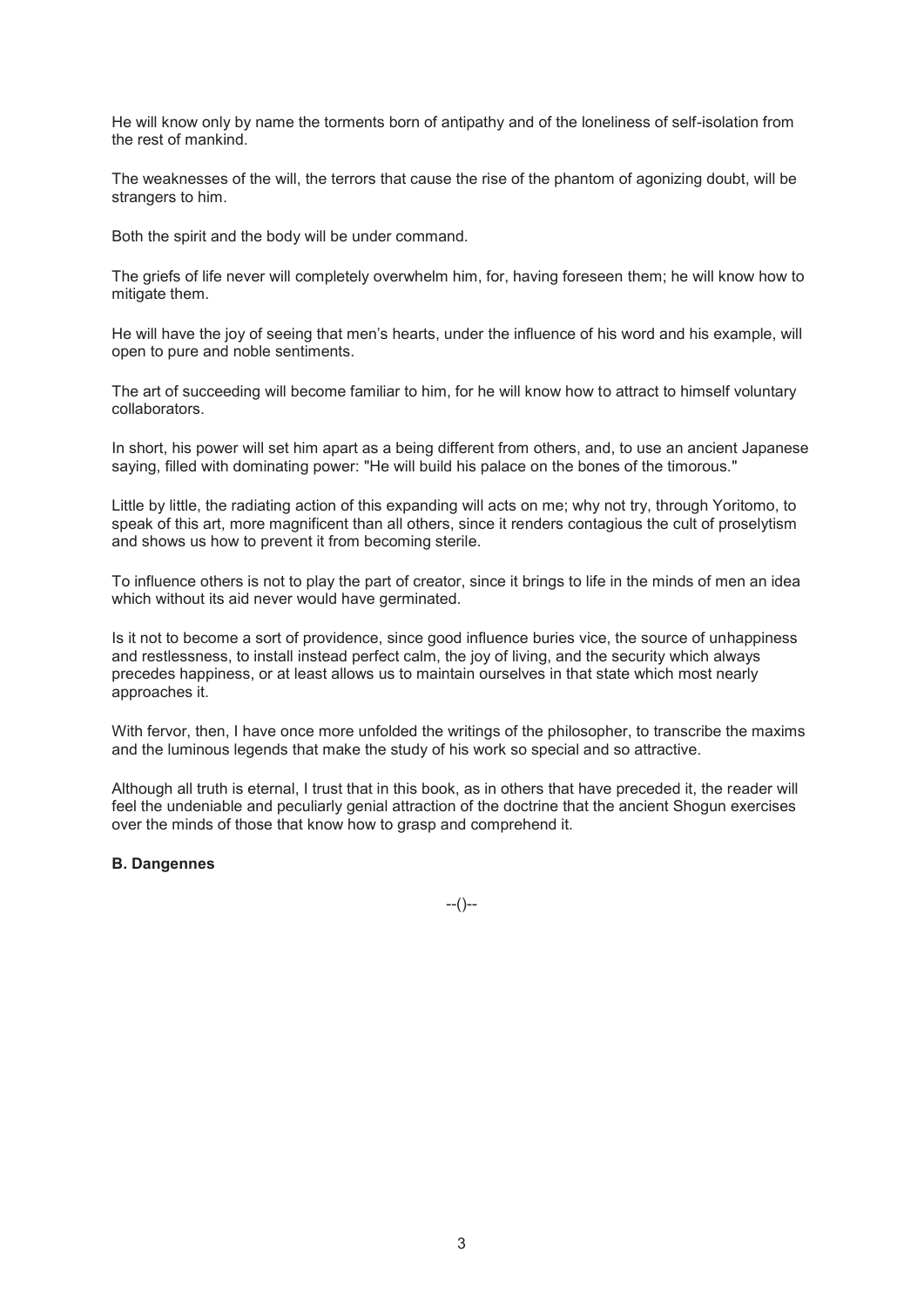He will know only by name the torments born of antipathy and of the loneliness of self-isolation from the rest of mankind.

The weaknesses of the will, the terrors that cause the rise of the phantom of agonizing doubt, will be strangers to him.

Both the spirit and the body will be under command.

The griefs of life never will completely overwhelm him, for, having foreseen them; he will know how to mitigate them.

He will have the joy of seeing that men's hearts, under the influence of his word and his example, will open to pure and noble sentiments.

The art of succeeding will become familiar to him, for he will know how to attract to himself voluntary collaborators.

In short, his power will set him apart as a being different from others, and, to use an ancient Japanese saying, filled with dominating power: "He will build his palace on the bones of the timorous."

Little by little, the radiating action of this expanding will acts on me; why not try, through Yoritomo, to speak of this art, more magnificent than all others, since it renders contagious the cult of proselytism and shows us how to prevent it from becoming sterile.

To influence others is not to play the part of creator, since it brings to life in the minds of men an idea which without its aid never would have germinated.

Is it not to become a sort of providence, since good influence buries vice, the source of unhappiness and restlessness, to install instead perfect calm, the joy of living, and the security which always precedes happiness, or at least allows us to maintain ourselves in that state which most nearly approaches it.

With fervor, then, I have once more unfolded the writings of the philosopher, to transcribe the maxims and the luminous legends that make the study of his work so special and so attractive.

Although all truth is eternal, I trust that in this book, as in others that have preceded it, the reader will feel the undeniable and peculiarly genial attraction of the doctrine that the ancient Shogun exercises over the minds of those that know how to grasp and comprehend it.

**B. Dangennes**

--()--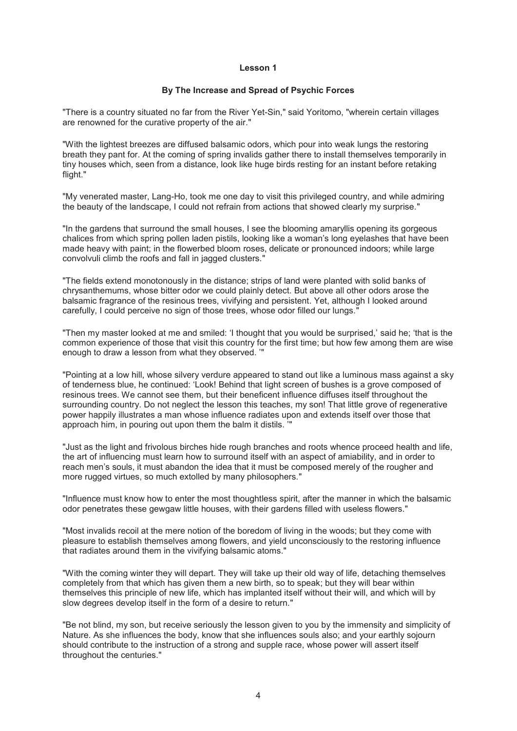**Lesson 1**

**By The Increase and Spread of Psychic Forces**

"There is a country situated no far from the River Yet-Sin," said Yoritomo, "wherein certain villages are renowned for the curative property of the air."

"With the lightest breezes are diffused balsamic odors, which pour into weak lungs the restoring breath they pant for. At the coming of spring invalids gather there to install themselves temporarily in tiny houses which, seen from a distance, look like huge birds resting for an instant before retaking flight."

"My venerated master, Lang-Ho, took me one day to visit this privileged country, and while admiring the beauty of the landscape, I could not refrain from actions that showed clearly my surprise."

"In the gardens that surround the small houses, I see the blooming amaryllis opening its gorgeous chalices from which spring pollen laden pistils, looking like a woman's long eyelashes that have been made heavy with paint; in the flowerbed bloom roses, delicate or pronounced indoors; while large convolvuli climb the roofs and fall in jagged clusters."

"The fields extend monotonously in the distance; strips of land were planted with solid banks of chrysanthemums, whose bitter odor we could plainly detect. But above all other odors arose the balsamic fragrance of the resinous trees, vivifying and persistent. Yet, although I looked around carefully, I could perceive no sign of those trees, whose odor filled our lungs."

"Then my master looked at me and smiled: 'I thought that you would be surprised,' said he; 'that is the common experience of those that visit this country for the first time; but how few among them are wise enough to draw a lesson from what they observed. '"

"Pointing at a low hill, whose silvery verdure appeared to stand out like a luminous mass against a sky of tenderness blue, he continued: 'Look! Behind that light screen of bushes is a grove composed of resinous trees. We cannot see them, but their beneficent influence diffuses itself throughout the surrounding country. Do not neglect the lesson this teaches, my son! That little grove of regenerative power happily illustrates a man whose influence radiates upon and extends itself over those that approach him, in pouring out upon them the balm it distils. '"

"Just as the light and frivolous birches hide rough branches and roots whence proceed health and life, the art of influencing must learn how to surround itself with an aspect of amiability, and in order to reach men's souls, it must abandon the idea that it must be composed merely of the rougher and more rugged virtues, so much extolled by many philosophers."

"Influence must know how to enter the most thoughtless spirit, after the manner in which the balsamic odor penetrates these gewgaw little houses, with their gardens filled with useless flowers."

"Most invalids recoil at the mere notion of the boredom of living in the woods; but they come with pleasure to establish themselves among flowers, and yield unconsciously to the restoring influence that radiates around them in the vivifying balsamic atoms."

"With the coming winter they will depart. They will take up their old way of life, detaching themselves completely from that which has given them a new birth, so to speak; but they will bear within themselves this principle of new life, which has implanted itself without their will, and which will by slow degrees develop itself in the form of a desire to return."

"Be not blind, my son, but receive seriously the lesson given to you by the immensity and simplicity of Nature. As she influences the body, know that she influences souls also; and your earthly sojourn should contribute to the instruction of a strong and supple race, whose power will assert itself throughout the centuries."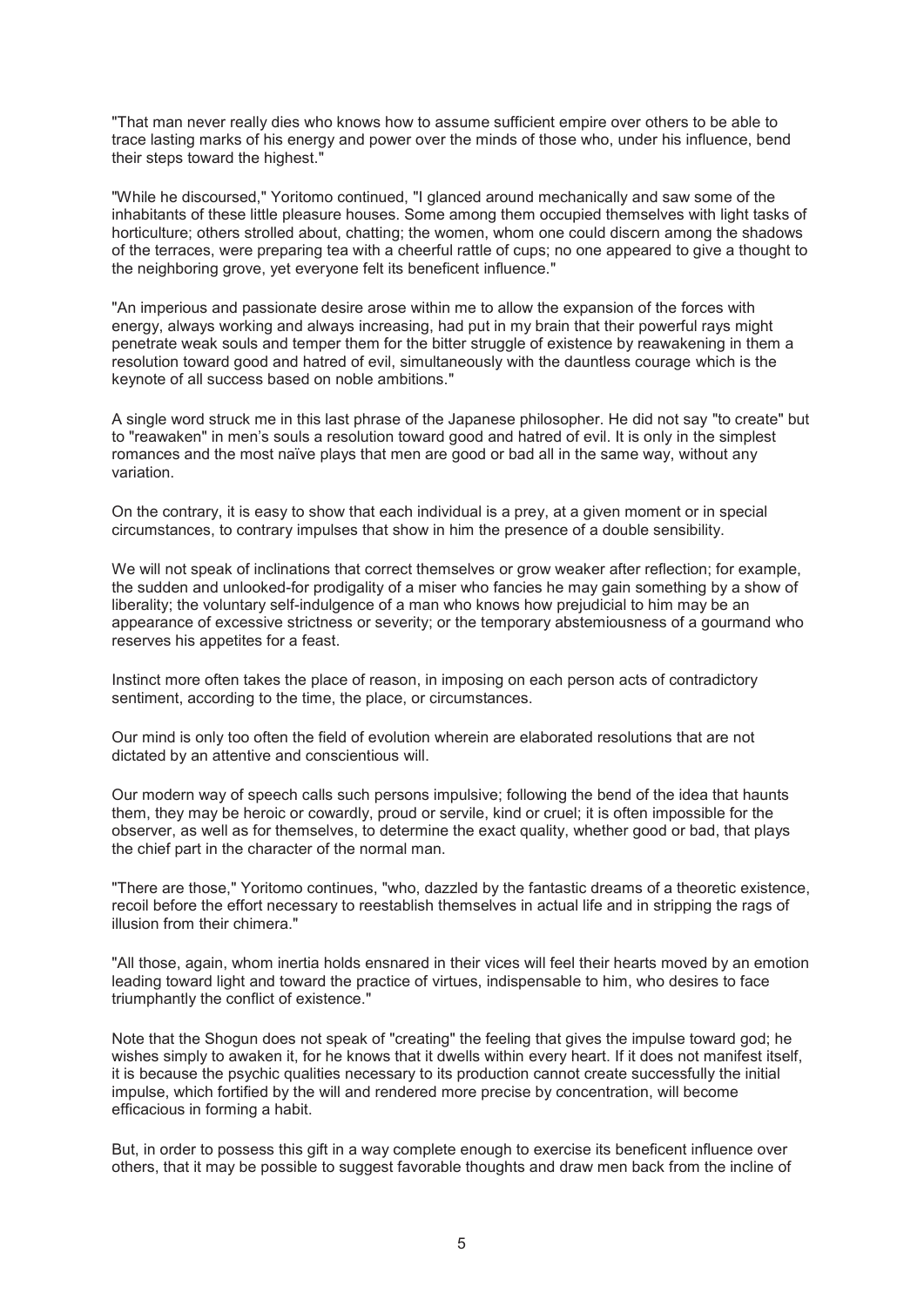"That man never really dies who knows how to assume sufficient empire over others to be able to trace lasting marks of his energy and power over the minds of those who, under his influence, bend their steps toward the highest."

"While he discoursed," Yoritomo continued, "I glanced around mechanically and saw some of the inhabitants of these little pleasure houses. Some among them occupied themselves with light tasks of horticulture; others strolled about, chatting; the women, whom one could discern among the shadows of the terraces, were preparing tea with a cheerful rattle of cups; no one appeared to give a thought to the neighboring grove, yet everyone felt its beneficent influence."

"An imperious and passionate desire arose within me to allow the expansion of the forces with energy, always working and always increasing, had put in my brain that their powerful rays might penetrate weak souls and temper them for the bitter struggle of existence by reawakening in them a resolution toward good and hatred of evil, simultaneously with the dauntless courage which is the keynote of all success based on noble ambitions."

A single word struck me in this last phrase of the Japanese philosopher. He did not say "to create" but to "reawaken" in men's souls a resolution toward good and hatred of evil. It is only in the simplest romances and the most naïve plays that men are good or bad all in the same way, without any variation.

On the contrary, it is easy to show that each individual is a prey, at a given moment or in special circumstances, to contrary impulses that show in him the presence of a double sensibility.

We will not speak of inclinations that correct themselves or grow weaker after reflection; for example, the sudden and unlooked-for prodigality of a miser who fancies he may gain something by a show of liberality; the voluntary self-indulgence of a man who knows how prejudicial to him may be an appearance of excessive strictness or severity; or the temporary abstemiousness of a gourmand who reserves his appetites for a feast.

Instinct more often takes the place of reason, in imposing on each person acts of contradictory sentiment, according to the time, the place, or circumstances.

Our mind is only too often the field of evolution wherein are elaborated resolutions that are not dictated by an attentive and conscientious will.

Our modern way of speech calls such persons impulsive; following the bend of the idea that haunts them, they may be heroic or cowardly, proud or servile, kind or cruel; it is often impossible for the observer, as well as for themselves, to determine the exact quality, whether good or bad, that plays the chief part in the character of the normal man.

"There are those," Yoritomo continues, "who, dazzled by the fantastic dreams of a theoretic existence, recoil before the effort necessary to reestablish themselves in actual life and in stripping the rags of illusion from their chimera."

"All those, again, whom inertia holds ensnared in their vices will feel their hearts moved by an emotion leading toward light and toward the practice of virtues, indispensable to him, who desires to face triumphantly the conflict of existence."

Note that the Shogun does not speak of "creating" the feeling that gives the impulse toward god; he wishes simply to awaken it, for he knows that it dwells within every heart. If it does not manifest itself, it is because the psychic qualities necessary to its production cannot create successfully the initial impulse, which fortified by the will and rendered more precise by concentration, will become efficacious in forming a habit.

But, in order to possess this gift in a way complete enough to exercise its beneficent influence over others, that it may be possible to suggest favorable thoughts and draw men back from the incline of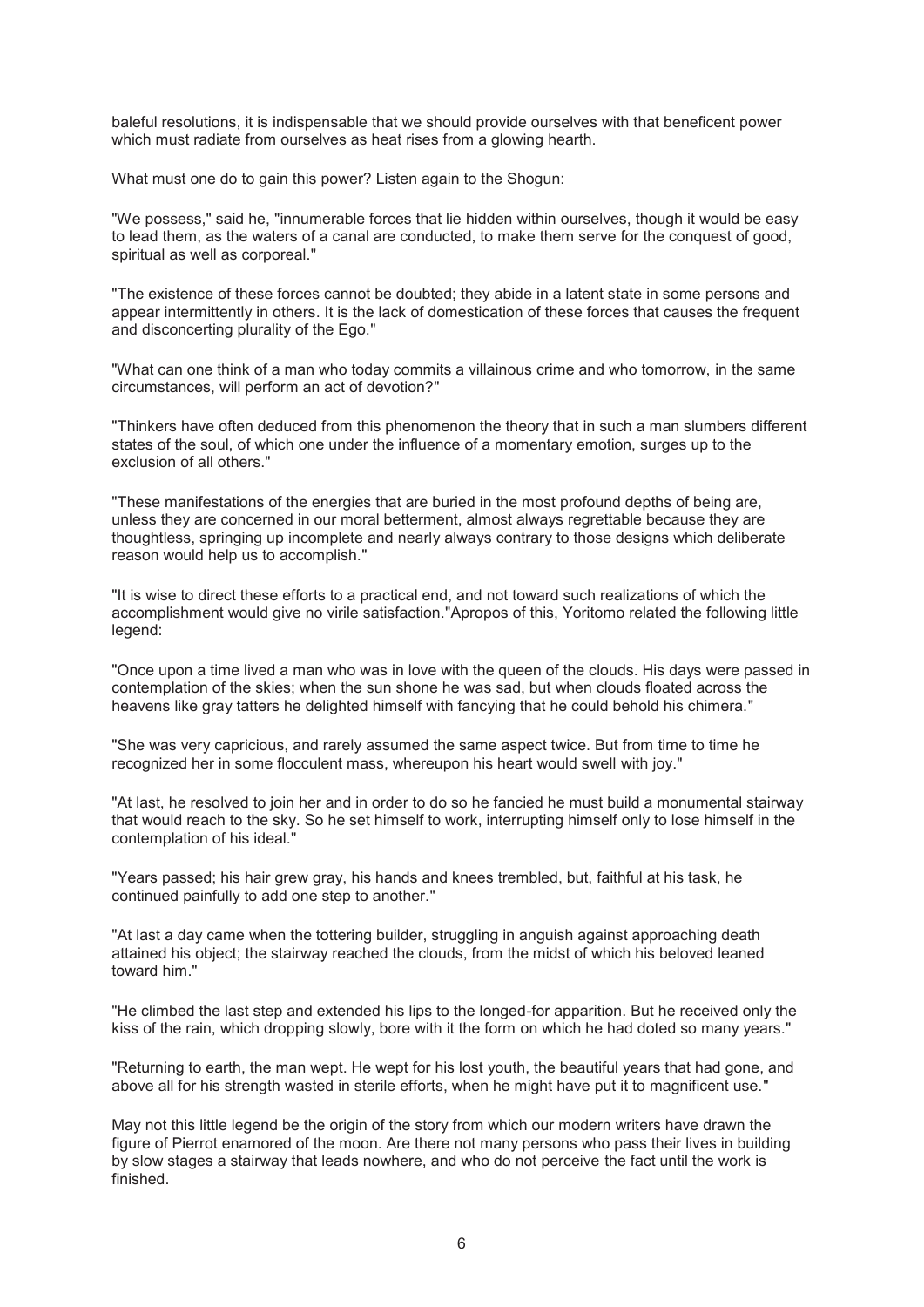baleful resolutions, it is indispensable that we should provide ourselves with that beneficent power which must radiate from ourselves as heat rises from a glowing hearth.

What must one do to gain this power? Listen again to the Shogun:

"We possess," said he, "innumerable forces that lie hidden within ourselves, though it would be easy to lead them, as the waters of a canal are conducted, to make them serve for the conquest of good, spiritual as well as corporeal."

"The existence of these forces cannot be doubted; they abide in a latent state in some persons and appear intermittently in others. It is the lack of domestication of these forces that causes the frequent and disconcerting plurality of the Ego."

"What can one think of a man who today commits a villainous crime and who tomorrow, in the same circumstances, will perform an act of devotion?"

"Thinkers have often deduced from this phenomenon the theory that in such a man slumbers different states of the soul, of which one under the influence of a momentary emotion, surges up to the exclusion of all others."

"These manifestations of the energies that are buried in the most profound depths of being are, unless they are concerned in our moral betterment, almost always regrettable because they are thoughtless, springing up incomplete and nearly always contrary to those designs which deliberate reason would help us to accomplish."

"It is wise to direct these efforts to a practical end, and not toward such realizations of which the accomplishment would give no virile satisfaction."Apropos of this, Yoritomo related the following little legend:

"Once upon a time lived a man who was in love with the queen of the clouds. His days were passed in contemplation of the skies; when the sun shone he was sad, but when clouds floated across the heavens like gray tatters he delighted himself with fancying that he could behold his chimera."

"She was very capricious, and rarely assumed the same aspect twice. But from time to time he recognized her in some flocculent mass, whereupon his heart would swell with joy."

"At last, he resolved to join her and in order to do so he fancied he must build a monumental stairway that would reach to the sky. So he set himself to work, interrupting himself only to lose himself in the contemplation of his ideal."

"Years passed; his hair grew gray, his hands and knees trembled, but, faithful at his task, he continued painfully to add one step to another."

"At last a day came when the tottering builder, struggling in anguish against approaching death attained his object; the stairway reached the clouds, from the midst of which his beloved leaned toward him."

"He climbed the last step and extended his lips to the longed-for apparition. But he received only the kiss of the rain, which dropping slowly, bore with it the form on which he had doted so many years."

"Returning to earth, the man wept. He wept for his lost youth, the beautiful years that had gone, and above all for his strength wasted in sterile efforts, when he might have put it to magnificent use."

May not this little legend be the origin of the story from which our modern writers have drawn the figure of Pierrot enamored of the moon. Are there not many persons who pass their lives in building by slow stages a stairway that leads nowhere, and who do not perceive the fact until the work is finished.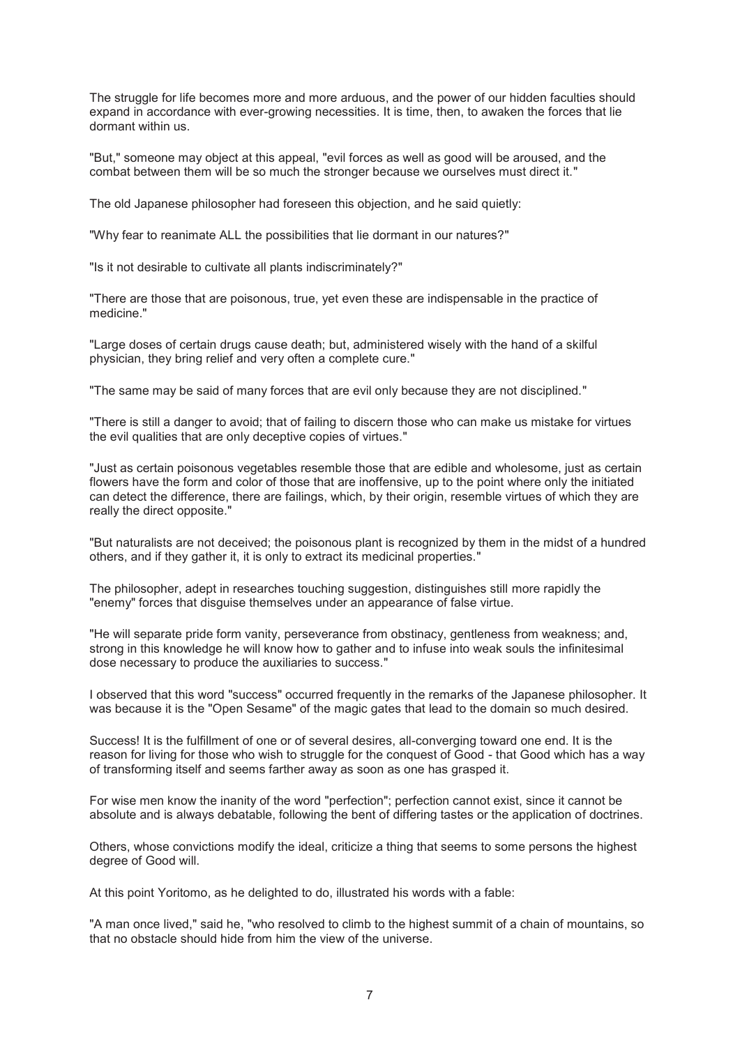The struggle for life becomes more and more arduous, and the power of our hidden faculties should expand in accordance with ever-growing necessities. It is time, then, to awaken the forces that lie dormant within us.

"But," someone may object at this appeal, "evil forces as well as good will be aroused, and the combat between them will be so much the stronger because we ourselves must direct it."

The old Japanese philosopher had foreseen this objection, and he said quietly:

"Why fear to reanimate ALL the possibilities that lie dormant in our natures?"

"Is it not desirable to cultivate all plants indiscriminately?"

"There are those that are poisonous, true, yet even these are indispensable in the practice of medicine."

"Large doses of certain drugs cause death; but, administered wisely with the hand of a skilful physician, they bring relief and very often a complete cure."

"The same may be said of many forces that are evil only because they are not disciplined."

"There is still a danger to avoid; that of failing to discern those who can make us mistake for virtues the evil qualities that are only deceptive copies of virtues."

"Just as certain poisonous vegetables resemble those that are edible and wholesome, just as certain flowers have the form and color of those that are inoffensive, up to the point where only the initiated can detect the difference, there are failings, which, by their origin, resemble virtues of which they are really the direct opposite."

"But naturalists are not deceived; the poisonous plant is recognized by them in the midst of a hundred others, and if they gather it, it is only to extract its medicinal properties."

The philosopher, adept in researches touching suggestion, distinguishes still more rapidly the "enemy" forces that disguise themselves under an appearance of false virtue.

"He will separate pride form vanity, perseverance from obstinacy, gentleness from weakness; and, strong in this knowledge he will know how to gather and to infuse into weak souls the infinitesimal dose necessary to produce the auxiliaries to success."

I observed that this word "success" occurred frequently in the remarks of the Japanese philosopher. It was because it is the "Open Sesame" of the magic gates that lead to the domain so much desired.

Success! It is the fulfillment of one or of several desires, all-converging toward one end. It is the reason for living for those who wish to struggle for the conquest of Good - that Good which has a way of transforming itself and seems farther away as soon as one has grasped it.

For wise men know the inanity of the word "perfection"; perfection cannot exist, since it cannot be absolute and is always debatable, following the bent of differing tastes or the application of doctrines.

Others, whose convictions modify the ideal, criticize a thing that seems to some persons the highest degree of Good will.

At this point Yoritomo, as he delighted to do, illustrated his words with a fable:

"A man once lived," said he, "who resolved to climb to the highest summit of a chain of mountains, so that no obstacle should hide from him the view of the universe.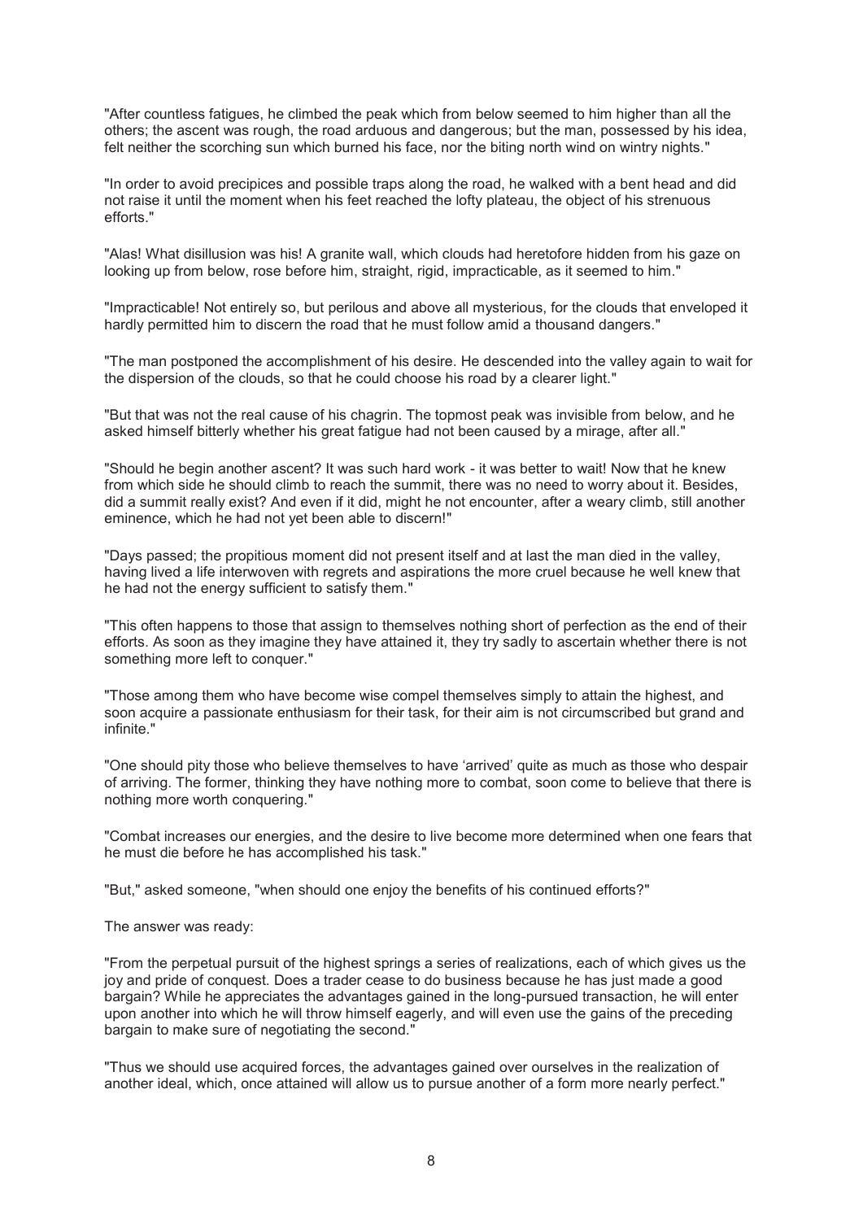"After countless fatigues, he climbed the peak which from below seemed to him higher than all the others; the ascent was rough, the road arduous and dangerous; but the man, possessed by his idea, felt neither the scorching sun which burned his face, nor the biting north wind on wintry nights."

"In order to avoid precipices and possible traps along the road, he walked with a bent head and did not raise it until the moment when his feet reached the lofty plateau, the object of his strenuous efforts."

"Alas! What disillusion was his! A granite wall, which clouds had heretofore hidden from his gaze on looking up from below, rose before him, straight, rigid, impracticable, as it seemed to him."

"Impracticable! Not entirely so, but perilous and above all mysterious, for the clouds that enveloped it hardly permitted him to discern the road that he must follow amid a thousand dangers."

"The man postponed the accomplishment of his desire. He descended into the valley again to wait for the dispersion of the clouds, so that he could choose his road by a clearer light."

"But that was not the real cause of his chagrin. The topmost peak was invisible from below, and he asked himself bitterly whether his great fatigue had not been caused by a mirage, after all."

"Should he begin another ascent? It was such hard work - it was better to wait! Now that he knew from which side he should climb to reach the summit, there was no need to worry about it. Besides, did a summit really exist? And even if it did, might he not encounter, after a weary climb, still another eminence, which he had not yet been able to discern!"

"Days passed; the propitious moment did not present itself and at last the man died in the valley, having lived a life interwoven with regrets and aspirations the more cruel because he well knew that he had not the energy sufficient to satisfy them."

"This often happens to those that assign to themselves nothing short of perfection as the end of their efforts. As soon as they imagine they have attained it, they try sadly to ascertain whether there is not something more left to conquer."

"Those among them who have become wise compel themselves simply to attain the highest, and soon acquire a passionate enthusiasm for their task, for their aim is not circumscribed but grand and infinite."

"One should pity those who believe themselves to have 'arrived' quite as much as those who despair of arriving. The former, thinking they have nothing more to combat, soon come to believe that there is nothing more worth conquering."

"Combat increases our energies, and the desire to live become more determined when one fears that he must die before he has accomplished his task."

"But," asked someone, "when should one enjoy the benefits of his continued efforts?"

The answer was ready:

"From the perpetual pursuit of the highest springs a series of realizations, each of which gives us the joy and pride of conquest. Does a trader cease to do business because he has just made a good bargain? While he appreciates the advantages gained in the long-pursued transaction, he will enter upon another into which he will throw himself eagerly, and will even use the gains of the preceding bargain to make sure of negotiating the second."

"Thus we should use acquired forces, the advantages gained over ourselves in the realization of another ideal, which, once attained will allow us to pursue another of a form more nearly perfect."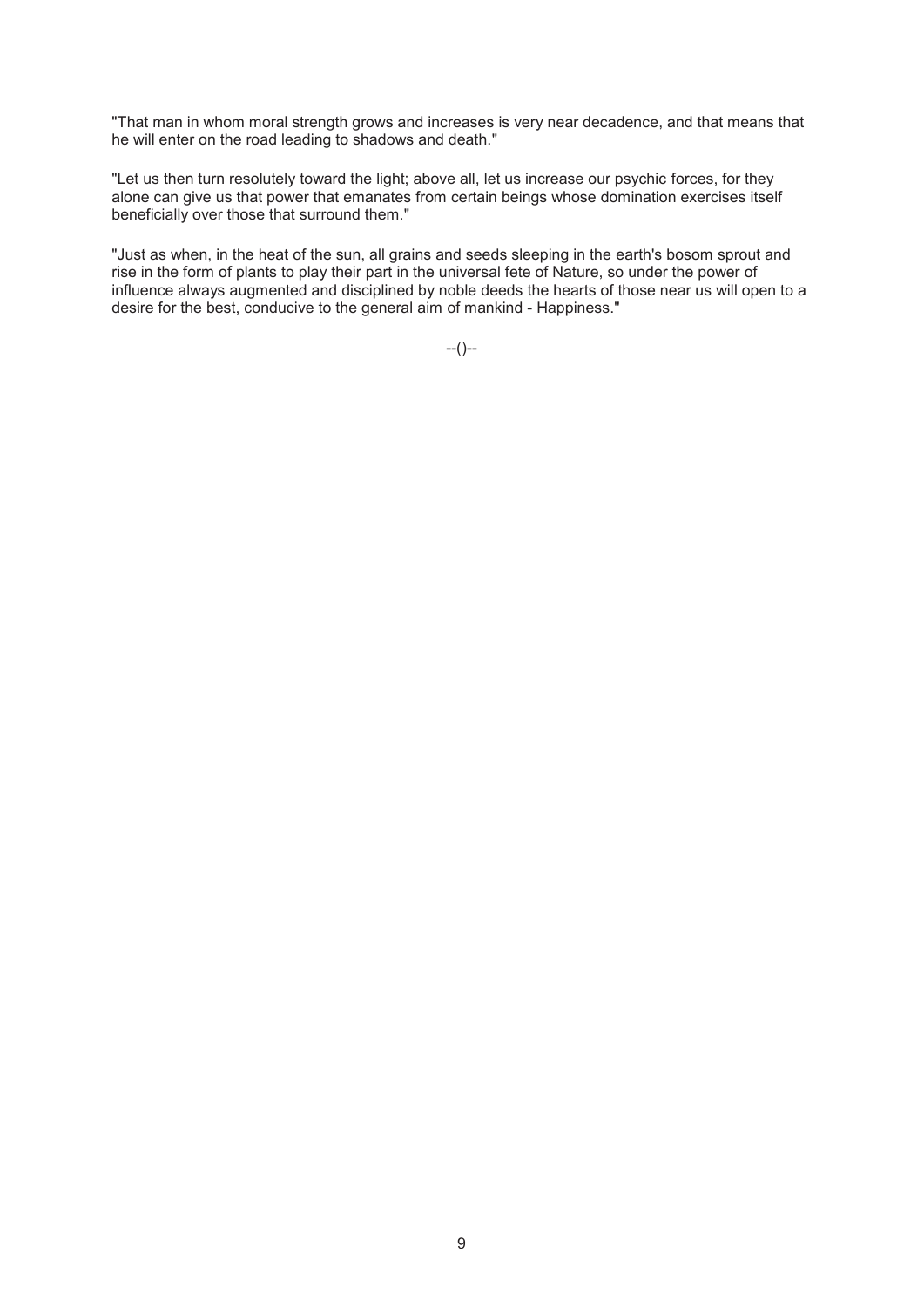"That man in whom moral strength grows and increases is very near decadence, and that means that he will enter on the road leading to shadows and death."

"Let us then turn resolutely toward the light; above all, let us increase our psychic forces, for they alone can give us that power that emanates from certain beings whose domination exercises itself beneficially over those that surround them."

"Just as when, in the heat of the sun, all grains and seeds sleeping in the earth's bosom sprout and rise in the form of plants to play their part in the universal fete of Nature, so under the power of influence always augmented and disciplined by noble deeds the hearts of those near us will open to a desire for the best, conducive to the general aim of mankind - Happiness."

--()--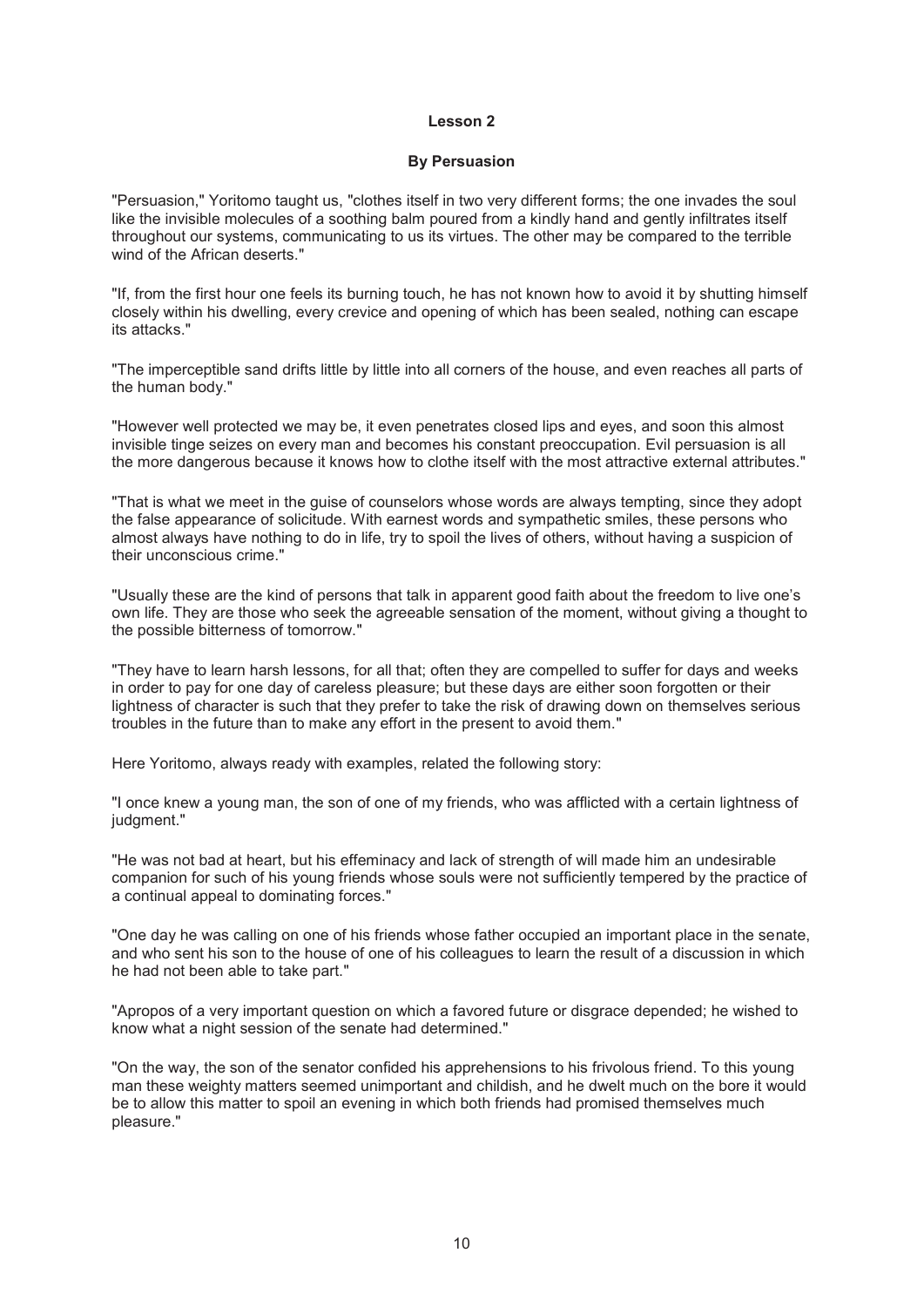## Lesson 2

### By Persuasion

"Persuasion," Yoritomo taught us, "clothes itself in two very different forms; the one invades the soul like the invisible molecules of a soothing balm poured from a kindly hand and gently infiltrates itself throughout our systems, communicating to us its virtues. The other may be compared to the terrible wind of the African deserts."

"If, from the first hour one feels its burning touch, he has not known how to avoid it by shutting himself closely within his dwelling, every crevice and opening of which has been sealed, nothing can escape its attacks."

"The imperceptible sand drifts little by little into all corners of the house, and even reaches all parts of the human body."

"However well protected we may be, it even penetrates closed lips and eyes, and soon this almost invisible tinge seizes on every man and becomes his constant preoccupation. Evil persuasion is all the more dangerous because it knows how to clothe itself with the most attractive external attributes."

"That is what we meet in the guise of counselors whose words are always tempting, since they adopt the false appearance of solicitude. With earnest words and sympathetic smiles, these persons who almost always have nothing to do in life, try to spoil the lives of others, without having a suspicion of their unconscious crime."

"Usually these are the kind of persons that talk in apparent good faith about the freedom to live one's own life. They are those who seek the agreeable sensation of the moment, without giving a thought to the possible bitterness of tomorrow."

"They have to learn harsh lessons, for all that; often they are compelled to suffer for days and weeks in order to pay for one day of careless pleasure; but these days are either soon forgotten or their lightness of character is such that they prefer to take the risk of drawing down on themselves serious troubles in the future than to make any effort in the present to avoid them."

Here Yoritomo, always ready with examples, related the following story:

"I once knew a young man, the son of one of my friends, who was afflicted with a certain lightness of judgment."

"He was not bad at heart, but his effeminacy and lack of strength of will made him an undesirable companion for such of his young friends whose souls were not sufficiently tempered by the practice of a continual appeal to dominating forces."

"One day he was calling on one of his friends whose father occupied an important place in the senate, and who sent his son to the house of one of his colleagues to learn the result of a discussion in which he had not been able to take part."

"Apropos of a very important question on which a favored future or disgrace depended; he wished to know what a night session of the senate had determined."

"On the way, the son of the senator confided his apprehensions to his frivolous friend. To this young man these weighty matters seemed unimportant and childish, and he dwelt much on the bore it would be to allow this matter to spoil an evening in which both friends had promised themselves much pleasure."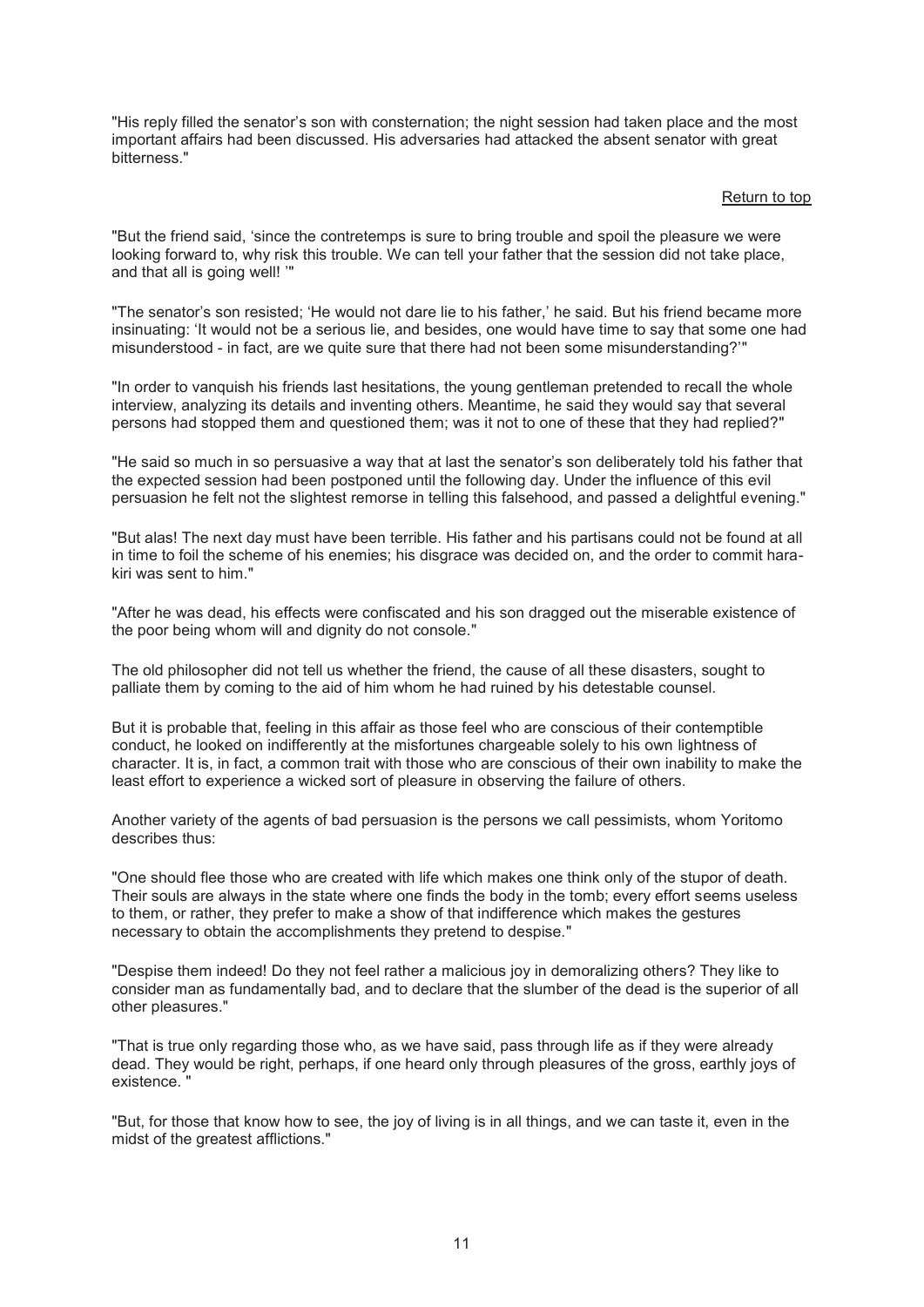"His reply filled the senator's son with consternation; the night session had taken place and the most important affairs had been discussed. His adversaries had attacked the absent senator with great bitterness."

Return to top

"But the friend said, 'since the contretemps is sure to bring trouble and spoil the pleasure we were looking forward to, why risk this trouble. We can tell your father that the session did not take place, and that all is going well! '"

"The senator's son resisted; 'He would not dare lie to his father,' he said. But his friend became more insinuating: 'It would not be a serious lie, and besides, one would have time to say that some one had misunderstood - in fact, are we quite sure that there had not been some misunderstanding?'"

"In order to vanquish his friends last hesitations, the young gentleman pretended to recall the whole interview, analyzing its details and inventing others. Meantime, he said they would say that several persons had stopped them and questioned them; was it not to one of these that they had replied?"

"He said so much in so persuasive a way that at last the senator's son deliberately told his father that the expected session had been postponed until the following day. Under the influence of this evil persuasion he felt not the slightest remorse in telling this falsehood, and passed a delightful evening."

"But alas! The next day must have been terrible. His father and his partisans could not be found at all in time to foil the scheme of his enemies; his disgrace was decided on, and the order to commit hara-kiri was sent to him."

"After he was dead, his effects were confiscated and his son dragged out the miserable existence of the poor being whom will and dignity do not console."

The old philosopher did not tell us whether the friend, the cause of all these disasters, sought to palliate them by coming to the aid of him whom he had ruined by his detestable counsel.

But it is probable that, feeling in this affair as those feel who are conscious of their contemptible conduct, he looked on indifferently at the misfortunes chargeable solely to his own lightness of character. It is, in fact, a common trait with those who are conscious of their own inability to make the least effort to experience a wicked sort of pleasure in observing the failure of others.

Another variety of the agents of bad persuasion is the persons we call pessimists, whom Yoritomo describes thus:

"One should flee those who are created with life which makes one think only of the stupor of death. Their souls are always in the state where one finds the body in the tomb; every effort seems useless to them, or rather, they prefer to make a show of that indifference which makes the gestures necessary to obtain the accomplishments they pretend to despise."

"Despise them indeed! Do they not feel rather a malicious joy in demoralizing others? They like to consider man as fundamentally bad, and to declare that the slumber of the dead is the superior of all other pleasures."

"That is true only regarding those who, as we have said, pass through life as if they were already dead. They would be right, perhaps, if one heard only through pleasures of the gross, earthly joys of existence. "

"But, for those that know how to see, the joy of living is in all things, and we can taste it, even in the midst of the greatest afflictions."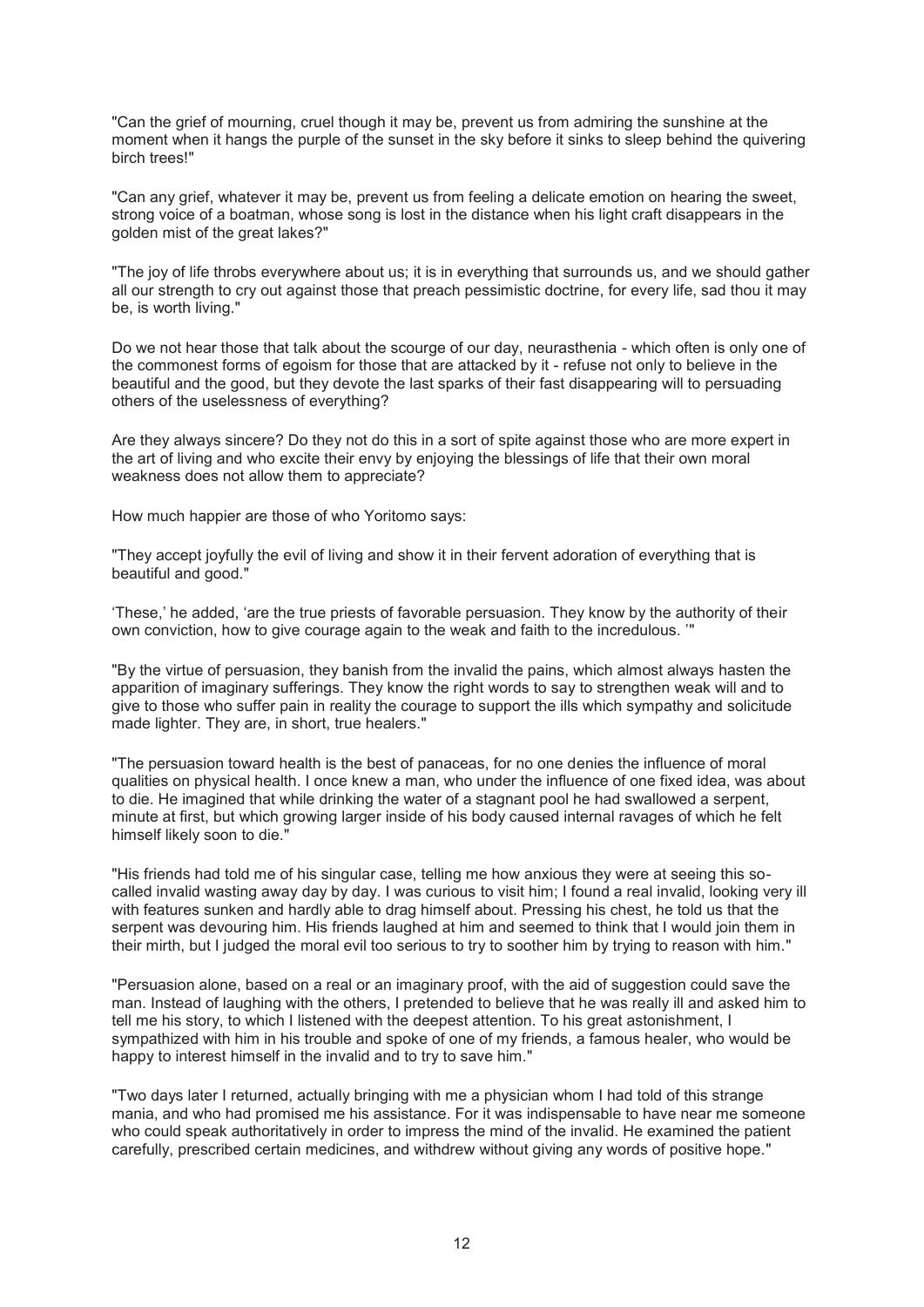"Can the grief of mourning, cruel though it may be, prevent us from admiring the sunshine at the moment when it hangs the purple of the sunset in the sky before it sinks to sleep behind the quivering birch trees!"

"Can any grief, whatever it may be, prevent us from feeling a delicate emotion on hearing the sweet, strong voice of a boatman, whose song is lost in the distance when his light craft disappears in the golden mist of the great lakes?"

"The joy of life throbs everywhere about us; it is in everything that surrounds us, and we should gather all our strength to cry out against those that preach pessimistic doctrine, for every life, sad thou it may be, is worth living."

Do we not hear those that talk about the scourge of our day, neurasthenia - which often is only one of the commonest forms of egoism for those that are attacked by it - refuse not only to believe in the beautiful and the good, but they devote the last sparks of their fast disappearing will to persuading others of the uselessness of everything?

Are they always sincere? Do they not do this in a sort of spite against those who are more expert in the art of living and who excite their envy by enjoying the blessings of life that their own moral weakness does not allow them to appreciate?

How much happier are those of who Yoritomo says:

"They accept joyfully the evil of living and show it in their fervent adoration of everything that is beautiful and good."

'These,' he added, 'are the true priests of favorable persuasion. They know by the authority of their own conviction, how to give courage again to the weak and faith to the incredulous. '"

"By the virtue of persuasion, they banish from the invalid the pains, which almost always hasten the apparition of imaginary sufferings. They know the right words to say to strengthen weak will and to give to those who suffer pain in reality the courage to support the ills which sympathy and solicitude made lighter. They are, in short, true healers."

"The persuasion toward health is the best of panaceas, for no one denies the influence of moral qualities on physical health. I once knew a man, who under the influence of one fixed idea, was about to die. He imagined that while drinking the water of a stagnant pool he had swallowed a serpent, minute at first, but which growing larger inside of his body caused internal ravages of which he felt himself likely soon to die."

"His friends had told me of his singular case, telling me how anxious they were at seeing this so-called invalid wasting away day by day. I was curious to visit him; I found a real invalid, looking very ill with features sunken and hardly able to drag himself about. Pressing his chest, he told us that the serpent was devouring him. His friends laughed at him and seemed to think that I would join them in their mirth, but I judged the moral evil too serious to try to soother him by trying to reason with him."

"Persuasion alone, based on a real or an imaginary proof, with the aid of suggestion could save the man. Instead of laughing with the others, I pretended to believe that he was really ill and asked him to tell me his story, to which I listened with the deepest attention. To his great astonishment, I sympathized with him in his trouble and spoke of one of my friends, a famous healer, who would be happy to interest himself in the invalid and to try to save him."

"Two days later I returned, actually bringing with me a physician whom I had told of this strange mania, and who had promised me his assistance. For it was indispensable to have near me someone who could speak authoritatively in order to impress the mind of the invalid. He examined the patient carefully, prescribed certain medicines, and withdrew without giving any words of positive hope."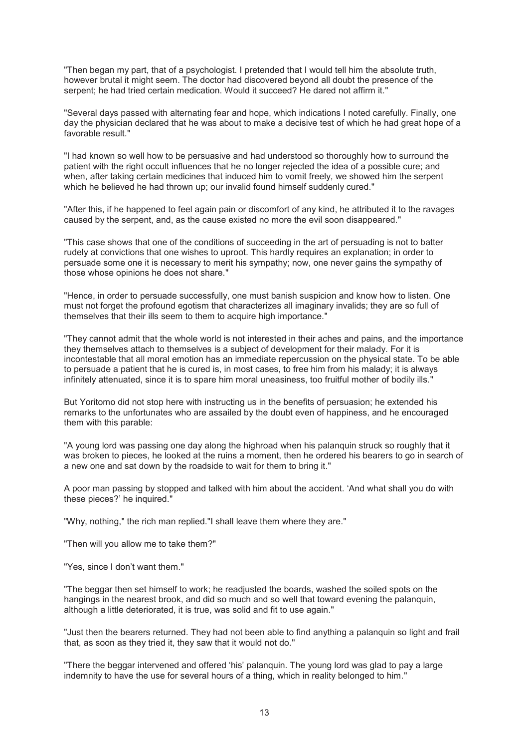"Then began my part, that of a psychologist. I pretended that I would tell him the absolute truth, however brutal it might seem. The doctor had discovered beyond all doubt the presence of the serpent; he had tried certain medication. Would it succeed? He dared not affirm it."

"Several days passed with alternating fear and hope, which indications I noted carefully. Finally, one day the physician declared that he was about to make a decisive test of which he had great hope of a favorable result."

"I had known so well how to be persuasive and had understood so thoroughly how to surround the patient with the right occult influences that he no longer rejected the idea of a possible cure; and when, after taking certain medicines that induced him to vomit freely, we showed him the serpent which he believed he had thrown up; our invalid found himself suddenly cured."

"After this, if he happened to feel again pain or discomfort of any kind, he attributed it to the ravages caused by the serpent, and, as the cause existed no more the evil soon disappeared."

"This case shows that one of the conditions of succeeding in the art of persuading is not to batter rudely at convictions that one wishes to uproot. This hardly requires an explanation; in order to persuade some one it is necessary to merit his sympathy; now, one never gains the sympathy of those whose opinions he does not share."

"Hence, in order to persuade successfully, one must banish suspicion and know how to listen. One must not forget the profound egotism that characterizes all imaginary invalids; they are so full of themselves that their ills seem to them to acquire high importance."

"They cannot admit that the whole world is not interested in their aches and pains, and the importance they themselves attach to themselves is a subject of development for their malady. For it is incontestable that all moral emotion has an immediate repercussion on the physical state. To be able to persuade a patient that he is cured is, in most cases, to free him from his malady; it is always infinitely attenuated, since it is to spare him moral uneasiness, too fruitful mother of bodily ills."

But Yoritomo did not stop here with instructing us in the benefits of persuasion; he extended his remarks to the unfortunates who are assailed by the doubt even of happiness, and he encouraged them with this parable:

"A young lord was passing one day along the highroad when his palanquin struck so roughly that it was broken to pieces, he looked at the ruins a moment, then he ordered his bearers to go in search of a new one and sat down by the roadside to wait for them to bring it."

A poor man passing by stopped and talked with him about the accident. 'And what shall you do with these pieces?' he inquired."

"Why, nothing," the rich man replied."I shall leave them where they are."

"Then will you allow me to take them?"

"Yes, since I don't want them."

"The beggar then set himself to work; he readjusted the boards, washed the soiled spots on the hangings in the nearest brook, and did so much and so well that toward evening the palanquin, although a little deteriorated, it is true, was solid and fit to use again."

"Just then the bearers returned. They had not been able to find anything a palanquin so light and frail that, as soon as they tried it, they saw that it would not do."

"There the beggar intervened and offered 'his' palanquin. The young lord was glad to pay a large indemnity to have the use for several hours of a thing, which in reality belonged to him."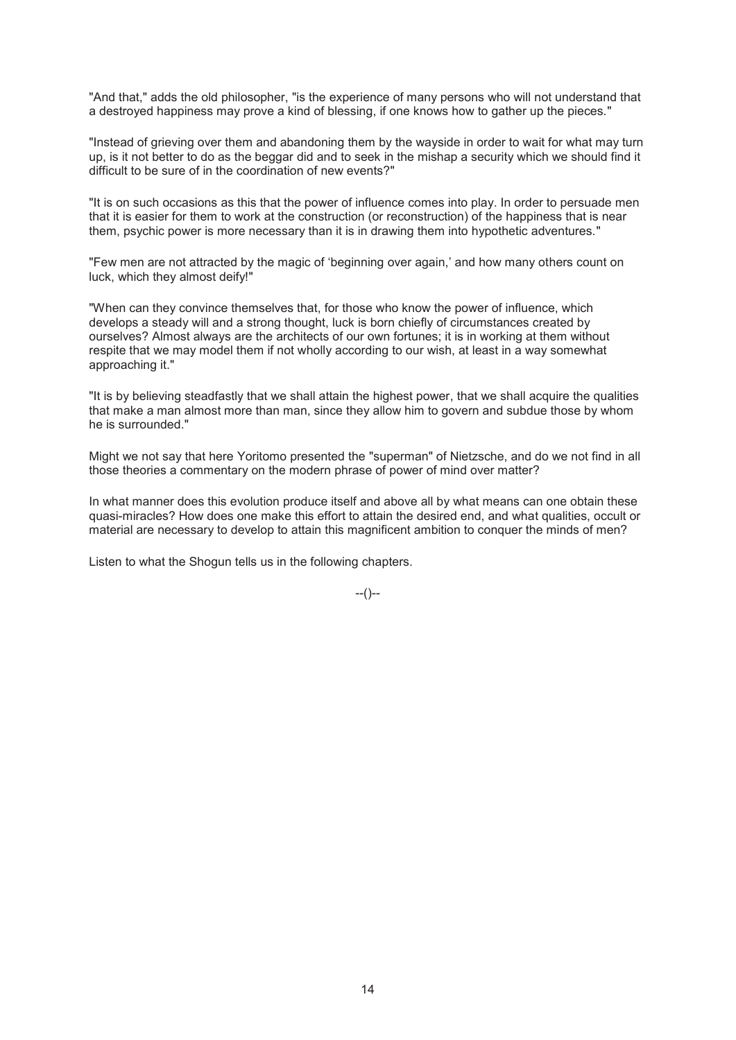"And that," adds the old philosopher, "is the experience of many persons who will not understand that a destroyed happiness may prove a kind of blessing, if one knows how to gather up the pieces."

"Instead of grieving over them and abandoning them by the wayside in order to wait for what may turn up, is it not better to do as the beggar did and to seek in the mishap a security which we should find it difficult to be sure of in the coordination of new events?"

"It is on such occasions as this that the power of influence comes into play. In order to persuade men that it is easier for them to work at the construction (or reconstruction) of the happiness that is near them, psychic power is more necessary than it is in drawing them into hypothetic adventures."

"Few men are not attracted by the magic of 'beginning over again,' and how many others count on luck, which they almost deify!"

"When can they convince themselves that, for those who know the power of influence, which develops a steady will and a strong thought, luck is born chiefly of circumstances created by ourselves? Almost always are the architects of our own fortunes; it is in working at them without respite that we may model them if not wholly according to our wish, at least in a way somewhat approaching it."

"It is by believing steadfastly that we shall attain the highest power, that we shall acquire the qualities that make a man almost more than man, since they allow him to govern and subdue those by whom he is surrounded."

Might we not say that here Yoritomo presented the "superman" of Nietzsche, and do we not find in all those theories a commentary on the modern phrase of power of mind over matter?

In what manner does this evolution produce itself and above all by what means can one obtain these quasi-miracles? How does one make this effort to attain the desired end, and what qualities, occult or material are necessary to develop to attain this magnificent ambition to conquer the minds of men?

Listen to what the Shogun tells us in the following chapters.

--()--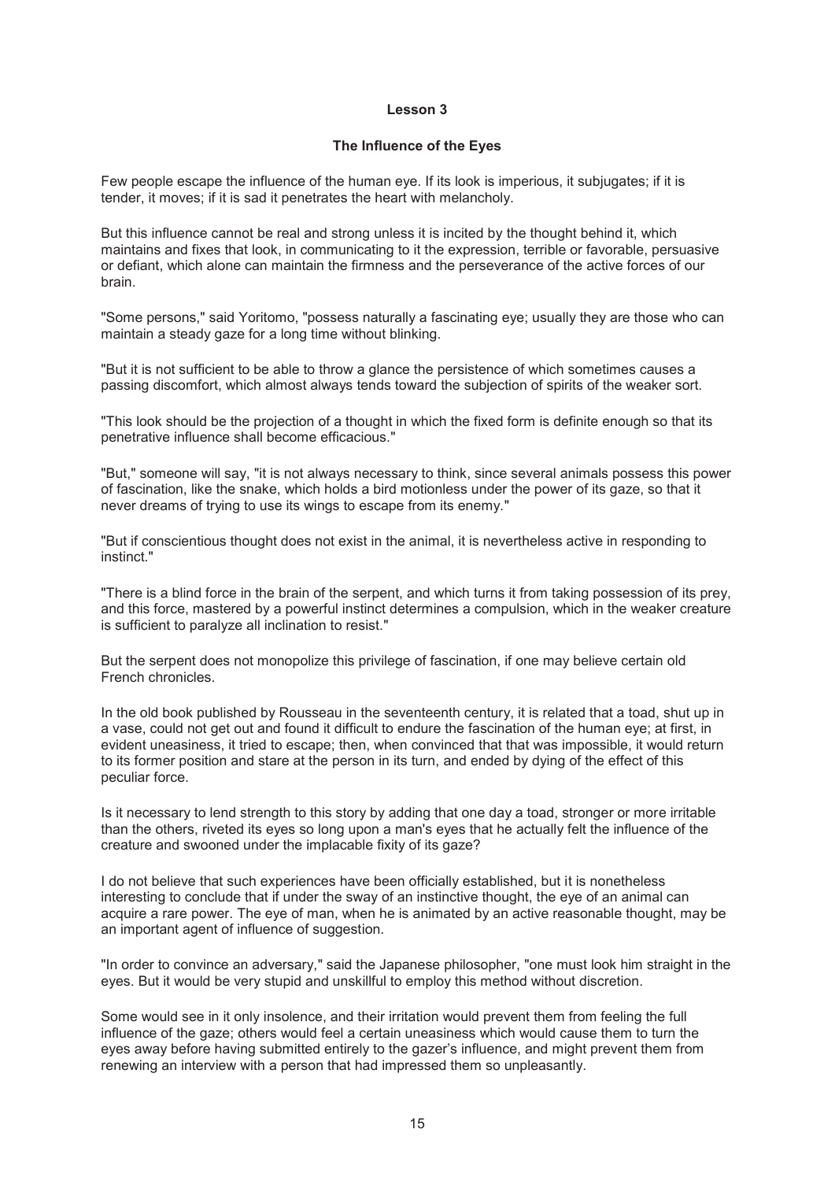## Lesson 3

### The Influence of the Eyes

Few people escape the influence of the human eye. If its look is imperious, it subjugates; if it is tender, it moves; if it is sad it penetrates the heart with melancholy.

But this influence cannot be real and strong unless it is incited by the thought behind it, which maintains and fixes that look, in communicating to it the expression, terrible or favorable, persuasive or defiant, which alone can maintain the firmness and the perseverance of the active forces of our brain.

"Some persons," said Yoritomo, "possess naturally a fascinating eye; usually they are those who can maintain a steady gaze for a long time without blinking.

"But it is not sufficient to be able to throw a glance the persistence of which sometimes causes a passing discomfort, which almost always tends toward the subjection of spirits of the weaker sort.

"This look should be the projection of a thought in which the fixed form is definite enough so that its penetrative influence shall become efficacious."

"But," someone will say, "it is not always necessary to think, since several animals possess this power of fascination, like the snake, which holds a bird motionless under the power of its gaze, so that it never dreams of trying to use its wings to escape from its enemy."

"But if conscientious thought does not exist in the animal, it is nevertheless active in responding to instinct."

"There is a blind force in the brain of the serpent, and which turns it from taking possession of its prey, and this force, mastered by a powerful instinct determines a compulsion, which in the weaker creature is sufficient to paralyze all inclination to resist."

But the serpent does not monopolize this privilege of fascination, if one may believe certain old French chronicles.

In the old book published by Rousseau in the seventeenth century, it is related that a toad, shut up in a vase, could not get out and found it difficult to endure the fascination of the human eye; at first, in evident uneasiness, it tried to escape; then, when convinced that that was impossible, it would return to its former position and stare at the person in its turn, and ended by dying of the effect of this peculiar force.

Is it necessary to lend strength to this story by adding that one day a toad, stronger or more irritable than the others, riveted its eyes so long upon a man's eyes that he actually felt the influence of the creature and swooned under the implacable fixity of its gaze?

I do not believe that such experiences have been officially established, but it is nonetheless interesting to conclude that if under the sway of an instinctive thought, the eye of an animal can acquire a rare power. The eye of man, when he is animated by an active reasonable thought, may be an important agent of influence of suggestion.

"In order to convince an adversary," said the Japanese philosopher, "one must look him straight in the eyes. But it would be very stupid and unskillful to employ this method without discretion.

Some would see in it only insolence, and their irritation would prevent them from feeling the full influence of the gaze; others would feel a certain uneasiness which would cause them to turn the eyes away before having submitted entirely to the gazer's influence, and might prevent them from renewing an interview with a person that had impressed them so unpleasantly.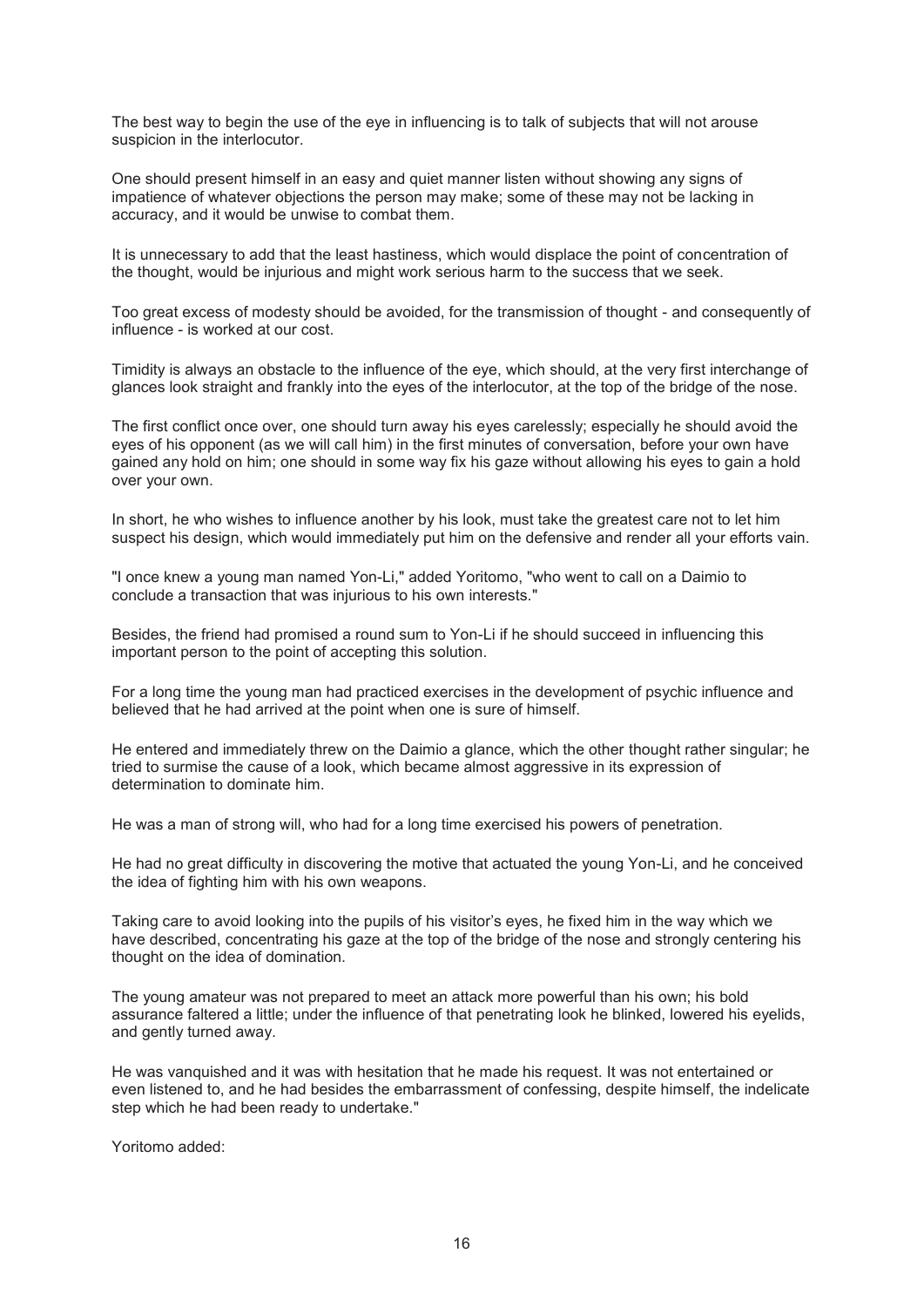The best way to begin the use of the eye in influencing is to talk of subjects that will not arouse suspicion in the interlocutor.

One should present himself in an easy and quiet manner listen without showing any signs of impatience of whatever objections the person may make; some of these may not be lacking in accuracy, and it would be unwise to combat them.

It is unnecessary to add that the least hastiness, which would displace the point of concentration of the thought, would be injurious and might work serious harm to the success that we seek.

Too great excess of modesty should be avoided, for the transmission of thought - and consequently of influence - is worked at our cost.

Timidity is always an obstacle to the influence of the eye, which should, at the very first interchange of glances look straight and frankly into the eyes of the interlocutor, at the top of the bridge of the nose.

The first conflict once over, one should turn away his eyes carelessly; especially he should avoid the eyes of his opponent (as we will call him) in the first minutes of conversation, before your own have gained any hold on him; one should in some way fix his gaze without allowing his eyes to gain a hold over your own.

In short, he who wishes to influence another by his look, must take the greatest care not to let him suspect his design, which would immediately put him on the defensive and render all your efforts vain.

"I once knew a young man named Yon-Li," added Yoritomo, "who went to call on a Daimio to conclude a transaction that was injurious to his own interests."

Besides, the friend had promised a round sum to Yon-Li if he should succeed in influencing this important person to the point of accepting this solution.

For a long time the young man had practiced exercises in the development of psychic influence and believed that he had arrived at the point when one is sure of himself.

He entered and immediately threw on the Daimio a glance, which the other thought rather singular; he tried to surmise the cause of a look, which became almost aggressive in its expression of determination to dominate him.

He was a man of strong will, who had for a long time exercised his powers of penetration.

He had no great difficulty in discovering the motive that actuated the young Yon-Li, and he conceived the idea of fighting him with his own weapons.

Taking care to avoid looking into the pupils of his visitor's eyes, he fixed him in the way which we have described, concentrating his gaze at the top of the bridge of the nose and strongly centering his thought on the idea of domination.

The young amateur was not prepared to meet an attack more powerful than his own; his bold assurance faltered a little; under the influence of that penetrating look he blinked, lowered his eyelids, and gently turned away.

He was vanquished and it was with hesitation that he made his request. It was not entertained or even listened to, and he had besides the embarrassment of confessing, despite himself, the indelicate step which he had been ready to undertake."

Yoritomo added: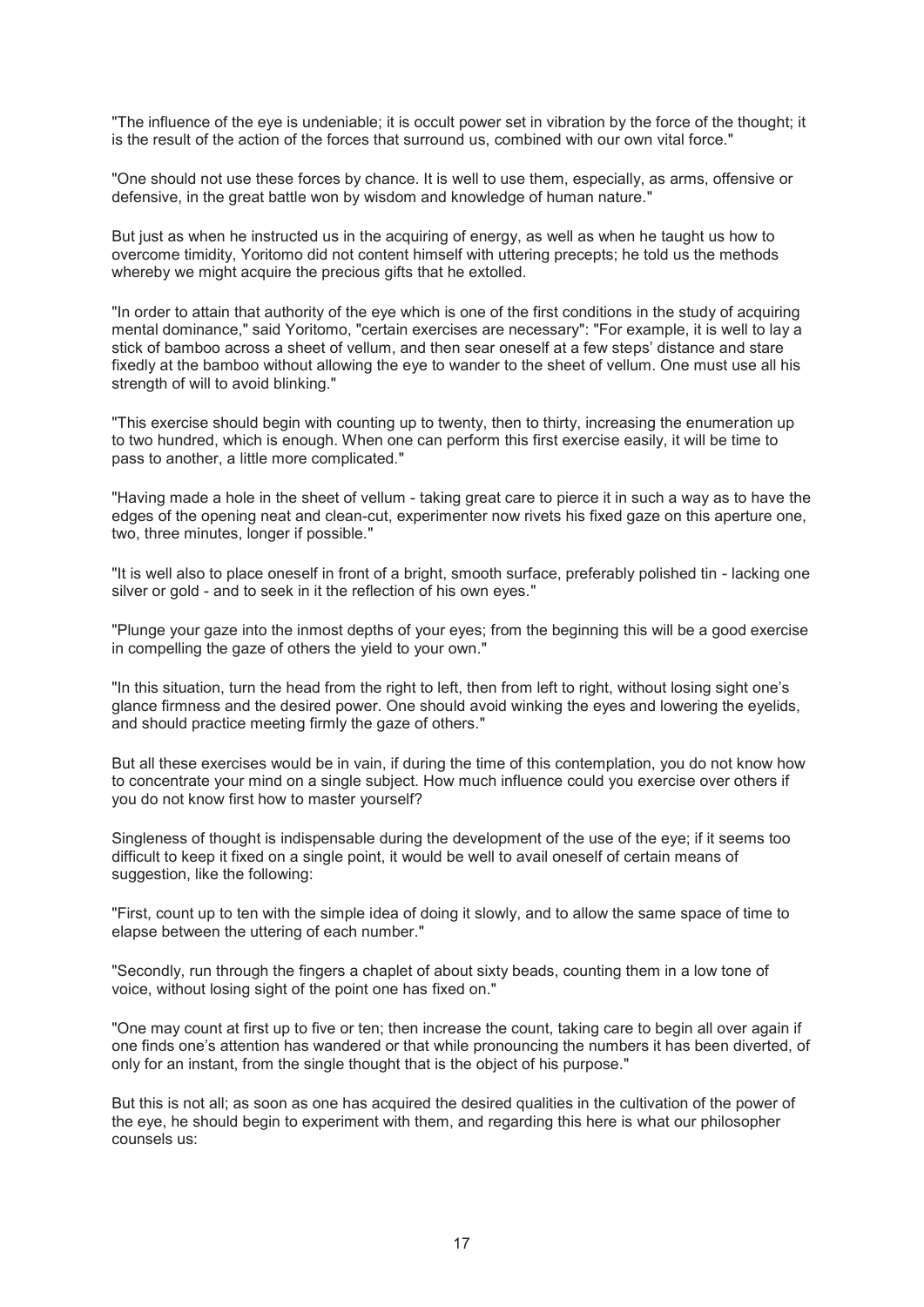"The influence of the eye is undeniable; it is occult power set in vibration by the force of the thought; it is the result of the action of the forces that surround us, combined with our own vital force."

"One should not use these forces by chance. It is well to use them, especially, as arms, offensive or defensive, in the great battle won by wisdom and knowledge of human nature."

But just as when he instructed us in the acquiring of energy, as well as when he taught us how to overcome timidity, Yoritomo did not content himself with uttering precepts; he told us the methods whereby we might acquire the precious gifts that he extolled.

"In order to attain that authority of the eye which is one of the first conditions in the study of acquiring mental dominance," said Yoritomo, "certain exercises are necessary": "For example, it is well to lay a stick of bamboo across a sheet of vellum, and then sear oneself at a few steps' distance and stare fixedly at the bamboo without allowing the eye to wander to the sheet of vellum. One must use all his strength of will to avoid blinking."

"This exercise should begin with counting up to twenty, then to thirty, increasing the enumeration up to two hundred, which is enough. When one can perform this first exercise easily, it will be time to pass to another, a little more complicated."

"Having made a hole in the sheet of vellum - taking great care to pierce it in such a way as to have the edges of the opening neat and clean-cut, experimenter now rivets his fixed gaze on this aperture one, two, three minutes, longer if possible."

"It is well also to place oneself in front of a bright, smooth surface, preferably polished tin - lacking one silver or gold - and to seek in it the reflection of his own eyes."

"Plunge your gaze into the inmost depths of your eyes; from the beginning this will be a good exercise in compelling the gaze of others the yield to your own."

"In this situation, turn the head from the right to left, then from left to right, without losing sight one's glance firmness and the desired power. One should avoid winking the eyes and lowering the eyelids, and should practice meeting firmly the gaze of others."

But all these exercises would be in vain, if during the time of this contemplation, you do not know how to concentrate your mind on a single subject. How much influence could you exercise over others if you do not know first how to master yourself?

Singleness of thought is indispensable during the development of the use of the eye; if it seems too difficult to keep it fixed on a single point, it would be well to avail oneself of certain means of suggestion, like the following:

"First, count up to ten with the simple idea of doing it slowly, and to allow the same space of time to elapse between the uttering of each number."

"Secondly, run through the fingers a chaplet of about sixty beads, counting them in a low tone of voice, without losing sight of the point one has fixed on."

"One may count at first up to five or ten; then increase the count, taking care to begin all over again if one finds one's attention has wandered or that while pronouncing the numbers it has been diverted, of only for an instant, from the single thought that is the object of his purpose."

But this is not all; as soon as one has acquired the desired qualities in the cultivation of the power of the eye, he should begin to experiment with them, and regarding this here is what our philosopher counsels us: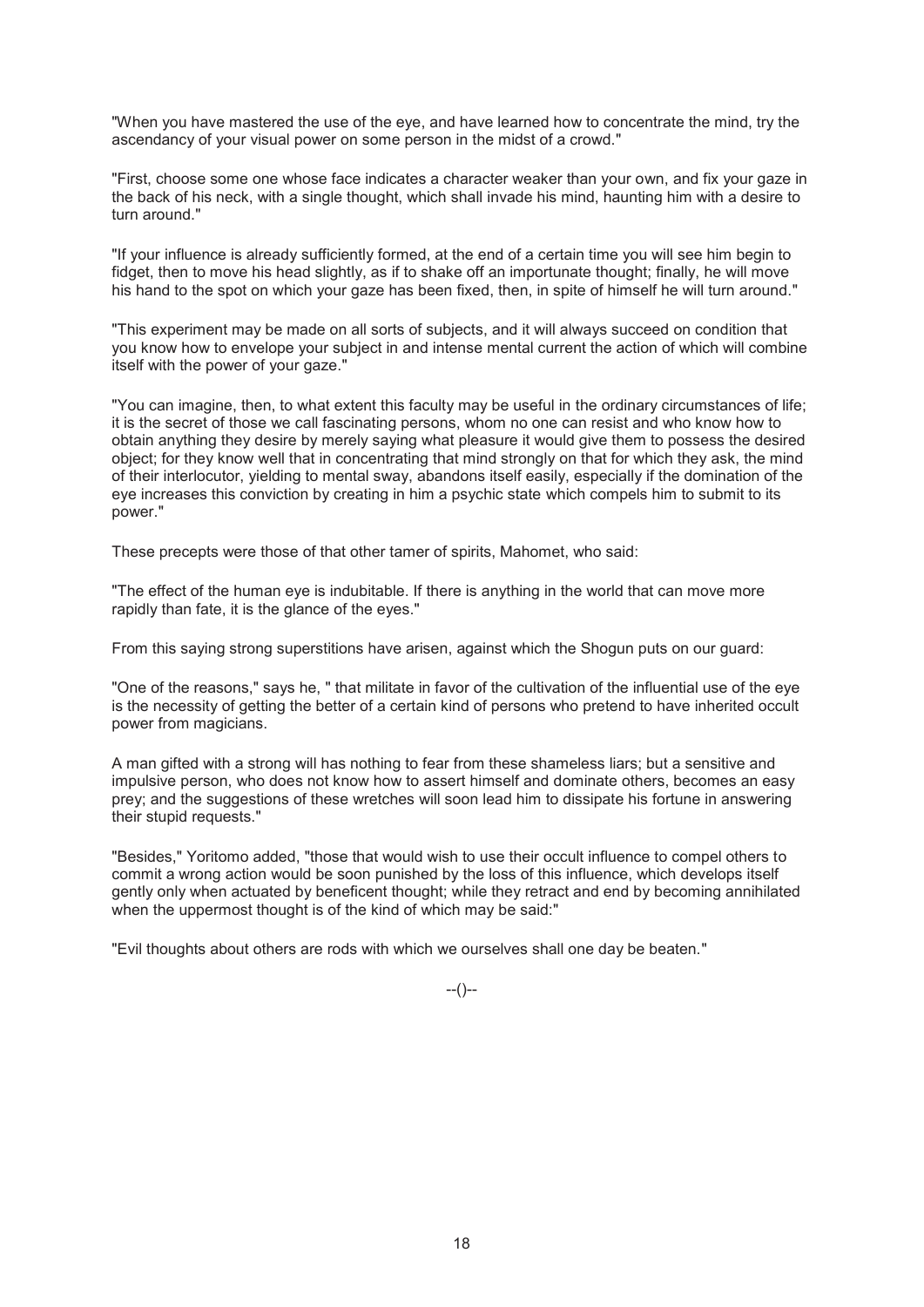"When you have mastered the use of the eye, and have learned how to concentrate the mind, try the ascendancy of your visual power on some person in the midst of a crowd."

"First, choose some one whose face indicates a character weaker than your own, and fix your gaze in the back of his neck, with a single thought, which shall invade his mind, haunting him with a desire to turn around."

"If your influence is already sufficiently formed, at the end of a certain time you will see him begin to fidget, then to move his head slightly, as if to shake off an importunate thought; finally, he will move his hand to the spot on which your gaze has been fixed, then, in spite of himself he will turn around."

"This experiment may be made on all sorts of subjects, and it will always succeed on condition that you know how to envelope your subject in and intense mental current the action of which will combine itself with the power of your gaze."

"You can imagine, then, to what extent this faculty may be useful in the ordinary circumstances of life; it is the secret of those we call fascinating persons, whom no one can resist and who know how to obtain anything they desire by merely saying what pleasure it would give them to possess the desired object; for they know well that in concentrating that mind strongly on that for which they ask, the mind of their interlocutor, yielding to mental sway, abandons itself easily, especially if the domination of the eye increases this conviction by creating in him a psychic state which compels him to submit to its power."

These precepts were those of that other tamer of spirits, Mahomet, who said:

"The effect of the human eye is indubitable. If there is anything in the world that can move more rapidly than fate, it is the glance of the eyes."

From this saying strong superstitions have arisen, against which the Shogun puts on our guard:

"One of the reasons," says he, " that militate in favor of the cultivation of the influential use of the eye is the necessity of getting the better of a certain kind of persons who pretend to have inherited occult power from magicians.

A man gifted with a strong will has nothing to fear from these shameless liars; but a sensitive and impulsive person, who does not know how to assert himself and dominate others, becomes an easy prey; and the suggestions of these wretches will soon lead him to dissipate his fortune in answering their stupid requests."

"Besides," Yoritomo added, "those that would wish to use their occult influence to compel others to commit a wrong action would be soon punished by the loss of this influence, which develops itself gently only when actuated by beneficent thought; while they retract and end by becoming annihilated when the uppermost thought is of the kind of which may be said:"

"Evil thoughts about others are rods with which we ourselves shall one day be beaten."

--()--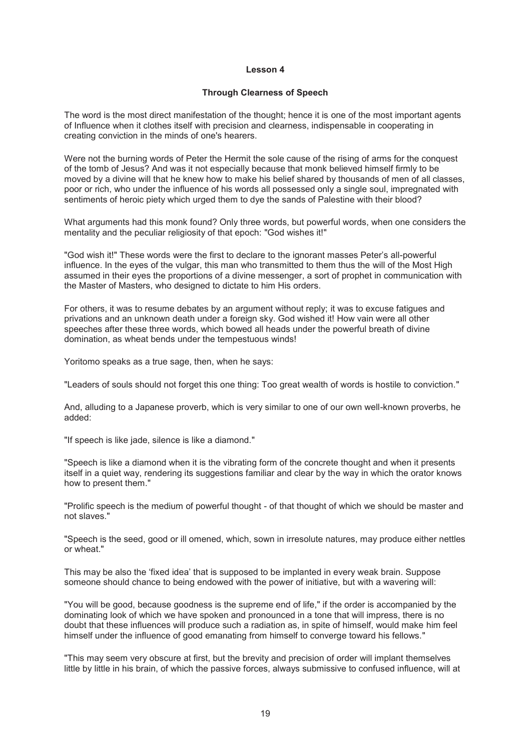## Lesson 4

### Through Clearness of Speech

The word is the most direct manifestation of the thought; hence it is one of the most important agents of Influence when it clothes itself with precision and clearness, indispensable in cooperating in creating conviction in the minds of one's hearers.

Were not the burning words of Peter the Hermit the sole cause of the rising of arms for the conquest of the tomb of Jesus? And was it not especially because that monk believed himself firmly to be moved by a divine will that he knew how to make his belief shared by thousands of men of all classes, poor or rich, who under the influence of his words all possessed only a single soul, impregnated with sentiments of heroic piety which urged them to dye the sands of Palestine with their blood?

What arguments had this monk found? Only three words, but powerful words, when one considers the mentality and the peculiar religiosity of that epoch: "God wishes it!"

"God wish it!" These words were the first to declare to the ignorant masses Peter's all-powerful influence. In the eyes of the vulgar, this man who transmitted to them thus the will of the Most High assumed in their eyes the proportions of a divine messenger, a sort of prophet in communication with the Master of Masters, who designed to dictate to him His orders.

For others, it was to resume debates by an argument without reply; it was to excuse fatigues and privations and an unknown death under a foreign sky. God wished it! How vain were all other speeches after these three words, which bowed all heads under the powerful breath of divine domination, as wheat bends under the tempestuous winds!

Yoritomo speaks as a true sage, then, when he says:

"Leaders of souls should not forget this one thing: Too great wealth of words is hostile to conviction."

And, alluding to a Japanese proverb, which is very similar to one of our own well-known proverbs, he added:

"If speech is like jade, silence is like a diamond."

"Speech is like a diamond when it is the vibrating form of the concrete thought and when it presents itself in a quiet way, rendering its suggestions familiar and clear by the way in which the orator knows how to present them."

"Prolific speech is the medium of powerful thought - of that thought of which we should be master and not slaves."

"Speech is the seed, good or ill omened, which, sown in irresolute natures, may produce either nettles or wheat."

This may be also the 'fixed idea' that is supposed to be implanted in every weak brain. Suppose someone should chance to being endowed with the power of initiative, but with a wavering will:

"You will be good, because goodness is the supreme end of life," if the order is accompanied by the dominating look of which we have spoken and pronounced in a tone that will impress, there is no doubt that these influences will produce such a radiation as, in spite of himself, would make him feel himself under the influence of good emanating from himself to converge toward his fellows."

"This may seem very obscure at first, but the brevity and precision of order will implant themselves little by little in his brain, of which the passive forces, always submissive to confused influence, will at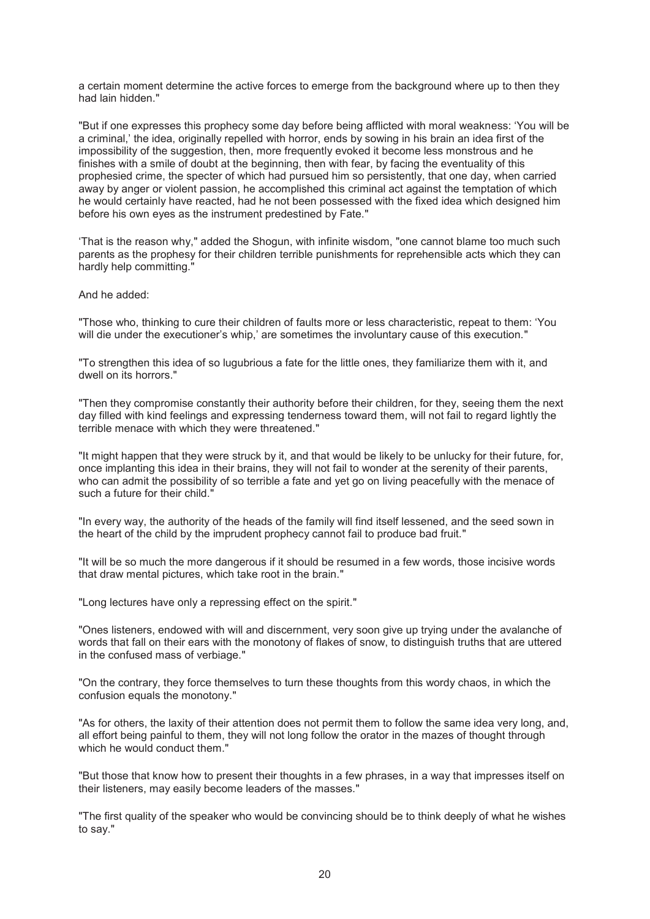a certain moment determine the active forces to emerge from the background where up to then they had lain hidden."

"But if one expresses this prophecy some day before being afflicted with moral weakness: 'You will be a criminal,' the idea, originally repelled with horror, ends by sowing in his brain an idea first of the impossibility of the suggestion, then, more frequently evoked it become less monstrous and he finishes with a smile of doubt at the beginning, then with fear, by facing the eventuality of this prophesied crime, the specter of which had pursued him so persistently, that one day, when carried away by anger or violent passion, he accomplished this criminal act against the temptation of which he would certainly have reacted, had he not been possessed with the fixed idea which designed him before his own eyes as the instrument predestined by Fate."

'That is the reason why," added the Shogun, with infinite wisdom, "one cannot blame too much such parents as the prophesy for their children terrible punishments for reprehensible acts which they can hardly help committing."

And he added:

"Those who, thinking to cure their children of faults more or less characteristic, repeat to them: 'You will die under the executioner's whip,' are sometimes the involuntary cause of this execution."

"To strengthen this idea of so lugubrious a fate for the little ones, they familiarize them with it, and dwell on its horrors."

"Then they compromise constantly their authority before their children, for they, seeing them the next day filled with kind feelings and expressing tenderness toward them, will not fail to regard lightly the terrible menace with which they were threatened."

"It might happen that they were struck by it, and that would be likely to be unlucky for their future, for, once implanting this idea in their brains, they will not fail to wonder at the serenity of their parents, who can admit the possibility of so terrible a fate and yet go on living peacefully with the menace of such a future for their child."

"In every way, the authority of the heads of the family will find itself lessened, and the seed sown in the heart of the child by the imprudent prophecy cannot fail to produce bad fruit."

"It will be so much the more dangerous if it should be resumed in a few words, those incisive words that draw mental pictures, which take root in the brain."

"Long lectures have only a repressing effect on the spirit."

"Ones listeners, endowed with will and discernment, very soon give up trying under the avalanche of words that fall on their ears with the monotony of flakes of snow, to distinguish truths that are uttered in the confused mass of verbiage."

"On the contrary, they force themselves to turn these thoughts from this wordy chaos, in which the confusion equals the monotony."

"As for others, the laxity of their attention does not permit them to follow the same idea very long, and, all effort being painful to them, they will not long follow the orator in the mazes of thought through which he would conduct them."

"But those that know how to present their thoughts in a few phrases, in a way that impresses itself on their listeners, may easily become leaders of the masses."

"The first quality of the speaker who would be convincing should be to think deeply of what he wishes to say."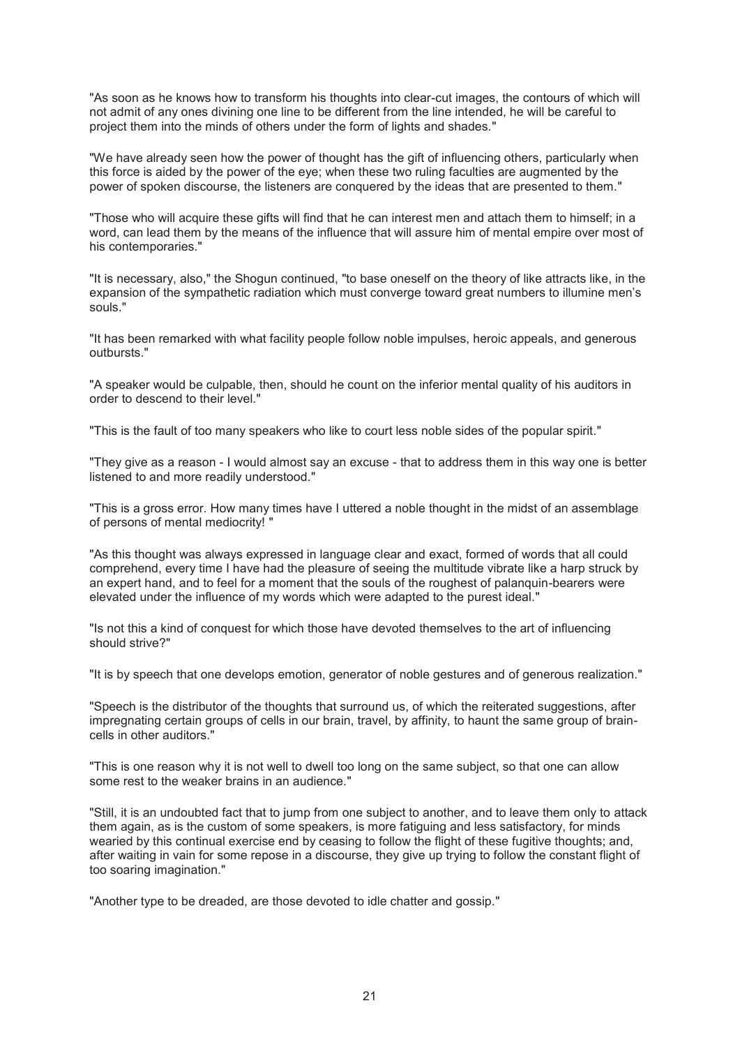"As soon as he knows how to transform his thoughts into clear-cut images, the contours of which will not admit of any ones divining one line to be different from the line intended, he will be careful to project them into the minds of others under the form of lights and shades."

"We have already seen how the power of thought has the gift of influencing others, particularly when this force is aided by the power of the eye; when these two ruling faculties are augmented by the power of spoken discourse, the listeners are conquered by the ideas that are presented to them."

"Those who will acquire these gifts will find that he can interest men and attach them to himself; in a word, can lead them by the means of the influence that will assure him of mental empire over most of his contemporaries."

"It is necessary, also," the Shogun continued, "to base oneself on the theory of like attracts like, in the expansion of the sympathetic radiation which must converge toward great numbers to illumine men's souls."

"It has been remarked with what facility people follow noble impulses, heroic appeals, and generous outbursts."

"A speaker would be culpable, then, should he count on the inferior mental quality of his auditors in order to descend to their level."

"This is the fault of too many speakers who like to court less noble sides of the popular spirit."

"They give as a reason - I would almost say an excuse - that to address them in this way one is better listened to and more readily understood."

"This is a gross error. How many times have I uttered a noble thought in the midst of an assemblage of persons of mental mediocrity! "

"As this thought was always expressed in language clear and exact, formed of words that all could comprehend, every time I have had the pleasure of seeing the multitude vibrate like a harp struck by an expert hand, and to feel for a moment that the souls of the roughest of palanquin-bearers were elevated under the influence of my words which were adapted to the purest ideal."

"Is not this a kind of conquest for which those have devoted themselves to the art of influencing should strive?"

"It is by speech that one develops emotion, generator of noble gestures and of generous realization."

"Speech is the distributor of the thoughts that surround us, of which the reiterated suggestions, after impregnating certain groups of cells in our brain, travel, by affinity, to haunt the same group of brain-cells in other auditors."

"This is one reason why it is not well to dwell too long on the same subject, so that one can allow some rest to the weaker brains in an audience."

"Still, it is an undoubted fact that to jump from one subject to another, and to leave them only to attack them again, as is the custom of some speakers, is more fatiguing and less satisfactory, for minds wearied by this continual exercise end by ceasing to follow the flight of these fugitive thoughts; and, after waiting in vain for some repose in a discourse, they give up trying to follow the constant flight of too soaring imagination."

"Another type to be dreaded, are those devoted to idle chatter and gossip."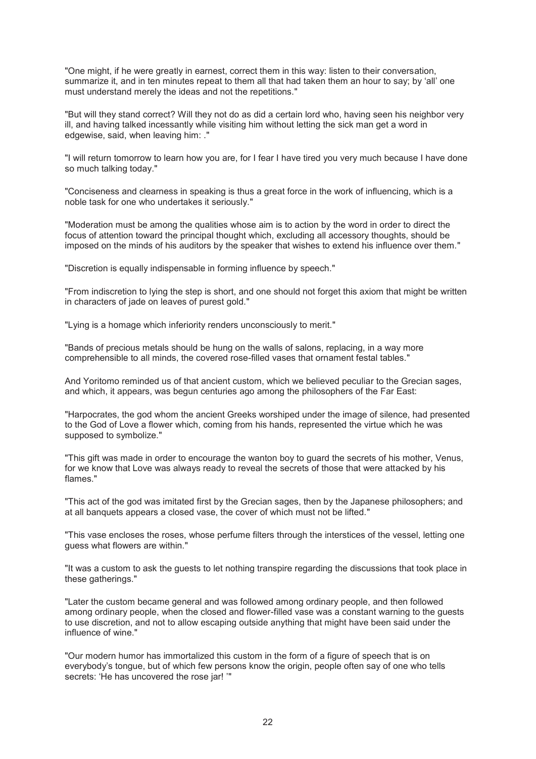"One might, if he were greatly in earnest, correct them in this way: listen to their conversation, summarize it, and in ten minutes repeat to them all that had taken them an hour to say; by 'all' one must understand merely the ideas and not the repetitions."

"But will they stand correct? Will they not do as did a certain lord who, having seen his neighbor very ill, and having talked incessantly while visiting him without letting the sick man get a word in edgewise, said, when leaving him: ."

"I will return tomorrow to learn how you are, for I fear I have tired you very much because I have done so much talking today."

"Conciseness and clearness in speaking is thus a great force in the work of influencing, which is a noble task for one who undertakes it seriously."

"Moderation must be among the qualities whose aim is to action by the word in order to direct the focus of attention toward the principal thought which, excluding all accessory thoughts, should be imposed on the minds of his auditors by the speaker that wishes to extend his influence over them."

"Discretion is equally indispensable in forming influence by speech."

"From indiscretion to lying the step is short, and one should not forget this axiom that might be written in characters of jade on leaves of purest gold."

"Lying is a homage which inferiority renders unconsciously to merit."

"Bands of precious metals should be hung on the walls of salons, replacing, in a way more comprehensible to all minds, the covered rose-filled vases that ornament festal tables."

And Yoritomo reminded us of that ancient custom, which we believed peculiar to the Grecian sages, and which, it appears, was begun centuries ago among the philosophers of the Far East:

"Harpocrates, the god whom the ancient Greeks worshiped under the image of silence, had presented to the God of Love a flower which, coming from his hands, represented the virtue which he was supposed to symbolize."

"This gift was made in order to encourage the wanton boy to guard the secrets of his mother, Venus, for we know that Love was always ready to reveal the secrets of those that were attacked by his flames."

"This act of the god was imitated first by the Grecian sages, then by the Japanese philosophers; and at all banquets appears a closed vase, the cover of which must not be lifted."

"This vase encloses the roses, whose perfume filters through the interstices of the vessel, letting one guess what flowers are within."

"It was a custom to ask the guests to let nothing transpire regarding the discussions that took place in these gatherings."

"Later the custom became general and was followed among ordinary people, and then followed among ordinary people, when the closed and flower-filled vase was a constant warning to the guests to use discretion, and not to allow escaping outside anything that might have been said under the influence of wine."

"Our modern humor has immortalized this custom in the form of a figure of speech that is on everybody's tongue, but of which few persons know the origin, people often say of one who tells secrets: 'He has uncovered the rose jar! '"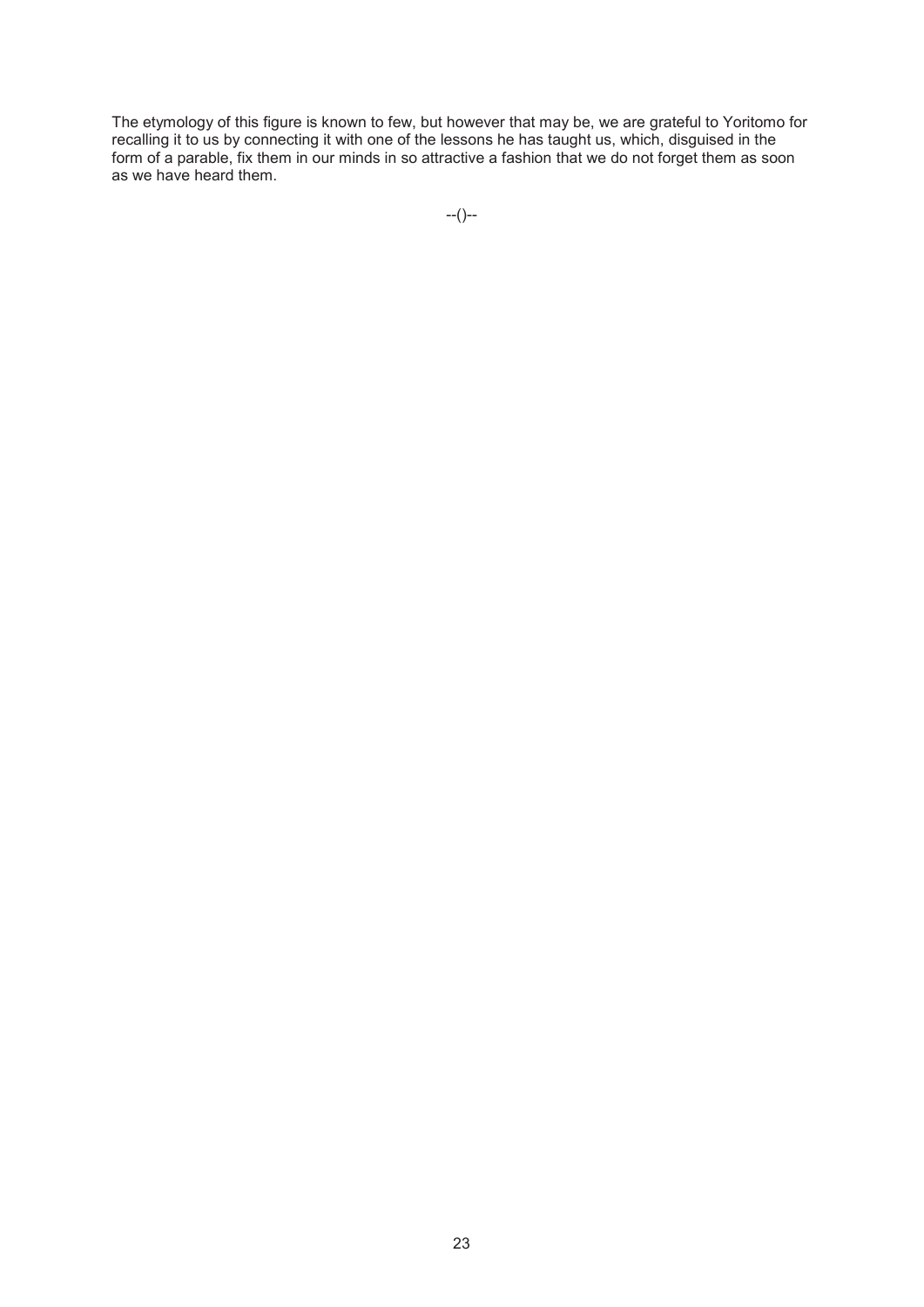The etymology of this figure is known to few, but however that may be, we are grateful to Yoritomo for recalling it to us by connecting it with one of the lessons he has taught us, which, disguised in the form of a parable, fix them in our minds in so attractive a fashion that we do not forget them as soon as we have heard them.

--()--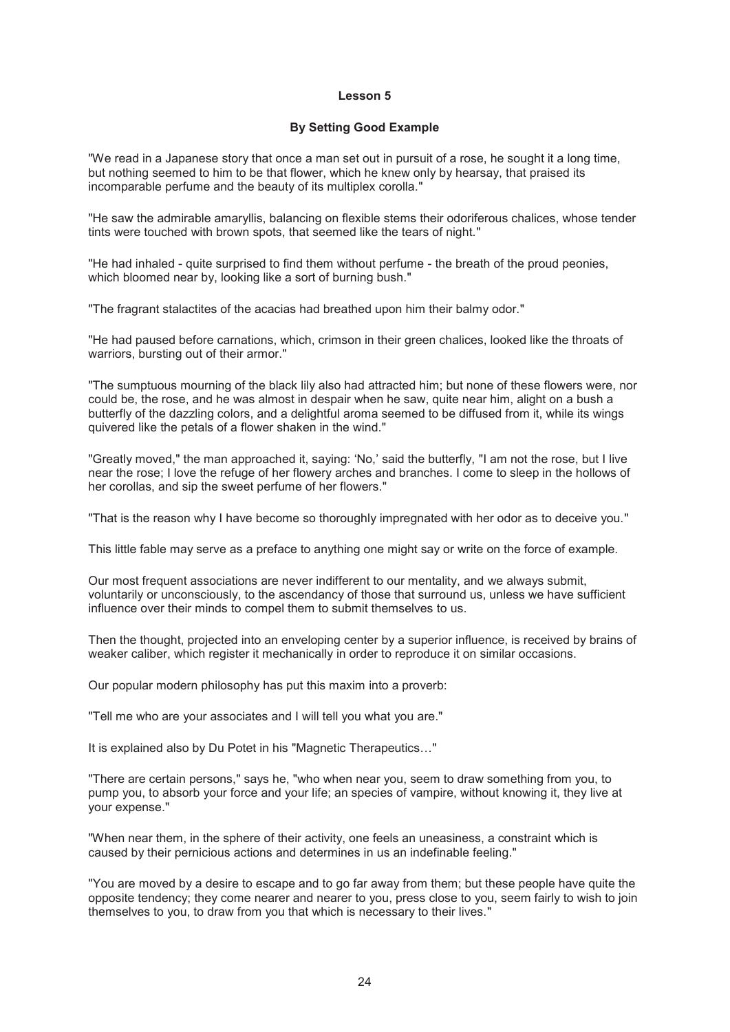## Lesson 5

### By Setting Good Example

"We read in a Japanese story that once a man set out in pursuit of a rose, he sought it a long time, but nothing seemed to him to be that flower, which he knew only by hearsay, that praised its incomparable perfume and the beauty of its multiplex corolla."

"He saw the admirable amaryllis, balancing on flexible stems their odoriferous chalices, whose tender tints were touched with brown spots, that seemed like the tears of night."

"He had inhaled - quite surprised to find them without perfume - the breath of the proud peonies, which bloomed near by, looking like a sort of burning bush."

"The fragrant stalactites of the acacias had breathed upon him their balmy odor."

"He had paused before carnations, which, crimson in their green chalices, looked like the throats of warriors, bursting out of their armor."

"The sumptuous mourning of the black lily also had attracted him; but none of these flowers were, nor could be, the rose, and he was almost in despair when he saw, quite near him, alight on a bush a butterfly of the dazzling colors, and a delightful aroma seemed to be diffused from it, while its wings quivered like the petals of a flower shaken in the wind."

"Greatly moved," the man approached it, saying: 'No,' said the butterfly, "I am not the rose, but I live near the rose; I love the refuge of her flowery arches and branches. I come to sleep in the hollows of her corollas, and sip the sweet perfume of her flowers."

"That is the reason why I have become so thoroughly impregnated with her odor as to deceive you."

This little fable may serve as a preface to anything one might say or write on the force of example.

Our most frequent associations are never indifferent to our mentality, and we always submit, voluntarily or unconsciously, to the ascendancy of those that surround us, unless we have sufficient influence over their minds to compel them to submit themselves to us.

Then the thought, projected into an enveloping center by a superior influence, is received by brains of weaker caliber, which register it mechanically in order to reproduce it on similar occasions.

Our popular modern philosophy has put this maxim into a proverb:

"Tell me who are your associates and I will tell you what you are."

It is explained also by Du Potet in his "Magnetic Therapeutics…"

"There are certain persons," says he, "who when near you, seem to draw something from you, to pump you, to absorb your force and your life; an species of vampire, without knowing it, they live at your expense."

"When near them, in the sphere of their activity, one feels an uneasiness, a constraint which is caused by their pernicious actions and determines in us an indefinable feeling."

"You are moved by a desire to escape and to go far away from them; but these people have quite the opposite tendency; they come nearer and nearer to you, press close to you, seem fairly to wish to join themselves to you, to draw from you that which is necessary to their lives."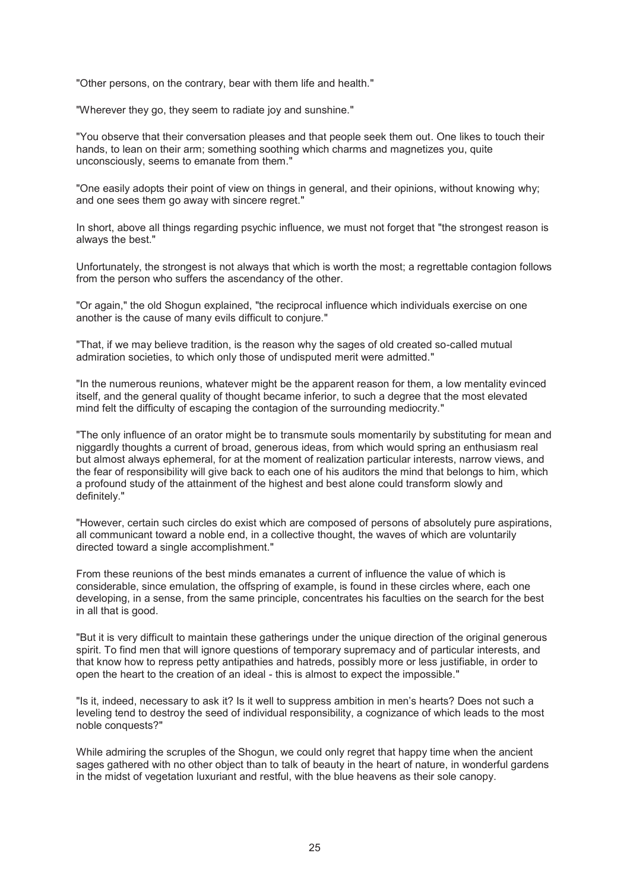"Other persons, on the contrary, bear with them life and health."

"Wherever they go, they seem to radiate joy and sunshine."

"You observe that their conversation pleases and that people seek them out. One likes to touch their hands, to lean on their arm; something soothing which charms and magnetizes you, quite unconsciously, seems to emanate from them."

"One easily adopts their point of view on things in general, and their opinions, without knowing why; and one sees them go away with sincere regret."

In short, above all things regarding psychic influence, we must not forget that "the strongest reason is always the best."

Unfortunately, the strongest is not always that which is worth the most; a regrettable contagion follows from the person who suffers the ascendancy of the other.

"Or again," the old Shogun explained, "the reciprocal influence which individuals exercise on one another is the cause of many evils difficult to conjure."

"That, if we may believe tradition, is the reason why the sages of old created so-called mutual admiration societies, to which only those of undisputed merit were admitted."

"In the numerous reunions, whatever might be the apparent reason for them, a low mentality evinced itself, and the general quality of thought became inferior, to such a degree that the most elevated mind felt the difficulty of escaping the contagion of the surrounding mediocrity."

"The only influence of an orator might be to transmute souls momentarily by substituting for mean and niggardly thoughts a current of broad, generous ideas, from which would spring an enthusiasm real but almost always ephemeral, for at the moment of realization particular interests, narrow views, and the fear of responsibility will give back to each one of his auditors the mind that belongs to him, which a profound study of the attainment of the highest and best alone could transform slowly and definitely."

"However, certain such circles do exist which are composed of persons of absolutely pure aspirations, all communicant toward a noble end, in a collective thought, the waves of which are voluntarily directed toward a single accomplishment."

From these reunions of the best minds emanates a current of influence the value of which is considerable, since emulation, the offspring of example, is found in these circles where, each one developing, in a sense, from the same principle, concentrates his faculties on the search for the best in all that is good.

"But it is very difficult to maintain these gatherings under the unique direction of the original generous spirit. To find men that will ignore questions of temporary supremacy and of particular interests, and that know how to repress petty antipathies and hatreds, possibly more or less justifiable, in order to open the heart to the creation of an ideal - this is almost to expect the impossible."

"Is it, indeed, necessary to ask it? Is it well to suppress ambition in men's hearts? Does not such a leveling tend to destroy the seed of individual responsibility, a cognizance of which leads to the most noble conquests?"

While admiring the scruples of the Shogun, we could only regret that happy time when the ancient sages gathered with no other object than to talk of beauty in the heart of nature, in wonderful gardens in the midst of vegetation luxuriant and restful, with the blue heavens as their sole canopy.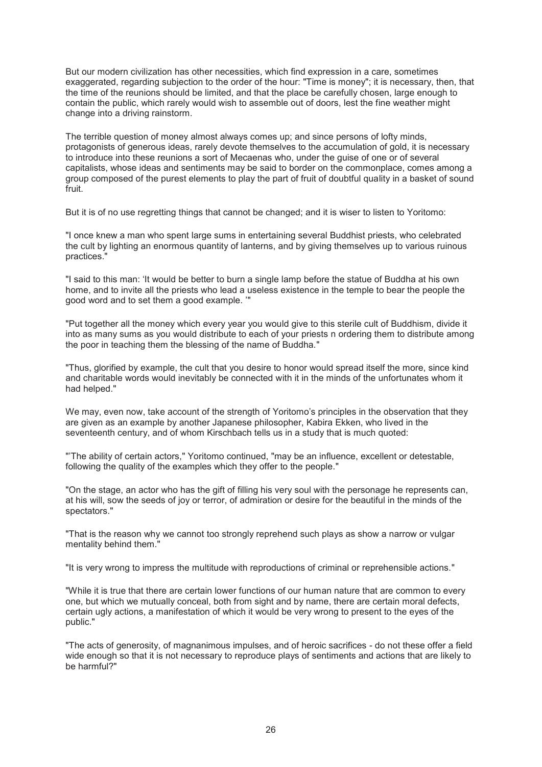But our modern civilization has other necessities, which find expression in a care, sometimes exaggerated, regarding subjection to the order of the hour: "Time is money"; it is necessary, then, that the time of the reunions should be limited, and that the place be carefully chosen, large enough to contain the public, which rarely would wish to assemble out of doors, lest the fine weather might change into a driving rainstorm.

The terrible question of money almost always comes up; and since persons of lofty minds, protagonists of generous ideas, rarely devote themselves to the accumulation of gold, it is necessary to introduce into these reunions a sort of Mecaenas who, under the guise of one or of several capitalists, whose ideas and sentiments may be said to border on the commonplace, comes among a group composed of the purest elements to play the part of fruit of doubtful quality in a basket of sound fruit.

But it is of no use regretting things that cannot be changed; and it is wiser to listen to Yoritomo:

"I once knew a man who spent large sums in entertaining several Buddhist priests, who celebrated the cult by lighting an enormous quantity of lanterns, and by giving themselves up to various ruinous practices."

"I said to this man: 'It would be better to burn a single lamp before the statue of Buddha at his own home, and to invite all the priests who lead a useless existence in the temple to bear the people the good word and to set them a good example. '"

"Put together all the money which every year you would give to this sterile cult of Buddhism, divide it into as many sums as you would distribute to each of your priests n ordering them to distribute among the poor in teaching them the blessing of the name of Buddha."

"Thus, glorified by example, the cult that you desire to honor would spread itself the more, since kind and charitable words would inevitably be connected with it in the minds of the unfortunates whom it had helped."

We may, even now, take account of the strength of Yoritomo's principles in the observation that they are given as an example by another Japanese philosopher, Kabira Ekken, who lived in the seventeenth century, and of whom Kirschbach tells us in a study that is much quoted:

"'The ability of certain actors," Yoritomo continued, "may be an influence, excellent or detestable, following the quality of the examples which they offer to the people."

"On the stage, an actor who has the gift of filling his very soul with the personage he represents can, at his will, sow the seeds of joy or terror, of admiration or desire for the beautiful in the minds of the spectators."

"That is the reason why we cannot too strongly reprehend such plays as show a narrow or vulgar mentality behind them."

"It is very wrong to impress the multitude with reproductions of criminal or reprehensible actions."

"While it is true that there are certain lower functions of our human nature that are common to every one, but which we mutually conceal, both from sight and by name, there are certain moral defects, certain ugly actions, a manifestation of which it would be very wrong to present to the eyes of the public."

"The acts of generosity, of magnanimous impulses, and of heroic sacrifices - do not these offer a field wide enough so that it is not necessary to reproduce plays of sentiments and actions that are likely to be harmful?"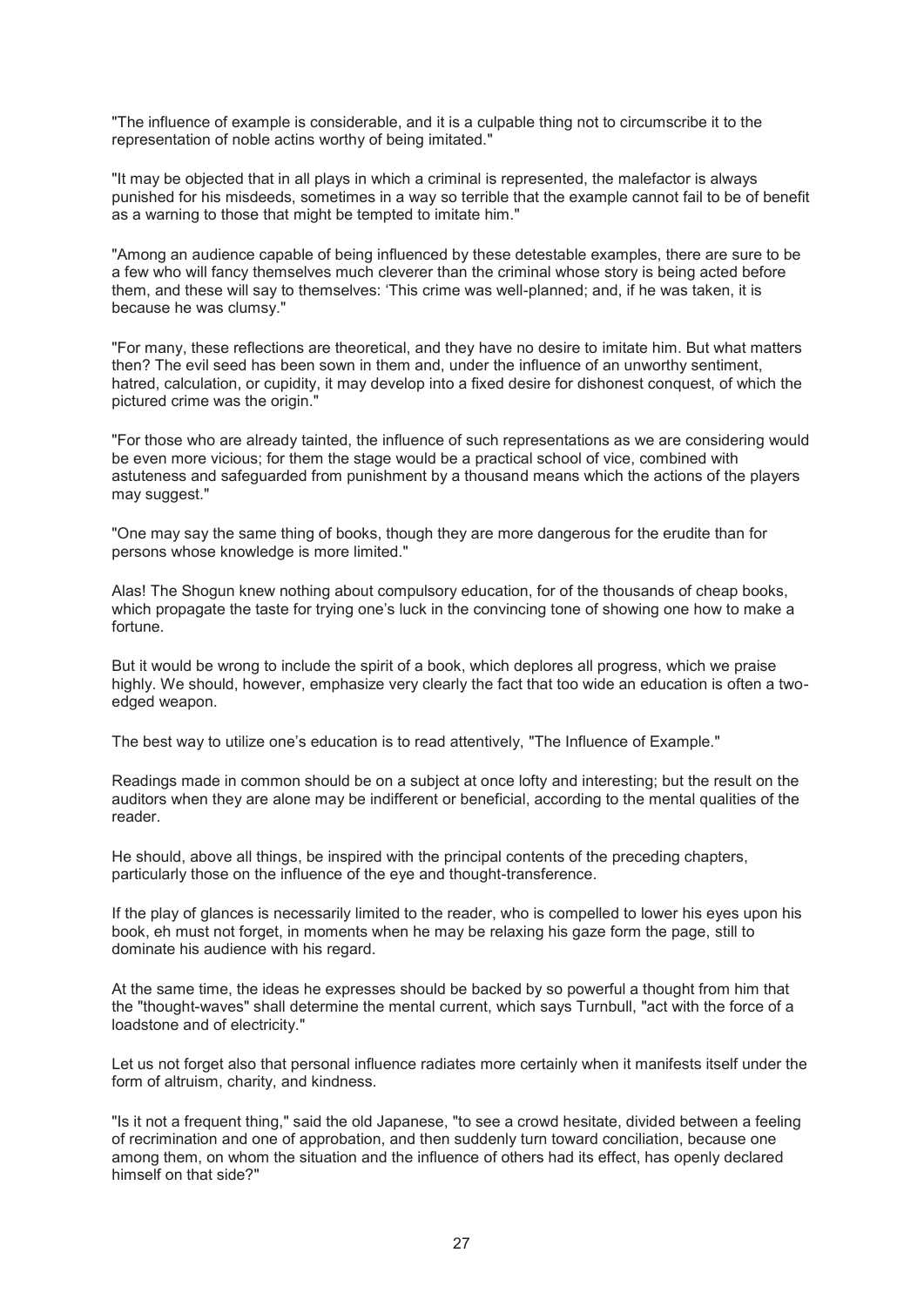"The influence of example is considerable, and it is a culpable thing not to circumscribe it to the representation of noble actins worthy of being imitated."

"It may be objected that in all plays in which a criminal is represented, the malefactor is always punished for his misdeeds, sometimes in a way so terrible that the example cannot fail to be of benefit as a warning to those that might be tempted to imitate him."

"Among an audience capable of being influenced by these detestable examples, there are sure to be a few who will fancy themselves much cleverer than the criminal whose story is being acted before them, and these will say to themselves: 'This crime was well-planned; and, if he was taken, it is because he was clumsy."

"For many, these reflections are theoretical, and they have no desire to imitate him. But what matters then? The evil seed has been sown in them and, under the influence of an unworthy sentiment, hatred, calculation, or cupidity, it may develop into a fixed desire for dishonest conquest, of which the pictured crime was the origin."

"For those who are already tainted, the influence of such representations as we are considering would be even more vicious; for them the stage would be a practical school of vice, combined with astuteness and safeguarded from punishment by a thousand means which the actions of the players may suggest."

"One may say the same thing of books, though they are more dangerous for the erudite than for persons whose knowledge is more limited."

Alas! The Shogun knew nothing about compulsory education, for of the thousands of cheap books, which propagate the taste for trying one's luck in the convincing tone of showing one how to make a fortune.

But it would be wrong to include the spirit of a book, which deplores all progress, which we praise highly. We should, however, emphasize very clearly the fact that too wide an education is often a two-edged weapon.

The best way to utilize one's education is to read attentively, "The Influence of Example."

Readings made in common should be on a subject at once lofty and interesting; but the result on the auditors when they are alone may be indifferent or beneficial, according to the mental qualities of the reader.

He should, above all things, be inspired with the principal contents of the preceding chapters, particularly those on the influence of the eye and thought-transference.

If the play of glances is necessarily limited to the reader, who is compelled to lower his eyes upon his book, eh must not forget, in moments when he may be relaxing his gaze form the page, still to dominate his audience with his regard.

At the same time, the ideas he expresses should be backed by so powerful a thought from him that the "thought-waves" shall determine the mental current, which says Turnbull, "act with the force of a loadstone and of electricity."

Let us not forget also that personal influence radiates more certainly when it manifests itself under the form of altruism, charity, and kindness.

"Is it not a frequent thing," said the old Japanese, "to see a crowd hesitate, divided between a feeling of recrimination and one of approbation, and then suddenly turn toward conciliation, because one among them, on whom the situation and the influence of others had its effect, has openly declared himself on that side?"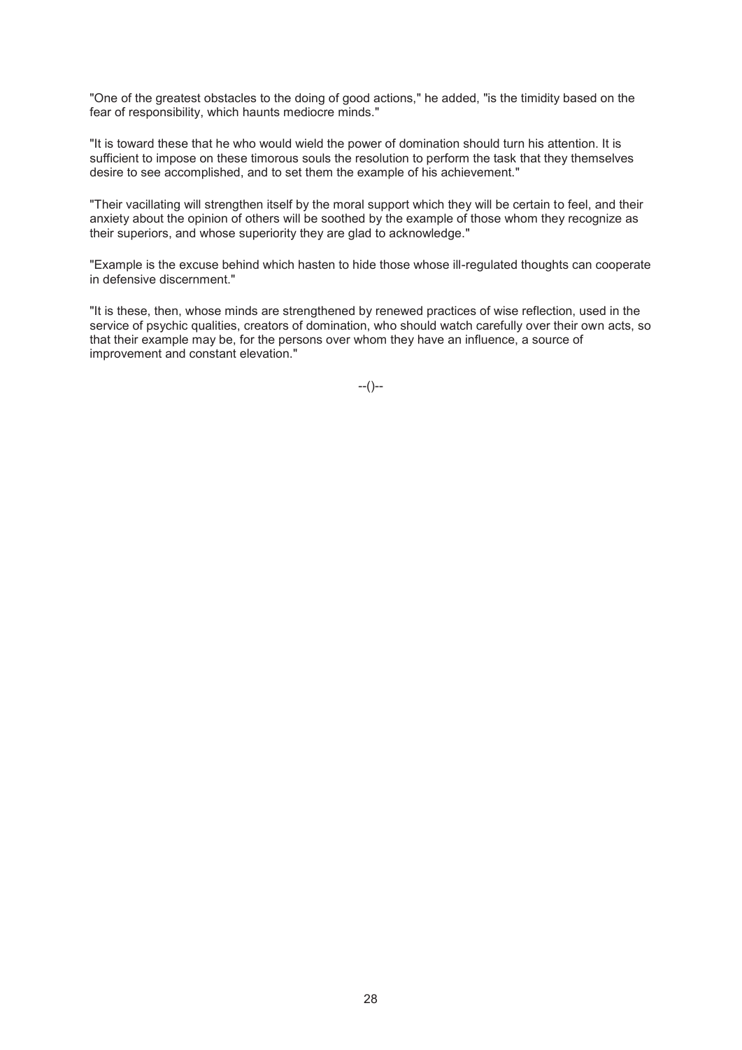"One of the greatest obstacles to the doing of good actions," he added, "is the timidity based on the fear of responsibility, which haunts mediocre minds."

"It is toward these that he who would wield the power of domination should turn his attention. It is sufficient to impose on these timorous souls the resolution to perform the task that they themselves desire to see accomplished, and to set them the example of his achievement."

"Their vacillating will strengthen itself by the moral support which they will be certain to feel, and their anxiety about the opinion of others will be soothed by the example of those whom they recognize as their superiors, and whose superiority they are glad to acknowledge."

"Example is the excuse behind which hasten to hide those whose ill-regulated thoughts can cooperate in defensive discernment."

"It is these, then, whose minds are strengthened by renewed practices of wise reflection, used in the service of psychic qualities, creators of domination, who should watch carefully over their own acts, so that their example may be, for the persons over whom they have an influence, a source of improvement and constant elevation."

--()--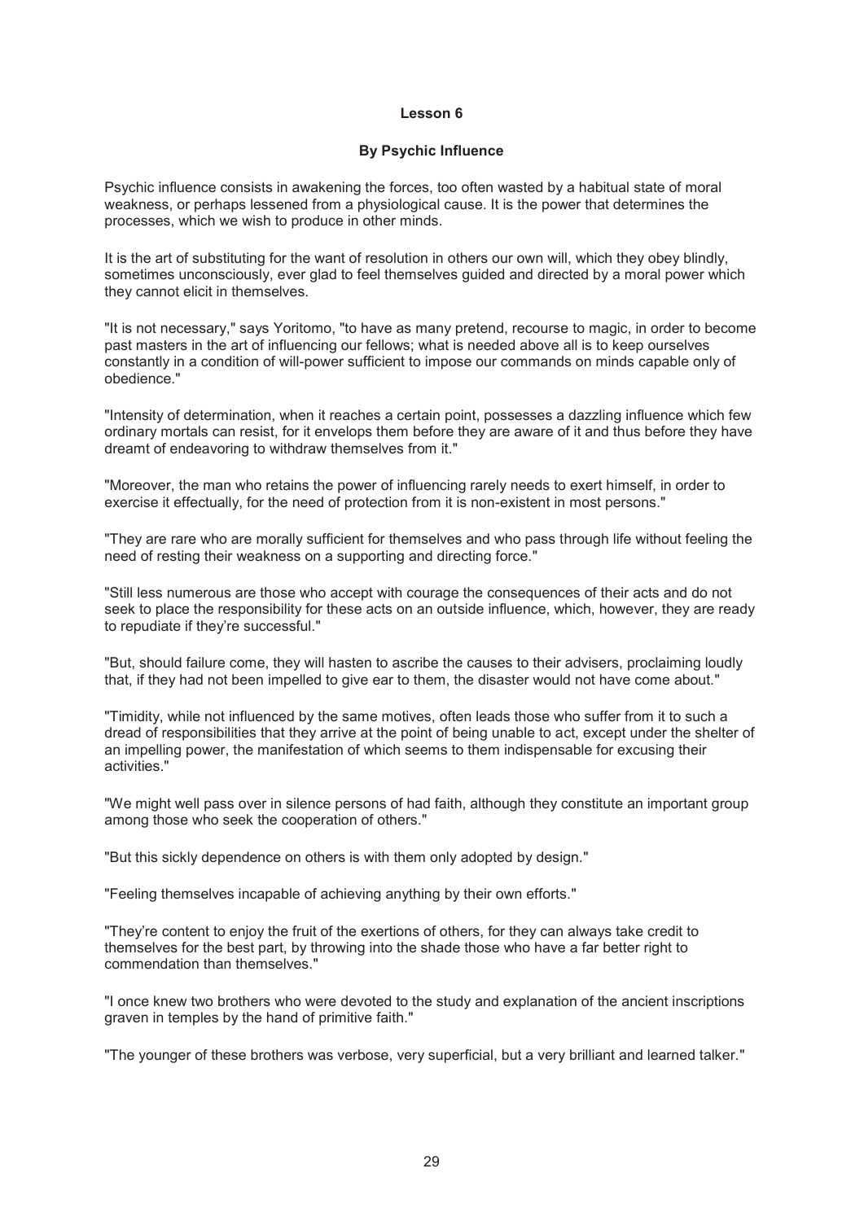## Lesson 6

### By Psychic Influence

Psychic influence consists in awakening the forces, too often wasted by a habitual state of moral weakness, or perhaps lessened from a physiological cause. It is the power that determines the processes, which we wish to produce in other minds.

It is the art of substituting for the want of resolution in others our own will, which they obey blindly, sometimes unconsciously, ever glad to feel themselves guided and directed by a moral power which they cannot elicit in themselves.

"It is not necessary," says Yoritomo, "to have as many pretend, recourse to magic, in order to become past masters in the art of influencing our fellows; what is needed above all is to keep ourselves constantly in a condition of will-power sufficient to impose our commands on minds capable only of obedience."

"Intensity of determination, when it reaches a certain point, possesses a dazzling influence which few ordinary mortals can resist, for it envelops them before they are aware of it and thus before they have dreamt of endeavoring to withdraw themselves from it."

"Moreover, the man who retains the power of influencing rarely needs to exert himself, in order to exercise it effectually, for the need of protection from it is non-existent in most persons."

"They are rare who are morally sufficient for themselves and who pass through life without feeling the need of resting their weakness on a supporting and directing force."

"Still less numerous are those who accept with courage the consequences of their acts and do not seek to place the responsibility for these acts on an outside influence, which, however, they are ready to repudiate if they're successful."

"But, should failure come, they will hasten to ascribe the causes to their advisers, proclaiming loudly that, if they had not been impelled to give ear to them, the disaster would not have come about."

"Timidity, while not influenced by the same motives, often leads those who suffer from it to such a dread of responsibilities that they arrive at the point of being unable to act, except under the shelter of an impelling power, the manifestation of which seems to them indispensable for excusing their activities."

"We might well pass over in silence persons of had faith, although they constitute an important group among those who seek the cooperation of others."

"But this sickly dependence on others is with them only adopted by design."

"Feeling themselves incapable of achieving anything by their own efforts."

"They're content to enjoy the fruit of the exertions of others, for they can always take credit to themselves for the best part, by throwing into the shade those who have a far better right to commendation than themselves."

"I once knew two brothers who were devoted to the study and explanation of the ancient inscriptions graven in temples by the hand of primitive faith."

"The younger of these brothers was verbose, very superficial, but a very brilliant and learned talker."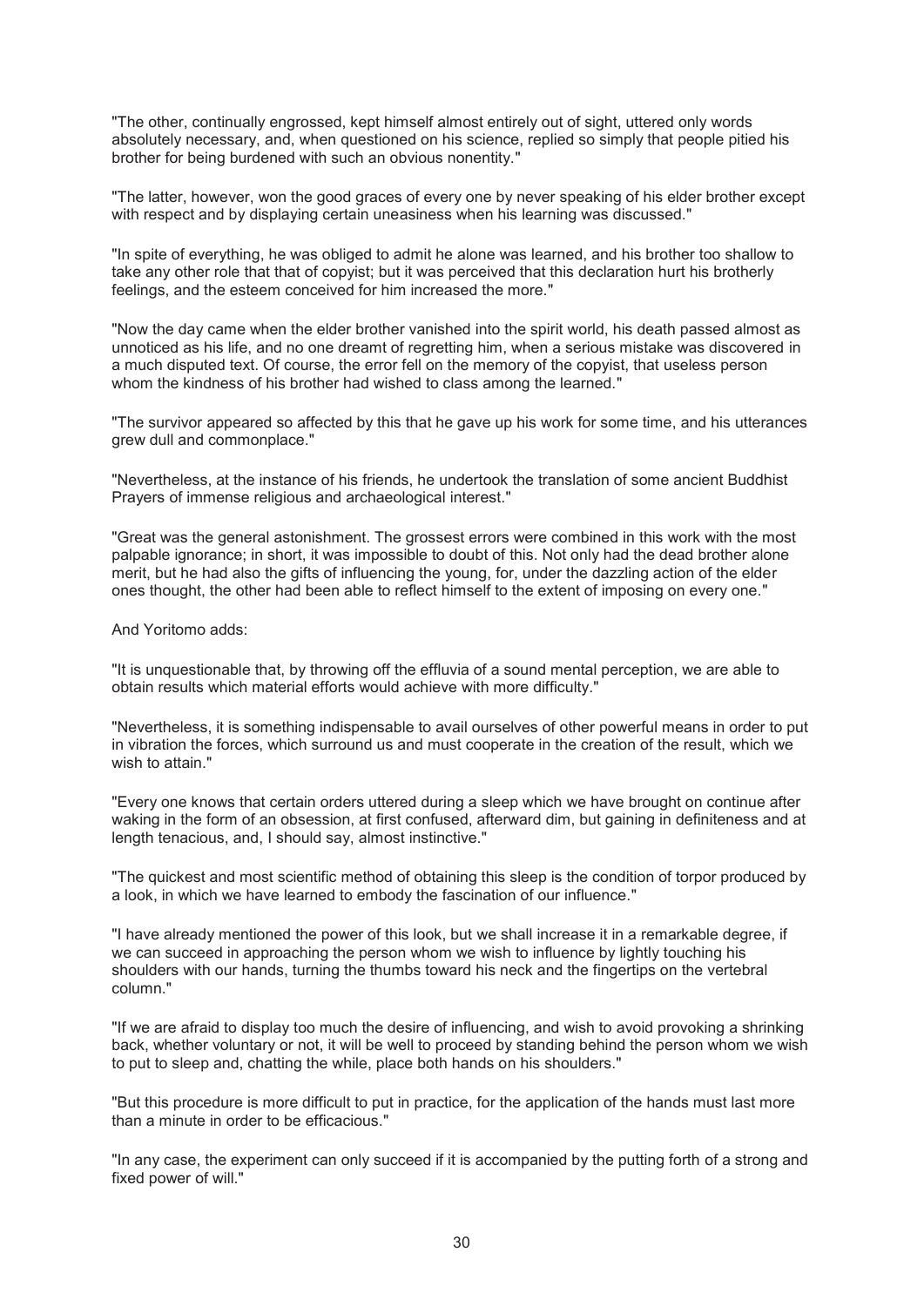"The other, continually engrossed, kept himself almost entirely out of sight, uttered only words absolutely necessary, and, when questioned on his science, replied so simply that people pitied his brother for being burdened with such an obvious nonentity."

"The latter, however, won the good graces of every one by never speaking of his elder brother except with respect and by displaying certain uneasiness when his learning was discussed."

"In spite of everything, he was obliged to admit he alone was learned, and his brother too shallow to take any other role that that of copyist; but it was perceived that this declaration hurt his brotherly feelings, and the esteem conceived for him increased the more."

"Now the day came when the elder brother vanished into the spirit world, his death passed almost as unnoticed as his life, and no one dreamt of regretting him, when a serious mistake was discovered in a much disputed text. Of course, the error fell on the memory of the copyist, that useless person whom the kindness of his brother had wished to class among the learned."

"The survivor appeared so affected by this that he gave up his work for some time, and his utterances grew dull and commonplace."

"Nevertheless, at the instance of his friends, he undertook the translation of some ancient Buddhist Prayers of immense religious and archaeological interest."

"Great was the general astonishment. The grossest errors were combined in this work with the most palpable ignorance; in short, it was impossible to doubt of this. Not only had the dead brother alone merit, but he had also the gifts of influencing the young, for, under the dazzling action of the elder ones thought, the other had been able to reflect himself to the extent of imposing on every one."

And Yoritomo adds:

"It is unquestionable that, by throwing off the effluvia of a sound mental perception, we are able to obtain results which material efforts would achieve with more difficulty."

"Nevertheless, it is something indispensable to avail ourselves of other powerful means in order to put in vibration the forces, which surround us and must cooperate in the creation of the result, which we wish to attain."

"Every one knows that certain orders uttered during a sleep which we have brought on continue after waking in the form of an obsession, at first confused, afterward dim, but gaining in definiteness and at length tenacious, and, I should say, almost instinctive."

"The quickest and most scientific method of obtaining this sleep is the condition of torpor produced by a look, in which we have learned to embody the fascination of our influence."

"I have already mentioned the power of this look, but we shall increase it in a remarkable degree, if we can succeed in approaching the person whom we wish to influence by lightly touching his shoulders with our hands, turning the thumbs toward his neck and the fingertips on the vertebral column."

"If we are afraid to display too much the desire of influencing, and wish to avoid provoking a shrinking back, whether voluntary or not, it will be well to proceed by standing behind the person whom we wish to put to sleep and, chatting the while, place both hands on his shoulders."

"But this procedure is more difficult to put in practice, for the application of the hands must last more than a minute in order to be efficacious."

"In any case, the experiment can only succeed if it is accompanied by the putting forth of a strong and fixed power of will."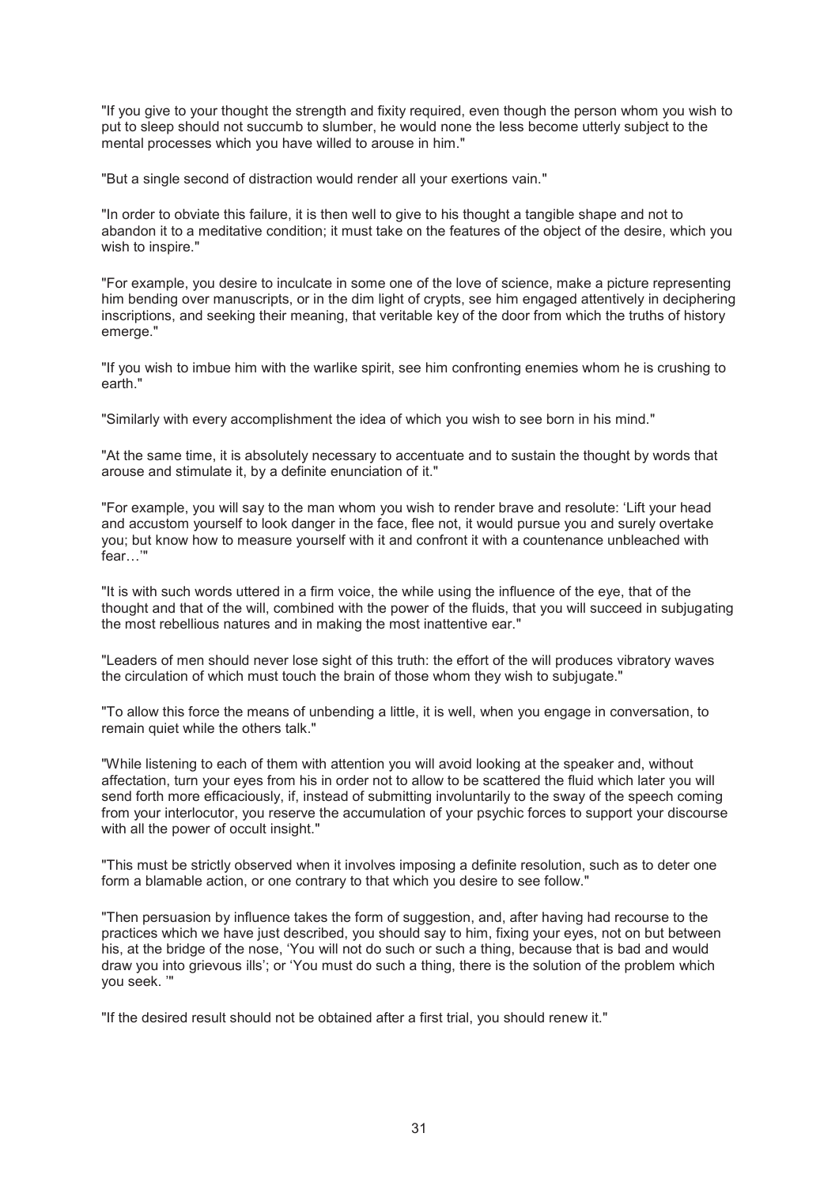"If you give to your thought the strength and fixity required, even though the person whom you wish to put to sleep should not succumb to slumber, he would none the less become utterly subject to the mental processes which you have willed to arouse in him."

"But a single second of distraction would render all your exertions vain."

"In order to obviate this failure, it is then well to give to his thought a tangible shape and not to abandon it to a meditative condition; it must take on the features of the object of the desire, which you wish to inspire."

"For example, you desire to inculcate in some one of the love of science, make a picture representing him bending over manuscripts, or in the dim light of crypts, see him engaged attentively in deciphering inscriptions, and seeking their meaning, that veritable key of the door from which the truths of history emerge."

"If you wish to imbue him with the warlike spirit, see him confronting enemies whom he is crushing to earth."

"Similarly with every accomplishment the idea of which you wish to see born in his mind."

"At the same time, it is absolutely necessary to accentuate and to sustain the thought by words that arouse and stimulate it, by a definite enunciation of it."

"For example, you will say to the man whom you wish to render brave and resolute: 'Lift your head and accustom yourself to look danger in the face, flee not, it would pursue you and surely overtake you; but know how to measure yourself with it and confront it with a countenance unbleached with fear…'"

"It is with such words uttered in a firm voice, the while using the influence of the eye, that of the thought and that of the will, combined with the power of the fluids, that you will succeed in subjugating the most rebellious natures and in making the most inattentive ear."

"Leaders of men should never lose sight of this truth: the effort of the will produces vibratory waves the circulation of which must touch the brain of those whom they wish to subjugate."

"To allow this force the means of unbending a little, it is well, when you engage in conversation, to remain quiet while the others talk."

"While listening to each of them with attention you will avoid looking at the speaker and, without affectation, turn your eyes from his in order not to allow to be scattered the fluid which later you will send forth more efficaciously, if, instead of submitting involuntarily to the sway of the speech coming from your interlocutor, you reserve the accumulation of your psychic forces to support your discourse with all the power of occult insight."

"This must be strictly observed when it involves imposing a definite resolution, such as to deter one form a blamable action, or one contrary to that which you desire to see follow."

"Then persuasion by influence takes the form of suggestion, and, after having had recourse to the practices which we have just described, you should say to him, fixing your eyes, not on but between his, at the bridge of the nose, 'You will not do such or such a thing, because that is bad and would draw you into grievous ills'; or 'You must do such a thing, there is the solution of the problem which you seek. '"

"If the desired result should not be obtained after a first trial, you should renew it."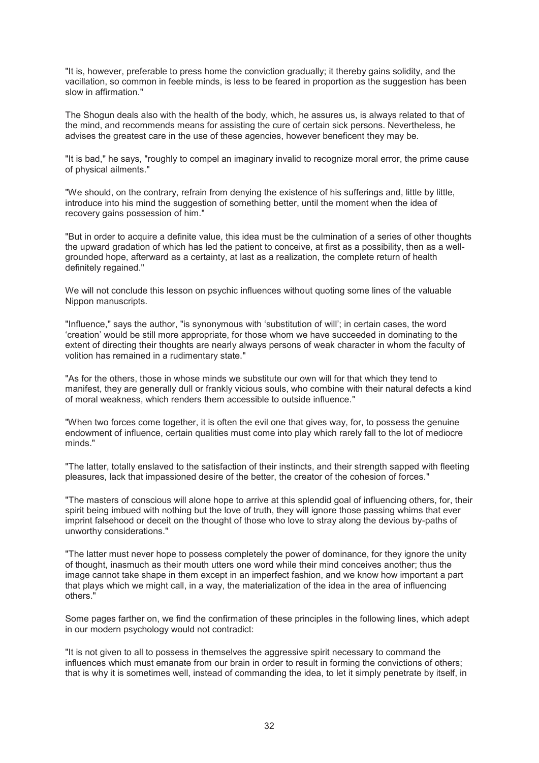"It is, however, preferable to press home the conviction gradually; it thereby gains solidity, and the vacillation, so common in feeble minds, is less to be feared in proportion as the suggestion has been slow in affirmation."

The Shogun deals also with the health of the body, which, he assures us, is always related to that of the mind, and recommends means for assisting the cure of certain sick persons. Nevertheless, he advises the greatest care in the use of these agencies, however beneficent they may be.

"It is bad," he says, "roughly to compel an imaginary invalid to recognize moral error, the prime cause of physical ailments."

"We should, on the contrary, refrain from denying the existence of his sufferings and, little by little, introduce into his mind the suggestion of something better, until the moment when the idea of recovery gains possession of him."

"But in order to acquire a definite value, this idea must be the culmination of a series of other thoughts the upward gradation of which has led the patient to conceive, at first as a possibility, then as a well-grounded hope, afterward as a certainty, at last as a realization, the complete return of health definitely regained."

We will not conclude this lesson on psychic influences without quoting some lines of the valuable Nippon manuscripts.

"Influence," says the author, "is synonymous with 'substitution of will'; in certain cases, the word 'creation' would be still more appropriate, for those whom we have succeeded in dominating to the extent of directing their thoughts are nearly always persons of weak character in whom the faculty of volition has remained in a rudimentary state."

"As for the others, those in whose minds we substitute our own will for that which they tend to manifest, they are generally dull or frankly vicious souls, who combine with their natural defects a kind of moral weakness, which renders them accessible to outside influence."

"When two forces come together, it is often the evil one that gives way, for, to possess the genuine endowment of influence, certain qualities must come into play which rarely fall to the lot of mediocre minds."

"The latter, totally enslaved to the satisfaction of their instincts, and their strength sapped with fleeting pleasures, lack that impassioned desire of the better, the creator of the cohesion of forces."

"The masters of conscious will alone hope to arrive at this splendid goal of influencing others, for, their spirit being imbued with nothing but the love of truth, they will ignore those passing whims that ever imprint falsehood or deceit on the thought of those who love to stray along the devious by-paths of unworthy considerations."

"The latter must never hope to possess completely the power of dominance, for they ignore the unity of thought, inasmuch as their mouth utters one word while their mind conceives another; thus the image cannot take shape in them except in an imperfect fashion, and we know how important a part that plays which we might call, in a way, the materialization of the idea in the area of influencing others."

Some pages farther on, we find the confirmation of these principles in the following lines, which adept in our modern psychology would not contradict:

"It is not given to all to possess in themselves the aggressive spirit necessary to command the influences which must emanate from our brain in order to result in forming the convictions of others; that is why it is sometimes well, instead of commanding the idea, to let it simply penetrate by itself, in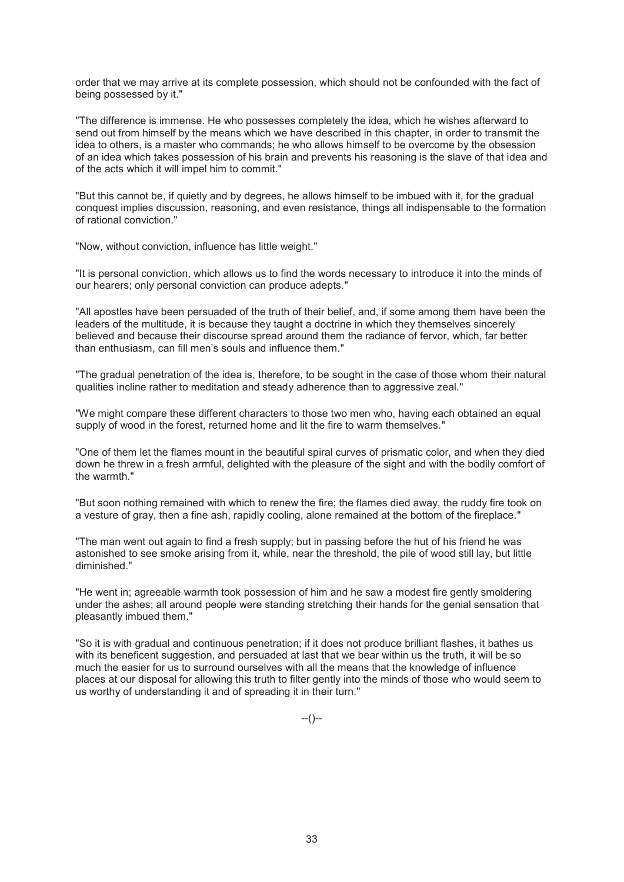order that we may arrive at its complete possession, which should not be confounded with the fact of being possessed by it."

"The difference is immense. He who possesses completely the idea, which he wishes afterward to send out from himself by the means which we have described in this chapter, in order to transmit the idea to others, is a master who commands; he who allows himself to be overcome by the obsession of an idea which takes possession of his brain and prevents his reasoning is the slave of that idea and of the acts which it will impel him to commit."

"But this cannot be, if quietly and by degrees, he allows himself to be imbued with it, for the gradual conquest implies discussion, reasoning, and even resistance, things all indispensable to the formation of rational conviction."

"Now, without conviction, influence has little weight."

"It is personal conviction, which allows us to find the words necessary to introduce it into the minds of our hearers; only personal conviction can produce adepts."

"All apostles have been persuaded of the truth of their belief, and, if some among them have been the leaders of the multitude, it is because they taught a doctrine in which they themselves sincerely believed and because their discourse spread around them the radiance of fervor, which, far better than enthusiasm, can fill men's souls and influence them."

"The gradual penetration of the idea is, therefore, to be sought in the case of those whom their natural qualities incline rather to meditation and steady adherence than to aggressive zeal."

"We might compare these different characters to those two men who, having each obtained an equal supply of wood in the forest, returned home and lit the fire to warm themselves."

"One of them let the flames mount in the beautiful spiral curves of prismatic color, and when they died down he threw in a fresh armful, delighted with the pleasure of the sight and with the bodily comfort of the warmth."

"But soon nothing remained with which to renew the fire; the flames died away, the ruddy fire took on a vesture of gray, then a fine ash, rapidly cooling, alone remained at the bottom of the fireplace."

"The man went out again to find a fresh supply; but in passing before the hut of his friend he was astonished to see smoke arising from it, while, near the threshold, the pile of wood still lay, but little diminished."

"He went in; agreeable warmth took possession of him and he saw a modest fire gently smoldering under the ashes; all around people were standing stretching their hands for the genial sensation that pleasantly imbued them."

"So it is with gradual and continuous penetration; if it does not produce brilliant flashes, it bathes us with its beneficent suggestion, and persuaded at last that we bear within us the truth, it will be so much the easier for us to surround ourselves with all the means that the knowledge of influence places at our disposal for allowing this truth to filter gently into the minds of those who would seem to us worthy of understanding it and of spreading it in their turn."

--()--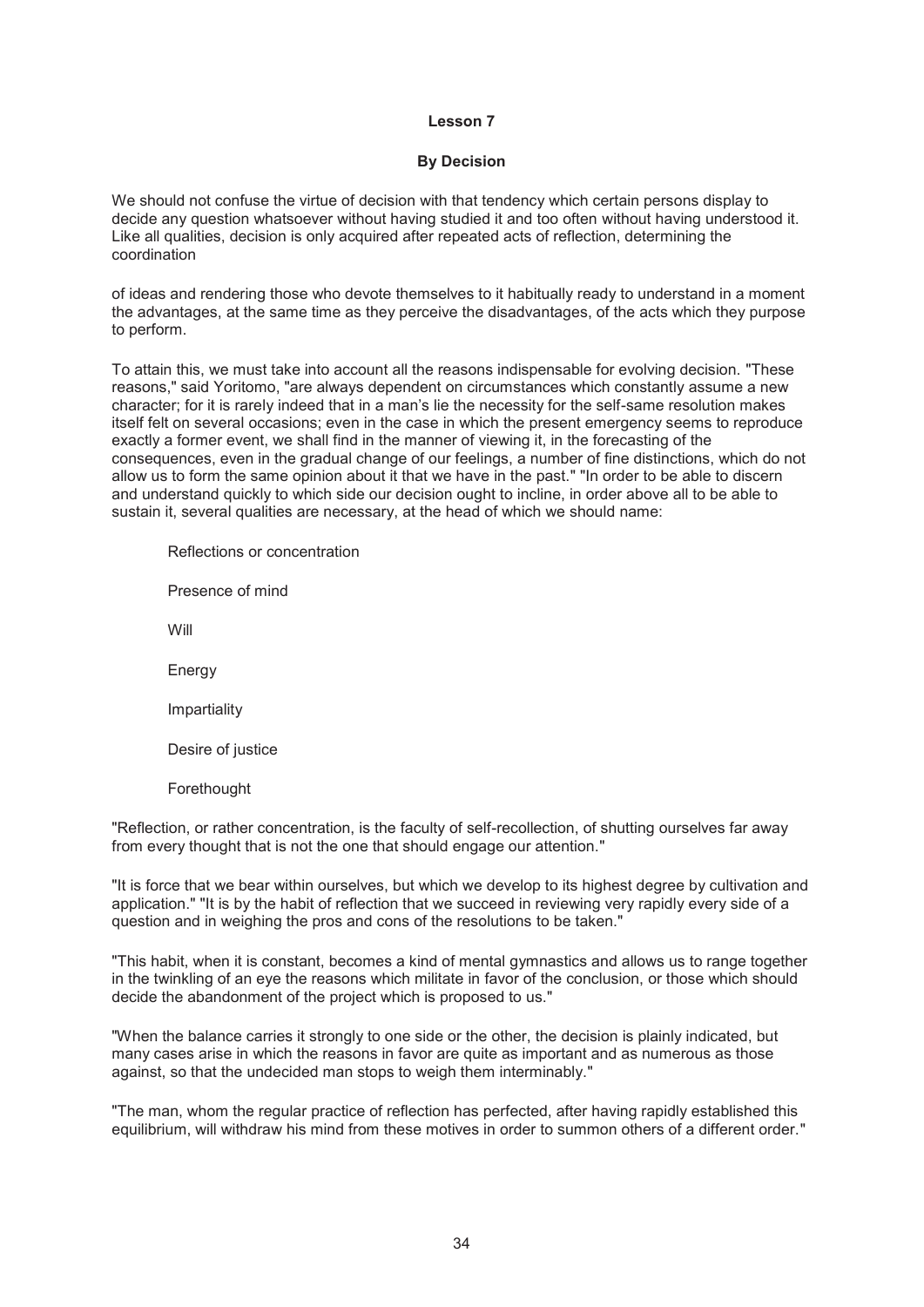## Lesson 7

### By Decision

We should not confuse the virtue of decision with that tendency which certain persons display to decide any question whatsoever without having studied it and too often without having understood it. Like all qualities, decision is only acquired after repeated acts of reflection, determining the coordination

of ideas and rendering those who devote themselves to it habitually ready to understand in a moment the advantages, at the same time as they perceive the disadvantages, of the acts which they purpose to perform.

To attain this, we must take into account all the reasons indispensable for evolving decision. "These reasons," said Yoritomo, "are always dependent on circumstances which constantly assume a new character; for it is rarely indeed that in a man's lie the necessity for the self-same resolution makes itself felt on several occasions; even in the case in which the present emergency seems to reproduce exactly a former event, we shall find in the manner of viewing it, in the forecasting of the consequences, even in the gradual change of our feelings, a number of fine distinctions, which do not allow us to form the same opinion about it that we have in the past." "In order to be able to discern and understand quickly to which side our decision ought to incline, in order above all to be able to sustain it, several qualities are necessary, at the head of which we should name:

- Reflections or concentration
- Presence of mind
- Will
- Energy
- Impartiality
- Desire of justice
- Forethought

"Reflection, or rather concentration, is the faculty of self-recollection, of shutting ourselves far away from every thought that is not the one that should engage our attention."

"It is force that we bear within ourselves, but which we develop to its highest degree by cultivation and application." "It is by the habit of reflection that we succeed in reviewing very rapidly every side of a question and in weighing the pros and cons of the resolutions to be taken."

"This habit, when it is constant, becomes a kind of mental gymnastics and allows us to range together in the twinkling of an eye the reasons which militate in favor of the conclusion, or those which should decide the abandonment of the project which is proposed to us."

"When the balance carries it strongly to one side or the other, the decision is plainly indicated, but many cases arise in which the reasons in favor are quite as important and as numerous as those against, so that the undecided man stops to weigh them interminably."

"The man, whom the regular practice of reflection has perfected, after having rapidly established this equilibrium, will withdraw his mind from these motives in order to summon others of a different order."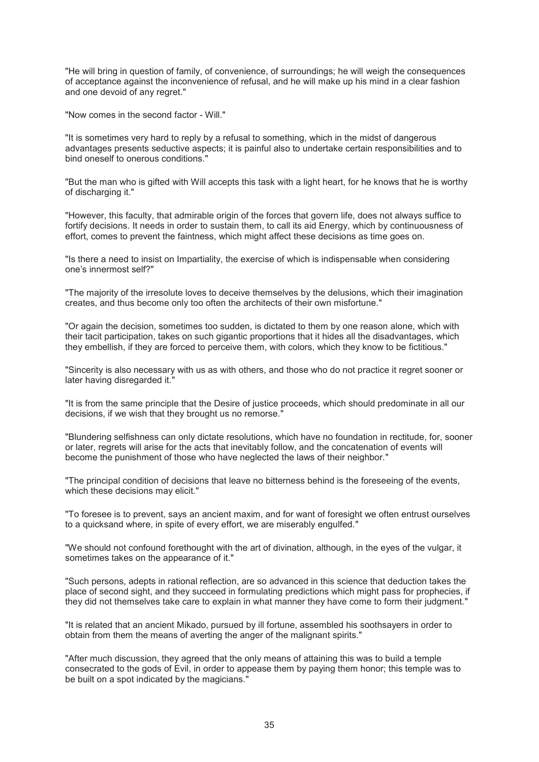"He will bring in question of family, of convenience, of surroundings; he will weigh the consequences of acceptance against the inconvenience of refusal, and he will make up his mind in a clear fashion and one devoid of any regret."

"Now comes in the second factor - Will."

"It is sometimes very hard to reply by a refusal to something, which in the midst of dangerous advantages presents seductive aspects; it is painful also to undertake certain responsibilities and to bind oneself to onerous conditions."

"But the man who is gifted with Will accepts this task with a light heart, for he knows that he is worthy of discharging it."

"However, this faculty, that admirable origin of the forces that govern life, does not always suffice to fortify decisions. It needs in order to sustain them, to call its aid Energy, which by continuousness of effort, comes to prevent the faintness, which might affect these decisions as time goes on.

"Is there a need to insist on Impartiality, the exercise of which is indispensable when considering one's innermost self?"

"The majority of the irresolute loves to deceive themselves by the delusions, which their imagination creates, and thus become only too often the architects of their own misfortune."

"Or again the decision, sometimes too sudden, is dictated to them by one reason alone, which with their tacit participation, takes on such gigantic proportions that it hides all the disadvantages, which they embellish, if they are forced to perceive them, with colors, which they know to be fictitious."

"Sincerity is also necessary with us as with others, and those who do not practice it regret sooner or later having disregarded it."

"It is from the same principle that the Desire of justice proceeds, which should predominate in all our decisions, if we wish that they brought us no remorse."

"Blundering selfishness can only dictate resolutions, which have no foundation in rectitude, for, sooner or later, regrets will arise for the acts that inevitably follow, and the concatenation of events will become the punishment of those who have neglected the laws of their neighbor."

"The principal condition of decisions that leave no bitterness behind is the foreseeing of the events, which these decisions may elicit."

"To foresee is to prevent, says an ancient maxim, and for want of foresight we often entrust ourselves to a quicksand where, in spite of every effort, we are miserably engulfed."

"We should not confound forethought with the art of divination, although, in the eyes of the vulgar, it sometimes takes on the appearance of it."

"Such persons, adepts in rational reflection, are so advanced in this science that deduction takes the place of second sight, and they succeed in formulating predictions which might pass for prophecies, if they did not themselves take care to explain in what manner they have come to form their judgment."

"It is related that an ancient Mikado, pursued by ill fortune, assembled his soothsayers in order to obtain from them the means of averting the anger of the malignant spirits."

"After much discussion, they agreed that the only means of attaining this was to build a temple consecrated to the gods of Evil, in order to appease them by paying them honor; this temple was to be built on a spot indicated by the magicians."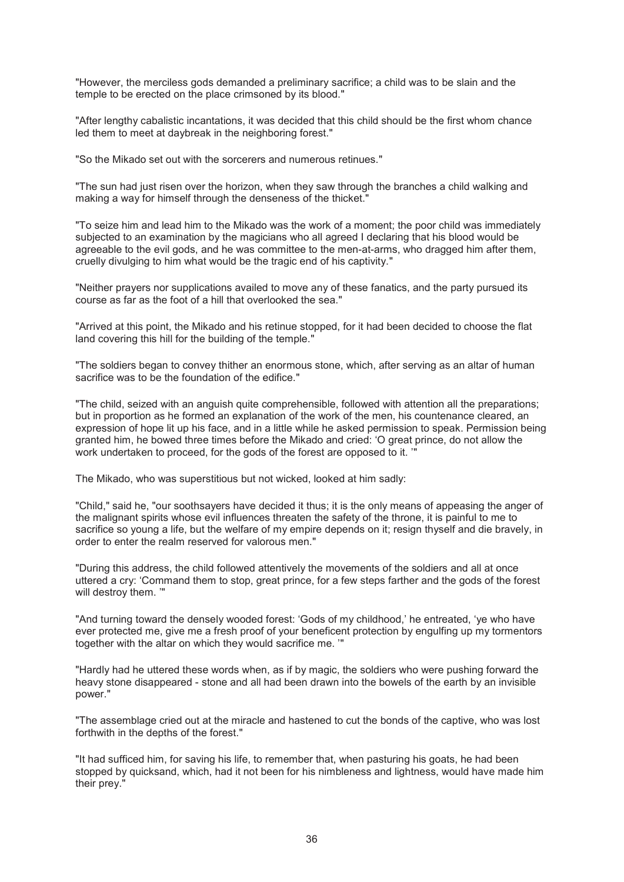"However, the merciless gods demanded a preliminary sacrifice; a child was to be slain and the temple to be erected on the place crimsoned by its blood."

"After lengthy cabalistic incantations, it was decided that this child should be the first whom chance led them to meet at daybreak in the neighboring forest."

"So the Mikado set out with the sorcerers and numerous retinues."

"The sun had just risen over the horizon, when they saw through the branches a child walking and making a way for himself through the denseness of the thicket."

"To seize him and lead him to the Mikado was the work of a moment; the poor child was immediately subjected to an examination by the magicians who all agreed I declaring that his blood would be agreeable to the evil gods, and he was committee to the men-at-arms, who dragged him after them, cruelly divulging to him what would be the tragic end of his captivity."

"Neither prayers nor supplications availed to move any of these fanatics, and the party pursued its course as far as the foot of a hill that overlooked the sea."

"Arrived at this point, the Mikado and his retinue stopped, for it had been decided to choose the flat land covering this hill for the building of the temple."

"The soldiers began to convey thither an enormous stone, which, after serving as an altar of human sacrifice was to be the foundation of the edifice."

"The child, seized with an anguish quite comprehensible, followed with attention all the preparations; but in proportion as he formed an explanation of the work of the men, his countenance cleared, an expression of hope lit up his face, and in a little while he asked permission to speak. Permission being granted him, he bowed three times before the Mikado and cried: 'O great prince, do not allow the work undertaken to proceed, for the gods of the forest are opposed to it. '"

The Mikado, who was superstitious but not wicked, looked at him sadly:

"Child," said he, "our soothsayers have decided it thus; it is the only means of appeasing the anger of the malignant spirits whose evil influences threaten the safety of the throne, it is painful to me to sacrifice so young a life, but the welfare of my empire depends on it; resign thyself and die bravely, in order to enter the realm reserved for valorous men."

"During this address, the child followed attentively the movements of the soldiers and all at once uttered a cry: 'Command them to stop, great prince, for a few steps farther and the gods of the forest will destroy them. '"

"And turning toward the densely wooded forest: 'Gods of my childhood,' he entreated, 'ye who have ever protected me, give me a fresh proof of your beneficent protection by engulfing up my tormentors together with the altar on which they would sacrifice me. '"

"Hardly had he uttered these words when, as if by magic, the soldiers who were pushing forward the heavy stone disappeared - stone and all had been drawn into the bowels of the earth by an invisible power."

"The assemblage cried out at the miracle and hastened to cut the bonds of the captive, who was lost forthwith in the depths of the forest."

"It had sufficed him, for saving his life, to remember that, when pasturing his goats, he had been stopped by quicksand, which, had it not been for his nimbleness and lightness, would have made him their prey."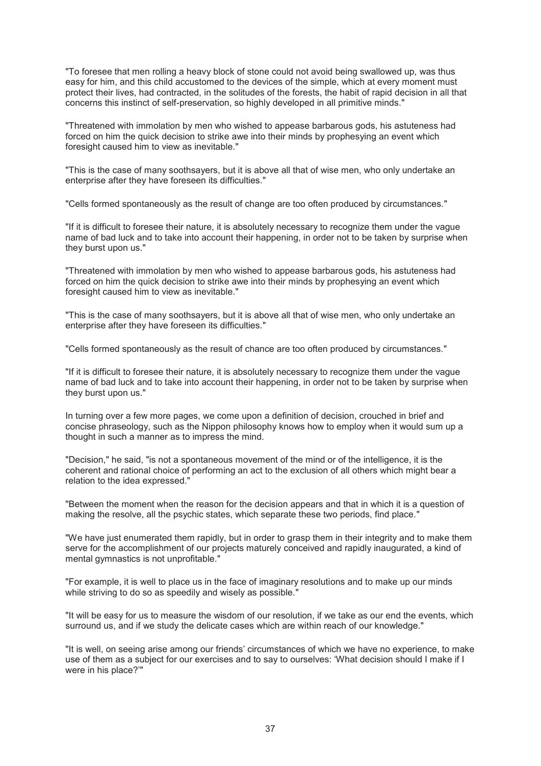"To foresee that men rolling a heavy block of stone could not avoid being swallowed up, was thus easy for him, and this child accustomed to the devices of the simple, which at every moment must protect their lives, had contracted, in the solitudes of the forests, the habit of rapid decision in all that concerns this instinct of self-preservation, so highly developed in all primitive minds."

"Threatened with immolation by men who wished to appease barbarous gods, his astuteness had forced on him the quick decision to strike awe into their minds by prophesying an event which foresight caused him to view as inevitable."

"This is the case of many soothsayers, but it is above all that of wise men, who only undertake an enterprise after they have foreseen its difficulties."

"Cells formed spontaneously as the result of change are too often produced by circumstances."

"If it is difficult to foresee their nature, it is absolutely necessary to recognize them under the vague name of bad luck and to take into account their happening, in order not to be taken by surprise when they burst upon us."

"Threatened with immolation by men who wished to appease barbarous gods, his astuteness had forced on him the quick decision to strike awe into their minds by prophesying an event which foresight caused him to view as inevitable."

"This is the case of many soothsayers, but it is above all that of wise men, who only undertake an enterprise after they have foreseen its difficulties."

"Cells formed spontaneously as the result of chance are too often produced by circumstances."

"If it is difficult to foresee their nature, it is absolutely necessary to recognize them under the vague name of bad luck and to take into account their happening, in order not to be taken by surprise when they burst upon us."

In turning over a few more pages, we come upon a definition of decision, crouched in brief and concise phraseology, such as the Nippon philosophy knows how to employ when it would sum up a thought in such a manner as to impress the mind.

"Decision," he said, "is not a spontaneous movement of the mind or of the intelligence, it is the coherent and rational choice of performing an act to the exclusion of all others which might bear a relation to the idea expressed."

"Between the moment when the reason for the decision appears and that in which it is a question of making the resolve, all the psychic states, which separate these two periods, find place."

"We have just enumerated them rapidly, but in order to grasp them in their integrity and to make them serve for the accomplishment of our projects maturely conceived and rapidly inaugurated, a kind of mental gymnastics is not unprofitable."

"For example, it is well to place us in the face of imaginary resolutions and to make up our minds while striving to do so as speedily and wisely as possible."

"It will be easy for us to measure the wisdom of our resolution, if we take as our end the events, which surround us, and if we study the delicate cases which are within reach of our knowledge."

"It is well, on seeing arise among our friends' circumstances of which we have no experience, to make use of them as a subject for our exercises and to say to ourselves: 'What decision should I make if I were in his place?'"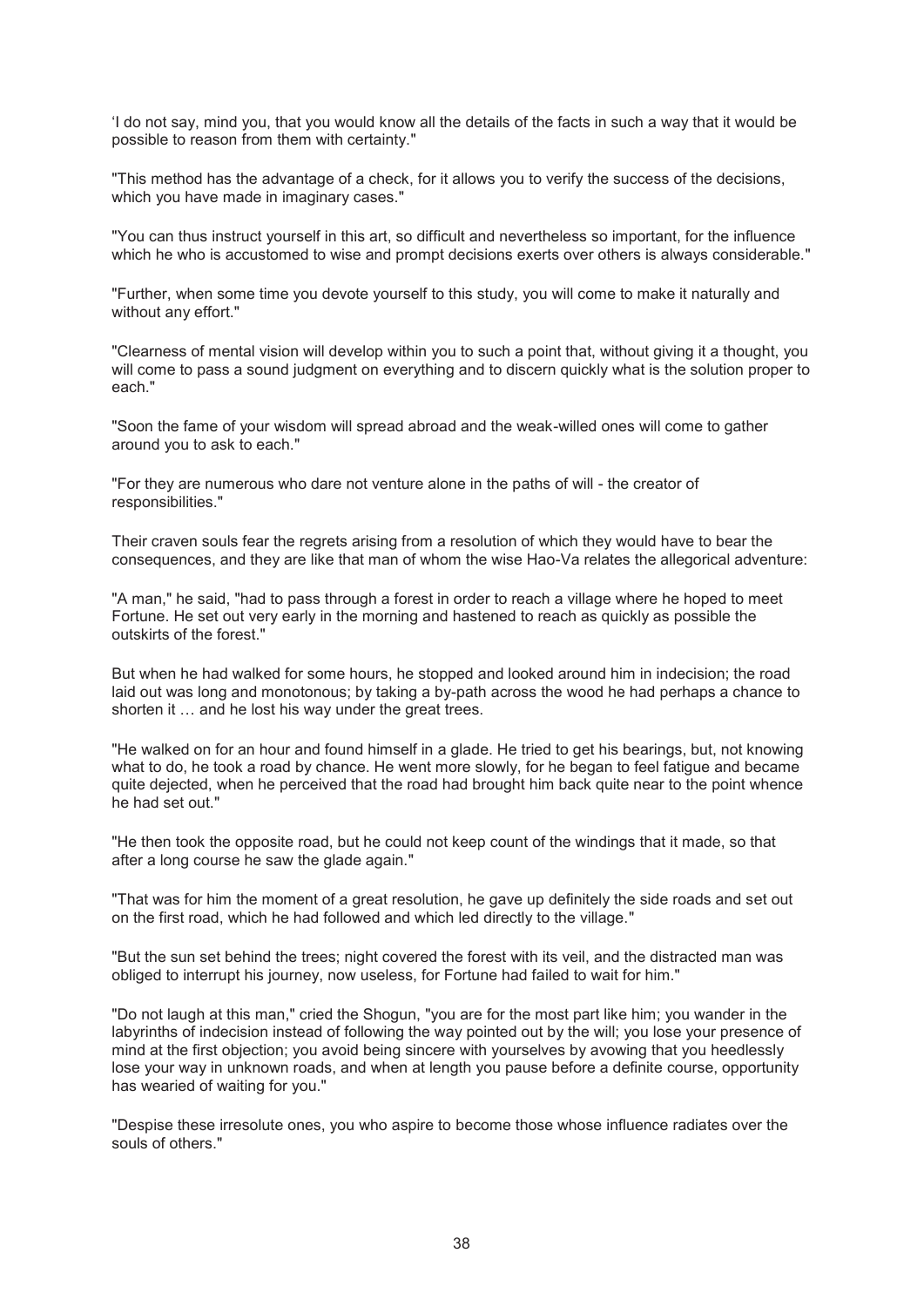'I do not say, mind you, that you would know all the details of the facts in such a way that it would be possible to reason from them with certainty."

"This method has the advantage of a check, for it allows you to verify the success of the decisions, which you have made in imaginary cases."

"You can thus instruct yourself in this art, so difficult and nevertheless so important, for the influence which he who is accustomed to wise and prompt decisions exerts over others is always considerable."

"Further, when some time you devote yourself to this study, you will come to make it naturally and without any effort."

"Clearness of mental vision will develop within you to such a point that, without giving it a thought, you will come to pass a sound judgment on everything and to discern quickly what is the solution proper to each."

"Soon the fame of your wisdom will spread abroad and the weak-willed ones will come to gather around you to ask to each."

"For they are numerous who dare not venture alone in the paths of will - the creator of responsibilities."

Their craven souls fear the regrets arising from a resolution of which they would have to bear the consequences, and they are like that man of whom the wise Hao-Va relates the allegorical adventure:

"A man," he said, "had to pass through a forest in order to reach a village where he hoped to meet Fortune. He set out very early in the morning and hastened to reach as quickly as possible the outskirts of the forest."

But when he had walked for some hours, he stopped and looked around him in indecision; the road laid out was long and monotonous; by taking a by-path across the wood he had perhaps a chance to shorten it … and he lost his way under the great trees.

"He walked on for an hour and found himself in a glade. He tried to get his bearings, but, not knowing what to do, he took a road by chance. He went more slowly, for he began to feel fatigue and became quite dejected, when he perceived that the road had brought him back quite near to the point whence he had set out."

"He then took the opposite road, but he could not keep count of the windings that it made, so that after a long course he saw the glade again."

"That was for him the moment of a great resolution, he gave up definitely the side roads and set out on the first road, which he had followed and which led directly to the village."

"But the sun set behind the trees; night covered the forest with its veil, and the distracted man was obliged to interrupt his journey, now useless, for Fortune had failed to wait for him."

"Do not laugh at this man," cried the Shogun, "you are for the most part like him; you wander in the labyrinths of indecision instead of following the way pointed out by the will; you lose your presence of mind at the first objection; you avoid being sincere with yourselves by avowing that you heedlessly lose your way in unknown roads, and when at length you pause before a definite course, opportunity has wearied of waiting for you."

"Despise these irresolute ones, you who aspire to become those whose influence radiates over the souls of others."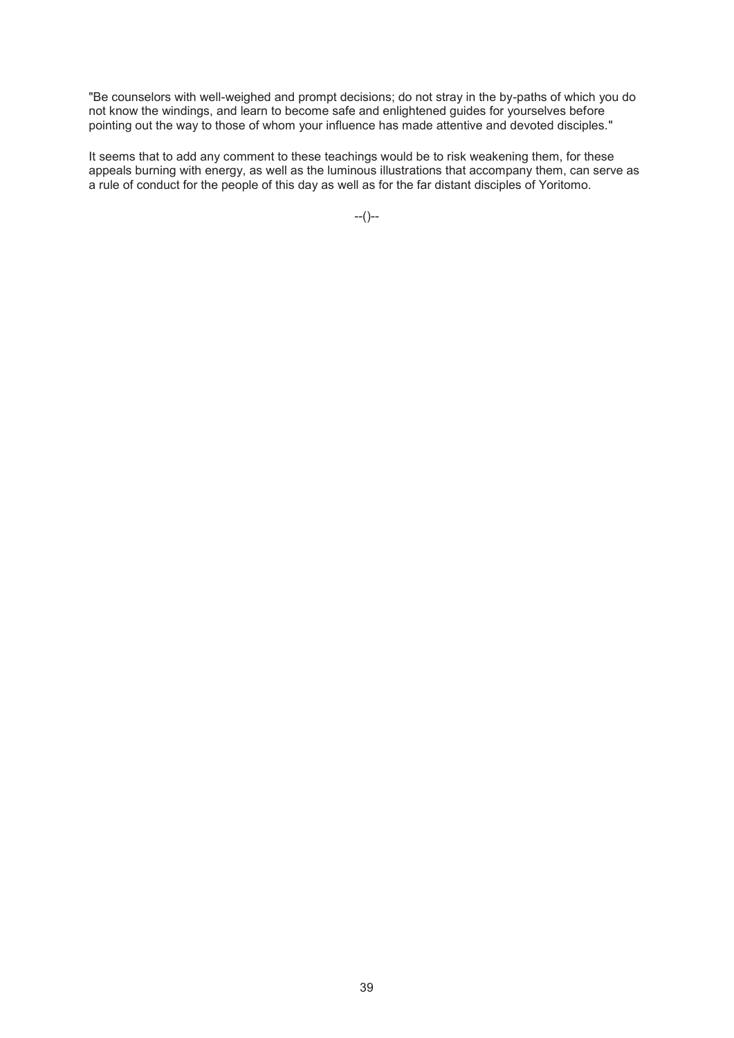"Be counselors with well-weighed and prompt decisions; do not stray in the by-paths of which you do not know the windings, and learn to become safe and enlightened guides for yourselves before pointing out the way to those of whom your influence has made attentive and devoted disciples."

It seems that to add any comment to these teachings would be to risk weakening them, for these appeals burning with energy, as well as the luminous illustrations that accompany them, can serve as a rule of conduct for the people of this day as well as for the far distant disciples of Yoritomo.

--()--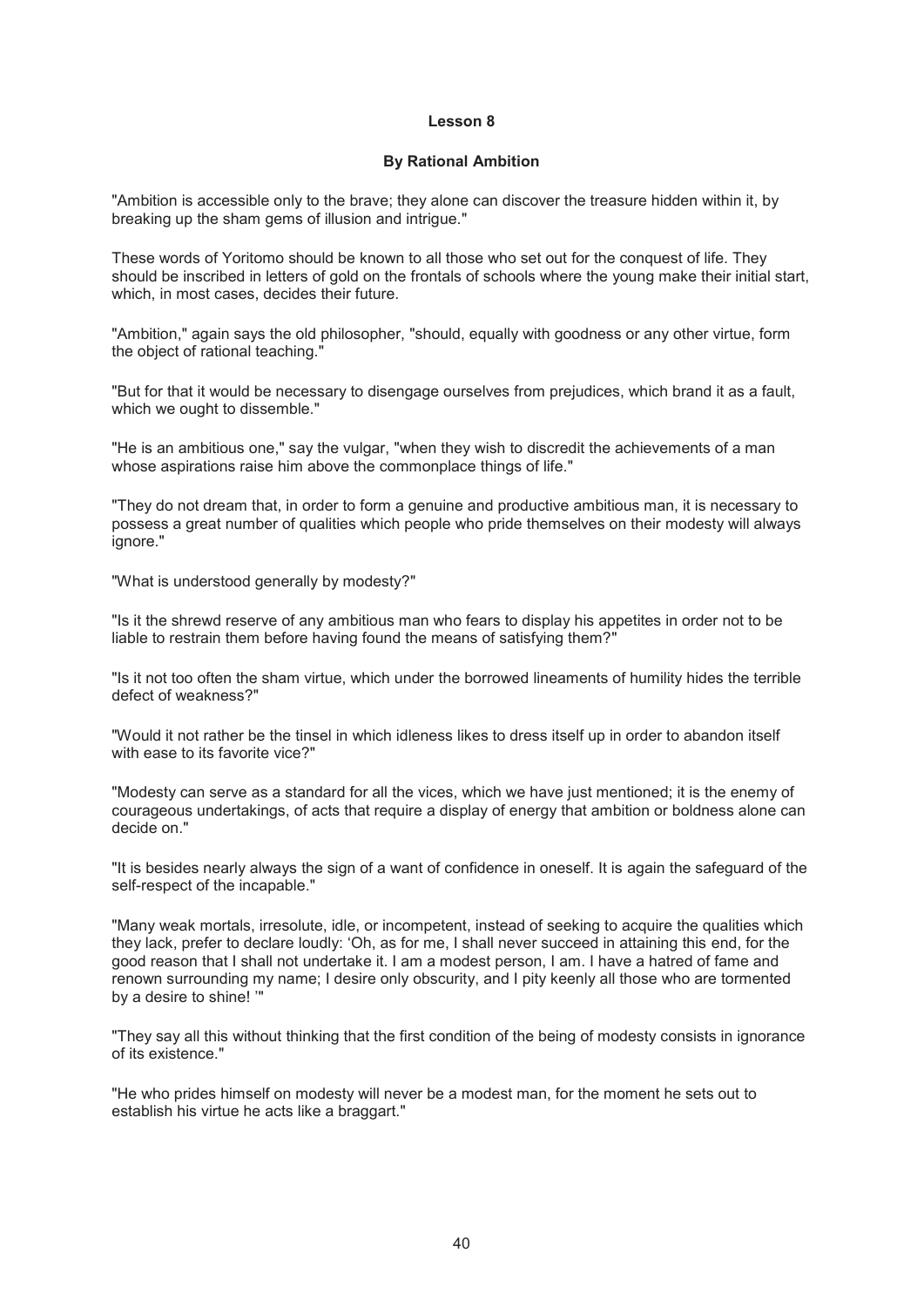## Lesson 8

### By Rational Ambition

"Ambition is accessible only to the brave; they alone can discover the treasure hidden within it, by breaking up the sham gems of illusion and intrigue."

These words of Yoritomo should be known to all those who set out for the conquest of life. They should be inscribed in letters of gold on the frontals of schools where the young make their initial start, which, in most cases, decides their future.

"Ambition," again says the old philosopher, "should, equally with goodness or any other virtue, form the object of rational teaching."

"But for that it would be necessary to disengage ourselves from prejudices, which brand it as a fault, which we ought to dissemble."

"He is an ambitious one," say the vulgar, "when they wish to discredit the achievements of a man whose aspirations raise him above the commonplace things of life."

"They do not dream that, in order to form a genuine and productive ambitious man, it is necessary to possess a great number of qualities which people who pride themselves on their modesty will always ignore."

"What is understood generally by modesty?"

"Is it the shrewd reserve of any ambitious man who fears to display his appetites in order not to be liable to restrain them before having found the means of satisfying them?"

"Is it not too often the sham virtue, which under the borrowed lineaments of humility hides the terrible defect of weakness?"

"Would it not rather be the tinsel in which idleness likes to dress itself up in order to abandon itself with ease to its favorite vice?"

"Modesty can serve as a standard for all the vices, which we have just mentioned; it is the enemy of courageous undertakings, of acts that require a display of energy that ambition or boldness alone can decide on."

"It is besides nearly always the sign of a want of confidence in oneself. It is again the safeguard of the self-respect of the incapable."

"Many weak mortals, irresolute, idle, or incompetent, instead of seeking to acquire the qualities which they lack, prefer to declare loudly: 'Oh, as for me, I shall never succeed in attaining this end, for the good reason that I shall not undertake it. I am a modest person, I am. I have a hatred of fame and renown surrounding my name; I desire only obscurity, and I pity keenly all those who are tormented by a desire to shine! '"

"They say all this without thinking that the first condition of the being of modesty consists in ignorance of its existence."

"He who prides himself on modesty will never be a modest man, for the moment he sets out to establish his virtue he acts like a braggart."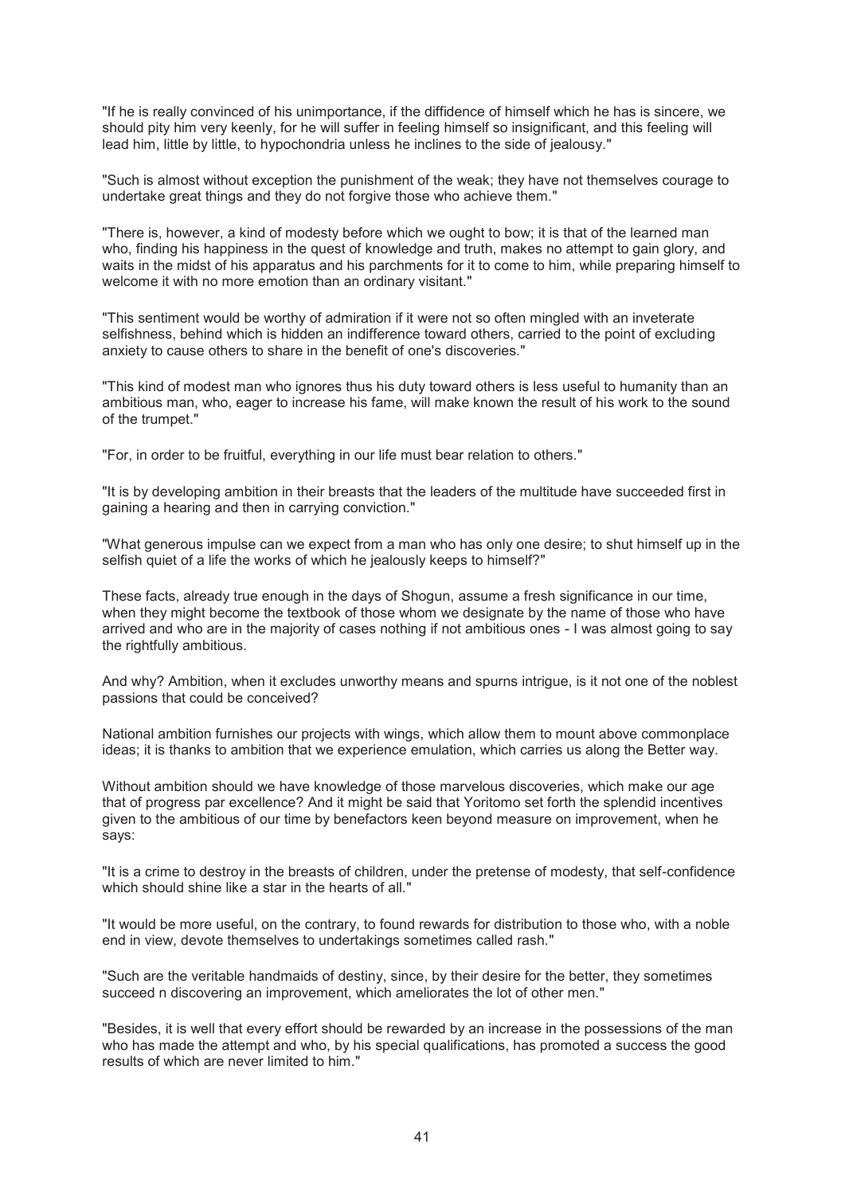"If he is really convinced of his unimportance, if the diffidence of himself which he has is sincere, we should pity him very keenly, for he will suffer in feeling himself so insignificant, and this feeling will lead him, little by little, to hypochondria unless he inclines to the side of jealousy."

"Such is almost without exception the punishment of the weak; they have not themselves courage to undertake great things and they do not forgive those who achieve them."

"There is, however, a kind of modesty before which we ought to bow; it is that of the learned man who, finding his happiness in the quest of knowledge and truth, makes no attempt to gain glory, and waits in the midst of his apparatus and his parchments for it to come to him, while preparing himself to welcome it with no more emotion than an ordinary visitant."

"This sentiment would be worthy of admiration if it were not so often mingled with an inveterate selfishness, behind which is hidden an indifference toward others, carried to the point of excluding anxiety to cause others to share in the benefit of one's discoveries."

"This kind of modest man who ignores thus his duty toward others is less useful to humanity than an ambitious man, who, eager to increase his fame, will make known the result of his work to the sound of the trumpet."

"For, in order to be fruitful, everything in our life must bear relation to others."

"It is by developing ambition in their breasts that the leaders of the multitude have succeeded first in gaining a hearing and then in carrying conviction."

"What generous impulse can we expect from a man who has only one desire; to shut himself up in the selfish quiet of a life the works of which he jealously keeps to himself?"

These facts, already true enough in the days of Shogun, assume a fresh significance in our time, when they might become the textbook of those whom we designate by the name of those who have arrived and who are in the majority of cases nothing if not ambitious ones - I was almost going to say the rightfully ambitious.

And why? Ambition, when it excludes unworthy means and spurns intrigue, is it not one of the noblest passions that could be conceived?

National ambition furnishes our projects with wings, which allow them to mount above commonplace ideas; it is thanks to ambition that we experience emulation, which carries us along the Better way.

Without ambition should we have knowledge of those marvelous discoveries, which make our age that of progress par excellence? And it might be said that Yoritomo set forth the splendid incentives given to the ambitious of our time by benefactors keen beyond measure on improvement, when he says:

"It is a crime to destroy in the breasts of children, under the pretense of modesty, that self-confidence which should shine like a star in the hearts of all."

"It would be more useful, on the contrary, to found rewards for distribution to those who, with a noble end in view, devote themselves to undertakings sometimes called rash."

"Such are the veritable handmaids of destiny, since, by their desire for the better, they sometimes succeed n discovering an improvement, which ameliorates the lot of other men."

"Besides, it is well that every effort should be rewarded by an increase in the possessions of the man who has made the attempt and who, by his special qualifications, has promoted a success the good results of which are never limited to him."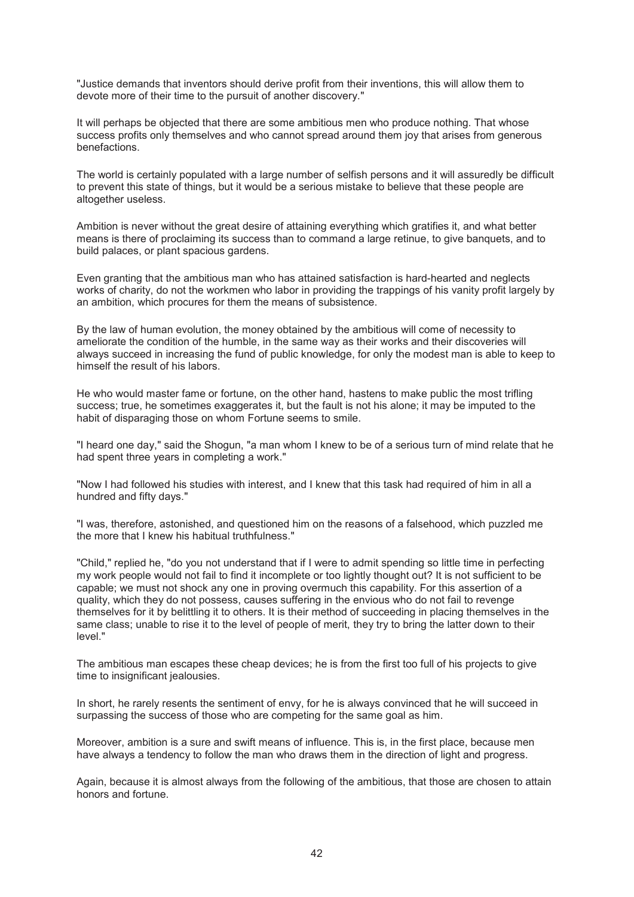"Justice demands that inventors should derive profit from their inventions, this will allow them to devote more of their time to the pursuit of another discovery."

It will perhaps be objected that there are some ambitious men who produce nothing. That whose success profits only themselves and who cannot spread around them joy that arises from generous benefactions.

The world is certainly populated with a large number of selfish persons and it will assuredly be difficult to prevent this state of things, but it would be a serious mistake to believe that these people are altogether useless.

Ambition is never without the great desire of attaining everything which gratifies it, and what better means is there of proclaiming its success than to command a large retinue, to give banquets, and to build palaces, or plant spacious gardens.

Even granting that the ambitious man who has attained satisfaction is hard-hearted and neglects works of charity, do not the workmen who labor in providing the trappings of his vanity profit largely by an ambition, which procures for them the means of subsistence.

By the law of human evolution, the money obtained by the ambitious will come of necessity to ameliorate the condition of the humble, in the same way as their works and their discoveries will always succeed in increasing the fund of public knowledge, for only the modest man is able to keep to himself the result of his labors.

He who would master fame or fortune, on the other hand, hastens to make public the most trifling success; true, he sometimes exaggerates it, but the fault is not his alone; it may be imputed to the habit of disparaging those on whom Fortune seems to smile.

"I heard one day," said the Shogun, "a man whom I knew to be of a serious turn of mind relate that he had spent three years in completing a work."

"Now I had followed his studies with interest, and I knew that this task had required of him in all a hundred and fifty days."

"I was, therefore, astonished, and questioned him on the reasons of a falsehood, which puzzled me the more that I knew his habitual truthfulness."

"Child," replied he, "do you not understand that if I were to admit spending so little time in perfecting my work people would not fail to find it incomplete or too lightly thought out? It is not sufficient to be capable; we must not shock any one in proving overmuch this capability. For this assertion of a quality, which they do not possess, causes suffering in the envious who do not fail to revenge themselves for it by belittling it to others. It is their method of succeeding in placing themselves in the same class; unable to rise it to the level of people of merit, they try to bring the latter down to their level."

The ambitious man escapes these cheap devices; he is from the first too full of his projects to give time to insignificant jealousies.

In short, he rarely resents the sentiment of envy, for he is always convinced that he will succeed in surpassing the success of those who are competing for the same goal as him.

Moreover, ambition is a sure and swift means of influence. This is, in the first place, because men have always a tendency to follow the man who draws them in the direction of light and progress.

Again, because it is almost always from the following of the ambitious, that those are chosen to attain honors and fortune.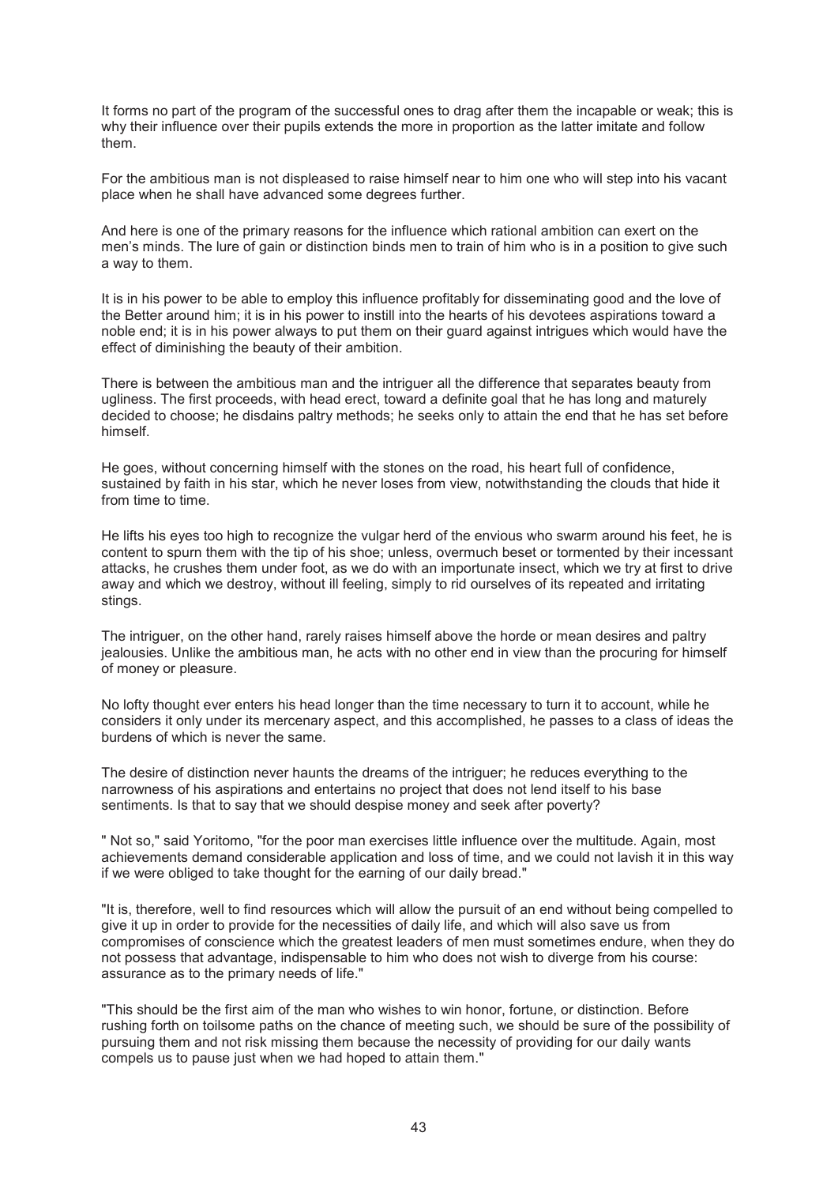It forms no part of the program of the successful ones to drag after them the incapable or weak; this is why their influence over their pupils extends the more in proportion as the latter imitate and follow them.

For the ambitious man is not displeased to raise himself near to him one who will step into his vacant place when he shall have advanced some degrees further.

And here is one of the primary reasons for the influence which rational ambition can exert on the men's minds. The lure of gain or distinction binds men to train of him who is in a position to give such a way to them.

It is in his power to be able to employ this influence profitably for disseminating good and the love of the Better around him; it is in his power to instill into the hearts of his devotees aspirations toward a noble end; it is in his power always to put them on their guard against intrigues which would have the effect of diminishing the beauty of their ambition.

There is between the ambitious man and the intriguer all the difference that separates beauty from ugliness. The first proceeds, with head erect, toward a definite goal that he has long and maturely decided to choose; he disdains paltry methods; he seeks only to attain the end that he has set before himself.

He goes, without concerning himself with the stones on the road, his heart full of confidence, sustained by faith in his star, which he never loses from view, notwithstanding the clouds that hide it from time to time.

He lifts his eyes too high to recognize the vulgar herd of the envious who swarm around his feet, he is content to spurn them with the tip of his shoe; unless, overmuch beset or tormented by their incessant attacks, he crushes them under foot, as we do with an importunate insect, which we try at first to drive away and which we destroy, without ill feeling, simply to rid ourselves of its repeated and irritating stings.

The intriguer, on the other hand, rarely raises himself above the horde or mean desires and paltry jealousies. Unlike the ambitious man, he acts with no other end in view than the procuring for himself of money or pleasure.

No lofty thought ever enters his head longer than the time necessary to turn it to account, while he considers it only under its mercenary aspect, and this accomplished, he passes to a class of ideas the burdens of which is never the same.

The desire of distinction never haunts the dreams of the intriguer; he reduces everything to the narrowness of his aspirations and entertains no project that does not lend itself to his base sentiments. Is that to say that we should despise money and seek after poverty?

" Not so," said Yoritomo, "for the poor man exercises little influence over the multitude. Again, most achievements demand considerable application and loss of time, and we could not lavish it in this way if we were obliged to take thought for the earning of our daily bread."

"It is, therefore, well to find resources which will allow the pursuit of an end without being compelled to give it up in order to provide for the necessities of daily life, and which will also save us from compromises of conscience which the greatest leaders of men must sometimes endure, when they do not possess that advantage, indispensable to him who does not wish to diverge from his course: assurance as to the primary needs of life."

"This should be the first aim of the man who wishes to win honor, fortune, or distinction. Before rushing forth on toilsome paths on the chance of meeting such, we should be sure of the possibility of pursuing them and not risk missing them because the necessity of providing for our daily wants compels us to pause just when we had hoped to attain them."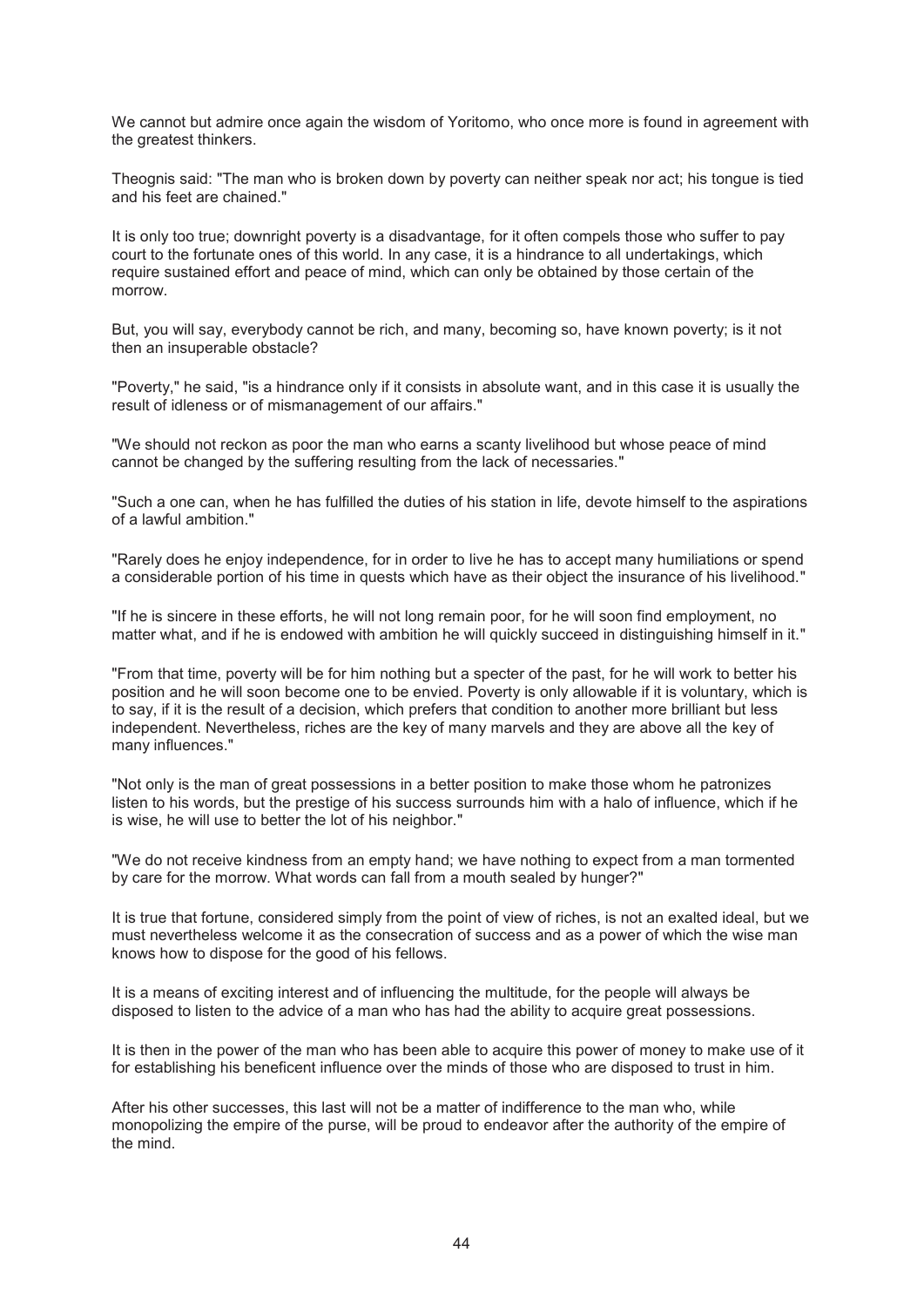We cannot but admire once again the wisdom of Yoritomo, who once more is found in agreement with the greatest thinkers.

Theognis said: "The man who is broken down by poverty can neither speak nor act; his tongue is tied and his feet are chained."

It is only too true; downright poverty is a disadvantage, for it often compels those who suffer to pay court to the fortunate ones of this world. In any case, it is a hindrance to all undertakings, which require sustained effort and peace of mind, which can only be obtained by those certain of the morrow.

But, you will say, everybody cannot be rich, and many, becoming so, have known poverty; is it not then an insuperable obstacle?

"Poverty," he said, "is a hindrance only if it consists in absolute want, and in this case it is usually the result of idleness or of mismanagement of our affairs."

"We should not reckon as poor the man who earns a scanty livelihood but whose peace of mind cannot be changed by the suffering resulting from the lack of necessaries."

"Such a one can, when he has fulfilled the duties of his station in life, devote himself to the aspirations of a lawful ambition."

"Rarely does he enjoy independence, for in order to live he has to accept many humiliations or spend a considerable portion of his time in quests which have as their object the insurance of his livelihood."

"If he is sincere in these efforts, he will not long remain poor, for he will soon find employment, no matter what, and if he is endowed with ambition he will quickly succeed in distinguishing himself in it."

"From that time, poverty will be for him nothing but a specter of the past, for he will work to better his position and he will soon become one to be envied. Poverty is only allowable if it is voluntary, which is to say, if it is the result of a decision, which prefers that condition to another more brilliant but less independent. Nevertheless, riches are the key of many marvels and they are above all the key of many influences."

"Not only is the man of great possessions in a better position to make those whom he patronizes listen to his words, but the prestige of his success surrounds him with a halo of influence, which if he is wise, he will use to better the lot of his neighbor."

"We do not receive kindness from an empty hand; we have nothing to expect from a man tormented by care for the morrow. What words can fall from a mouth sealed by hunger?"

It is true that fortune, considered simply from the point of view of riches, is not an exalted ideal, but we must nevertheless welcome it as the consecration of success and as a power of which the wise man knows how to dispose for the good of his fellows.

It is a means of exciting interest and of influencing the multitude, for the people will always be disposed to listen to the advice of a man who has had the ability to acquire great possessions.

It is then in the power of the man who has been able to acquire this power of money to make use of it for establishing his beneficent influence over the minds of those who are disposed to trust in him.

After his other successes, this last will not be a matter of indifference to the man who, while monopolizing the empire of the purse, will be proud to endeavor after the authority of the empire of the mind.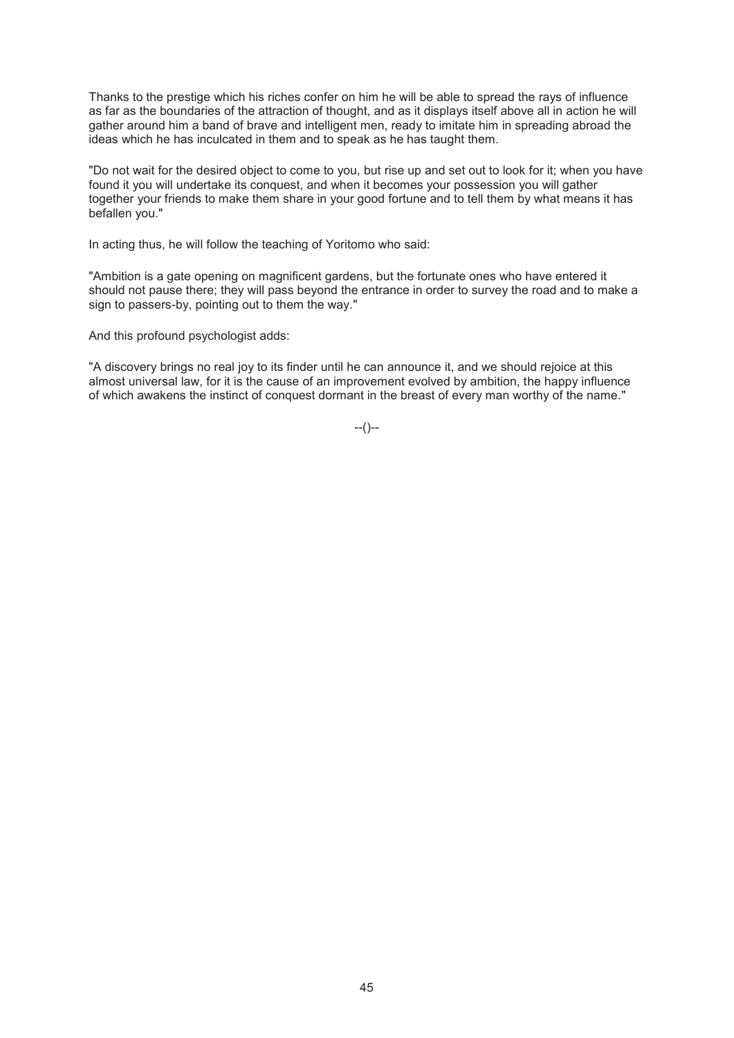Thanks to the prestige which his riches confer on him he will be able to spread the rays of influence as far as the boundaries of the attraction of thought, and as it displays itself above all in action he will gather around him a band of brave and intelligent men, ready to imitate him in spreading abroad the ideas which he has inculcated in them and to speak as he has taught them.

"Do not wait for the desired object to come to you, but rise up and set out to look for it; when you have found it you will undertake its conquest, and when it becomes your possession you will gather together your friends to make them share in your good fortune and to tell them by what means it has befallen you."

In acting thus, he will follow the teaching of Yoritomo who said:

"Ambition is a gate opening on magnificent gardens, but the fortunate ones who have entered it should not pause there; they will pass beyond the entrance in order to survey the road and to make a sign to passers-by, pointing out to them the way."

And this profound psychologist adds:

"A discovery brings no real joy to its finder until he can announce it, and we should rejoice at this almost universal law, for it is the cause of an improvement evolved by ambition, the happy influence of which awakens the instinct of conquest dormant in the breast of every man worthy of the name."

--()--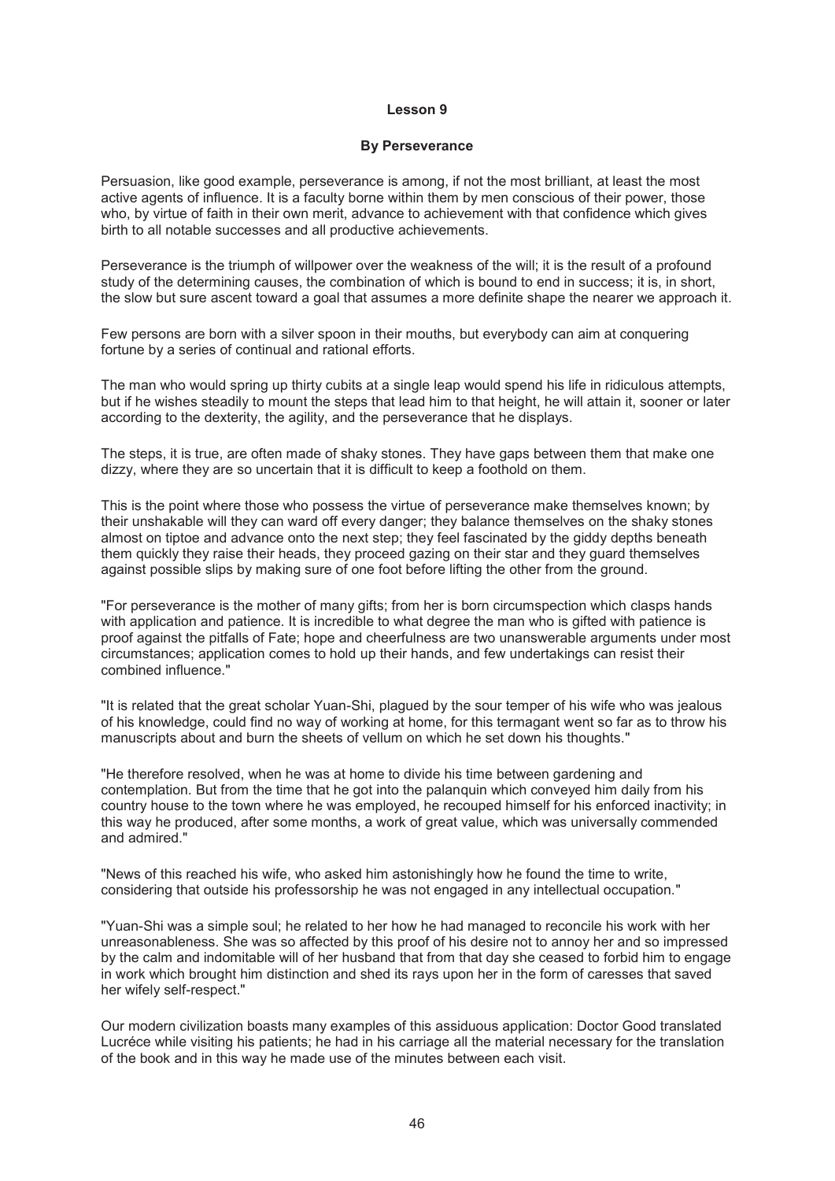## Lesson 9

### By Perseverance

Persuasion, like good example, perseverance is among, if not the most brilliant, at least the most active agents of influence. It is a faculty borne within them by men conscious of their power, those who, by virtue of faith in their own merit, advance to achievement with that confidence which gives birth to all notable successes and all productive achievements.

Perseverance is the triumph of willpower over the weakness of the will; it is the result of a profound study of the determining causes, the combination of which is bound to end in success; it is, in short, the slow but sure ascent toward a goal that assumes a more definite shape the nearer we approach it.

Few persons are born with a silver spoon in their mouths, but everybody can aim at conquering fortune by a series of continual and rational efforts.

The man who would spring up thirty cubits at a single leap would spend his life in ridiculous attempts, but if he wishes steadily to mount the steps that lead him to that height, he will attain it, sooner or later according to the dexterity, the agility, and the perseverance that he displays.

The steps, it is true, are often made of shaky stones. They have gaps between them that make one dizzy, where they are so uncertain that it is difficult to keep a foothold on them.

This is the point where those who possess the virtue of perseverance make themselves known; by their unshakable will they can ward off every danger; they balance themselves on the shaky stones almost on tiptoe and advance onto the next step; they feel fascinated by the giddy depths beneath them quickly they raise their heads, they proceed gazing on their star and they guard themselves against possible slips by making sure of one foot before lifting the other from the ground.

"For perseverance is the mother of many gifts; from her is born circumspection which clasps hands with application and patience. It is incredible to what degree the man who is gifted with patience is proof against the pitfalls of Fate; hope and cheerfulness are two unanswerable arguments under most circumstances; application comes to hold up their hands, and few undertakings can resist their combined influence."

"It is related that the great scholar Yuan-Shi, plagued by the sour temper of his wife who was jealous of his knowledge, could find no way of working at home, for this termagant went so far as to throw his manuscripts about and burn the sheets of vellum on which he set down his thoughts."

"He therefore resolved, when he was at home to divide his time between gardening and contemplation. But from the time that he got into the palanquin which conveyed him daily from his country house to the town where he was employed, he recouped himself for his enforced inactivity; in this way he produced, after some months, a work of great value, which was universally commended and admired."

"News of this reached his wife, who asked him astonishingly how he found the time to write, considering that outside his professorship he was not engaged in any intellectual occupation."

"Yuan-Shi was a simple soul; he related to her how he had managed to reconcile his work with her unreasonableness. She was so affected by this proof of his desire not to annoy her and so impressed by the calm and indomitable will of her husband that from that day she ceased to forbid him to engage in work which brought him distinction and shed its rays upon her in the form of caresses that saved her wifely self-respect."

Our modern civilization boasts many examples of this assiduous application: Doctor Good translated Lucréce while visiting his patients; he had in his carriage all the material necessary for the translation of the book and in this way he made use of the minutes between each visit.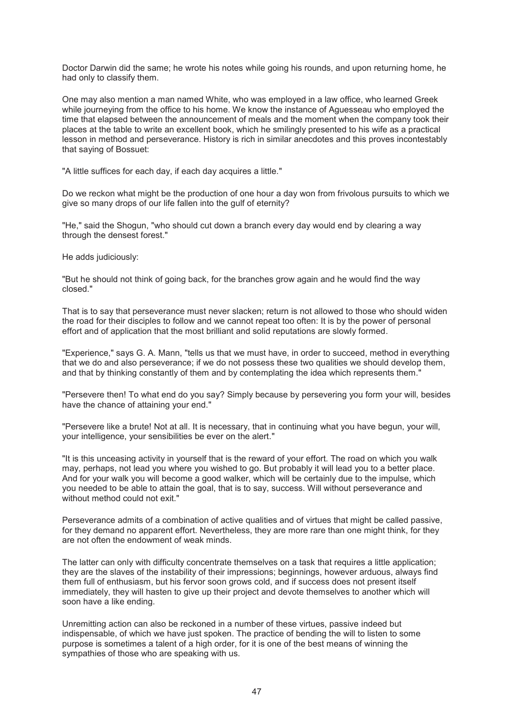Doctor Darwin did the same; he wrote his notes while going his rounds, and upon returning home, he had only to classify them.

One may also mention a man named White, who was employed in a law office, who learned Greek while journeying from the office to his home. We know the instance of Aguesseau who employed the time that elapsed between the announcement of meals and the moment when the company took their places at the table to write an excellent book, which he smilingly presented to his wife as a practical lesson in method and perseverance. History is rich in similar anecdotes and this proves incontestably that saying of Bossuet:

"A little suffices for each day, if each day acquires a little."

Do we reckon what might be the production of one hour a day won from frivolous pursuits to which we give so many drops of our life fallen into the gulf of eternity?

"He," said the Shogun, "who should cut down a branch every day would end by clearing a way through the densest forest."

He adds judiciously:

"But he should not think of going back, for the branches grow again and he would find the way closed."

That is to say that perseverance must never slacken; return is not allowed to those who should widen the road for their disciples to follow and we cannot repeat too often: It is by the power of personal effort and of application that the most brilliant and solid reputations are slowly formed.

"Experience," says G. A. Mann, "tells us that we must have, in order to succeed, method in everything that we do and also perseverance; if we do not possess these two qualities we should develop them, and that by thinking constantly of them and by contemplating the idea which represents them."

"Persevere then! To what end do you say? Simply because by persevering you form your will, besides have the chance of attaining your end."

"Persevere like a brute! Not at all. It is necessary, that in continuing what you have begun, your will, your intelligence, your sensibilities be ever on the alert."

"It is this unceasing activity in yourself that is the reward of your effort. The road on which you walk may, perhaps, not lead you where you wished to go. But probably it will lead you to a better place. And for your walk you will become a good walker, which will be certainly due to the impulse, which you needed to be able to attain the goal, that is to say, success. Will without perseverance and without method could not exit."

Perseverance admits of a combination of active qualities and of virtues that might be called passive, for they demand no apparent effort. Nevertheless, they are more rare than one might think, for they are not often the endowment of weak minds.

The latter can only with difficulty concentrate themselves on a task that requires a little application; they are the slaves of the instability of their impressions; beginnings, however arduous, always find them full of enthusiasm, but his fervor soon grows cold, and if success does not present itself immediately, they will hasten to give up their project and devote themselves to another which will soon have a like ending.

Unremitting action can also be reckoned in a number of these virtues, passive indeed but indispensable, of which we have just spoken. The practice of bending the will to listen to some purpose is sometimes a talent of a high order, for it is one of the best means of winning the sympathies of those who are speaking with us.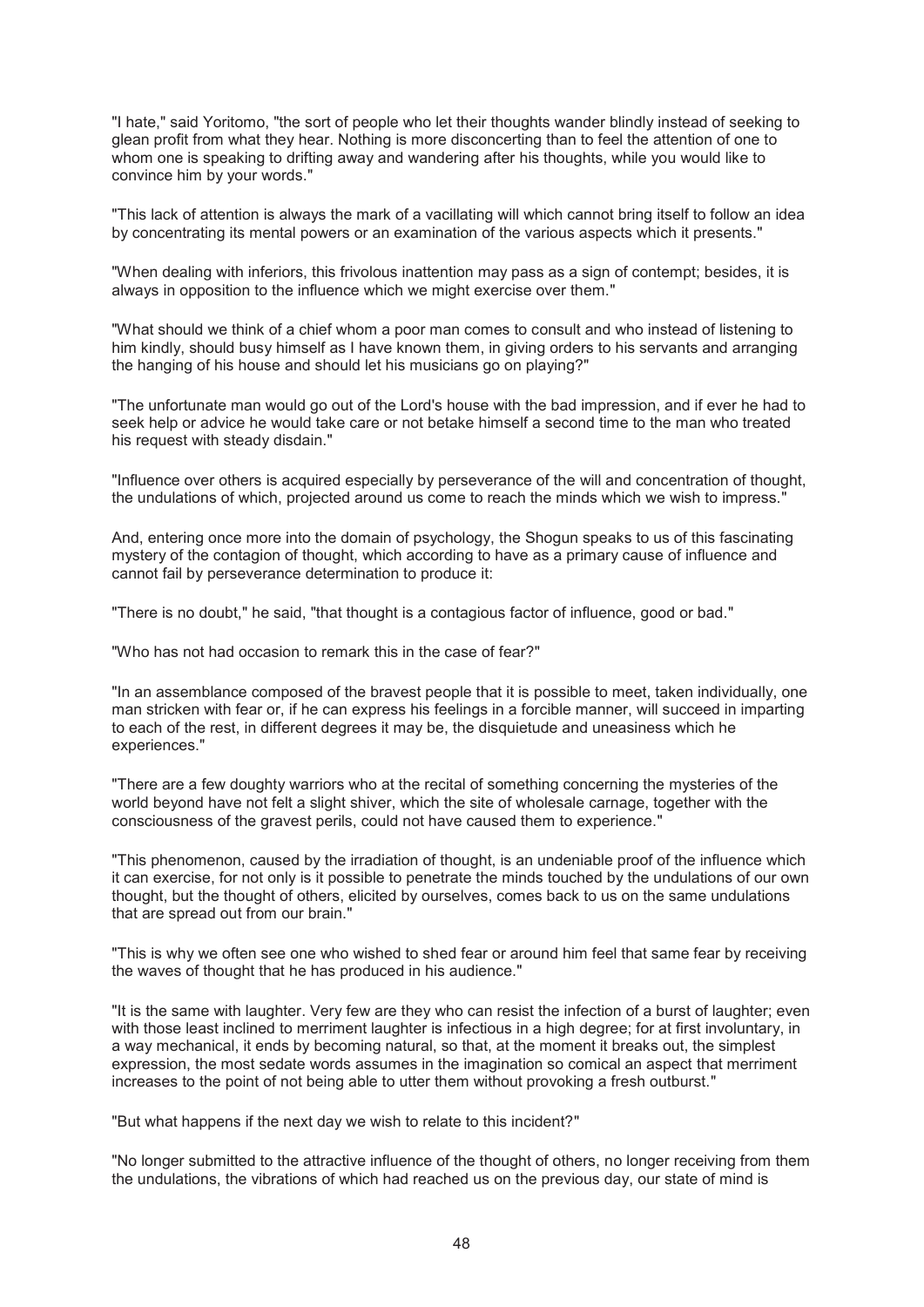"I hate," said Yoritomo, "the sort of people who let their thoughts wander blindly instead of seeking to glean profit from what they hear. Nothing is more disconcerting than to feel the attention of one to whom one is speaking to drifting away and wandering after his thoughts, while you would like to convince him by your words."

"This lack of attention is always the mark of a vacillating will which cannot bring itself to follow an idea by concentrating its mental powers or an examination of the various aspects which it presents."

"When dealing with inferiors, this frivolous inattention may pass as a sign of contempt; besides, it is always in opposition to the influence which we might exercise over them."

"What should we think of a chief whom a poor man comes to consult and who instead of listening to him kindly, should busy himself as I have known them, in giving orders to his servants and arranging the hanging of his house and should let his musicians go on playing?"

"The unfortunate man would go out of the Lord's house with the bad impression, and if ever he had to seek help or advice he would take care or not betake himself a second time to the man who treated his request with steady disdain."

"Influence over others is acquired especially by perseverance of the will and concentration of thought, the undulations of which, projected around us come to reach the minds which we wish to impress."

And, entering once more into the domain of psychology, the Shogun speaks to us of this fascinating mystery of the contagion of thought, which according to have as a primary cause of influence and cannot fail by perseverance determination to produce it:

"There is no doubt," he said, "that thought is a contagious factor of influence, good or bad."

"Who has not had occasion to remark this in the case of fear?"

"In an assemblance composed of the bravest people that it is possible to meet, taken individually, one man stricken with fear or, if he can express his feelings in a forcible manner, will succeed in imparting to each of the rest, in different degrees it may be, the disquietude and uneasiness which he experiences."

"There are a few doughty warriors who at the recital of something concerning the mysteries of the world beyond have not felt a slight shiver, which the site of wholesale carnage, together with the consciousness of the gravest perils, could not have caused them to experience."

"This phenomenon, caused by the irradiation of thought, is an undeniable proof of the influence which it can exercise, for not only is it possible to penetrate the minds touched by the undulations of our own thought, but the thought of others, elicited by ourselves, comes back to us on the same undulations that are spread out from our brain."

"This is why we often see one who wished to shed fear or around him feel that same fear by receiving the waves of thought that he has produced in his audience."

"It is the same with laughter. Very few are they who can resist the infection of a burst of laughter; even with those least inclined to merriment laughter is infectious in a high degree; for at first involuntary, in a way mechanical, it ends by becoming natural, so that, at the moment it breaks out, the simplest expression, the most sedate words assumes in the imagination so comical an aspect that merriment increases to the point of not being able to utter them without provoking a fresh outburst."

"But what happens if the next day we wish to relate to this incident?"

"No longer submitted to the attractive influence of the thought of others, no longer receiving from them the undulations, the vibrations of which had reached us on the previous day, our state of mind is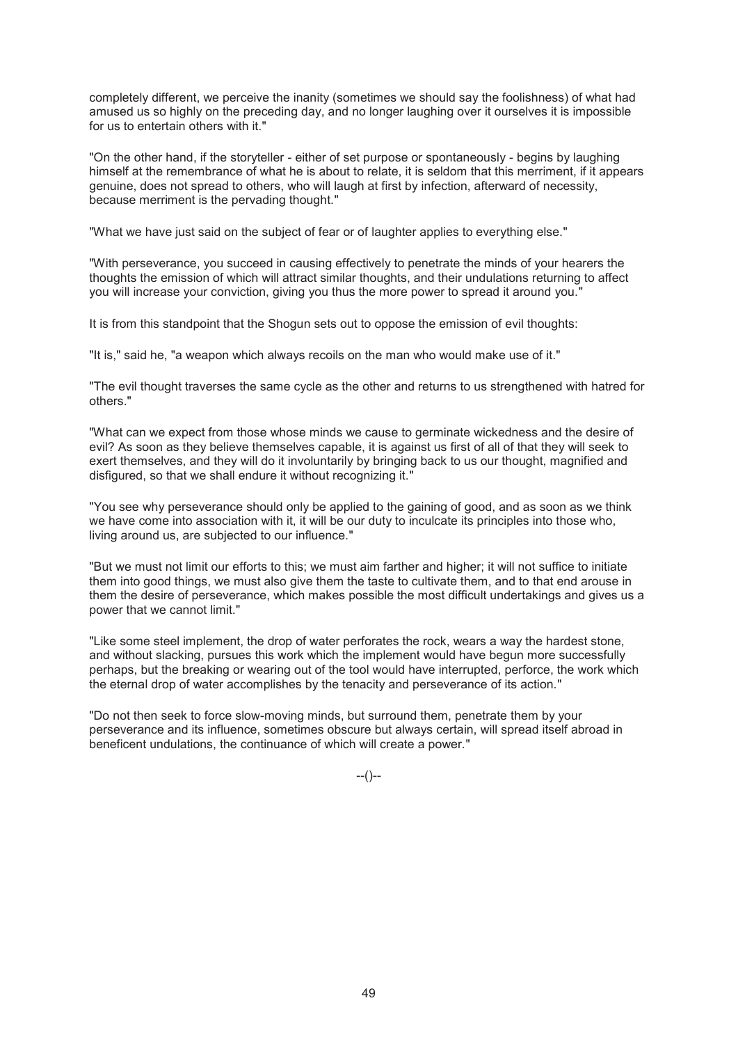completely different, we perceive the inanity (sometimes we should say the foolishness) of what had amused us so highly on the preceding day, and no longer laughing over it ourselves it is impossible for us to entertain others with it."

"On the other hand, if the storyteller - either of set purpose or spontaneously - begins by laughing himself at the remembrance of what he is about to relate, it is seldom that this merriment, if it appears genuine, does not spread to others, who will laugh at first by infection, afterward of necessity, because merriment is the pervading thought."

"What we have just said on the subject of fear or of laughter applies to everything else."

"With perseverance, you succeed in causing effectively to penetrate the minds of your hearers the thoughts the emission of which will attract similar thoughts, and their undulations returning to affect you will increase your conviction, giving you thus the more power to spread it around you."

It is from this standpoint that the Shogun sets out to oppose the emission of evil thoughts:

"It is," said he, "a weapon which always recoils on the man who would make use of it."

"The evil thought traverses the same cycle as the other and returns to us strengthened with hatred for others."

"What can we expect from those whose minds we cause to germinate wickedness and the desire of evil? As soon as they believe themselves capable, it is against us first of all of that they will seek to exert themselves, and they will do it involuntarily by bringing back to us our thought, magnified and disfigured, so that we shall endure it without recognizing it."

"You see why perseverance should only be applied to the gaining of good, and as soon as we think we have come into association with it, it will be our duty to inculcate its principles into those who, living around us, are subjected to our influence."

"But we must not limit our efforts to this; we must aim farther and higher; it will not suffice to initiate them into good things, we must also give them the taste to cultivate them, and to that end arouse in them the desire of perseverance, which makes possible the most difficult undertakings and gives us a power that we cannot limit."

"Like some steel implement, the drop of water perforates the rock, wears a way the hardest stone, and without slacking, pursues this work which the implement would have begun more successfully perhaps, but the breaking or wearing out of the tool would have interrupted, perforce, the work which the eternal drop of water accomplishes by the tenacity and perseverance of its action."

"Do not then seek to force slow-moving minds, but surround them, penetrate them by your perseverance and its influence, sometimes obscure but always certain, will spread itself abroad in beneficent undulations, the continuance of which will create a power."

--()--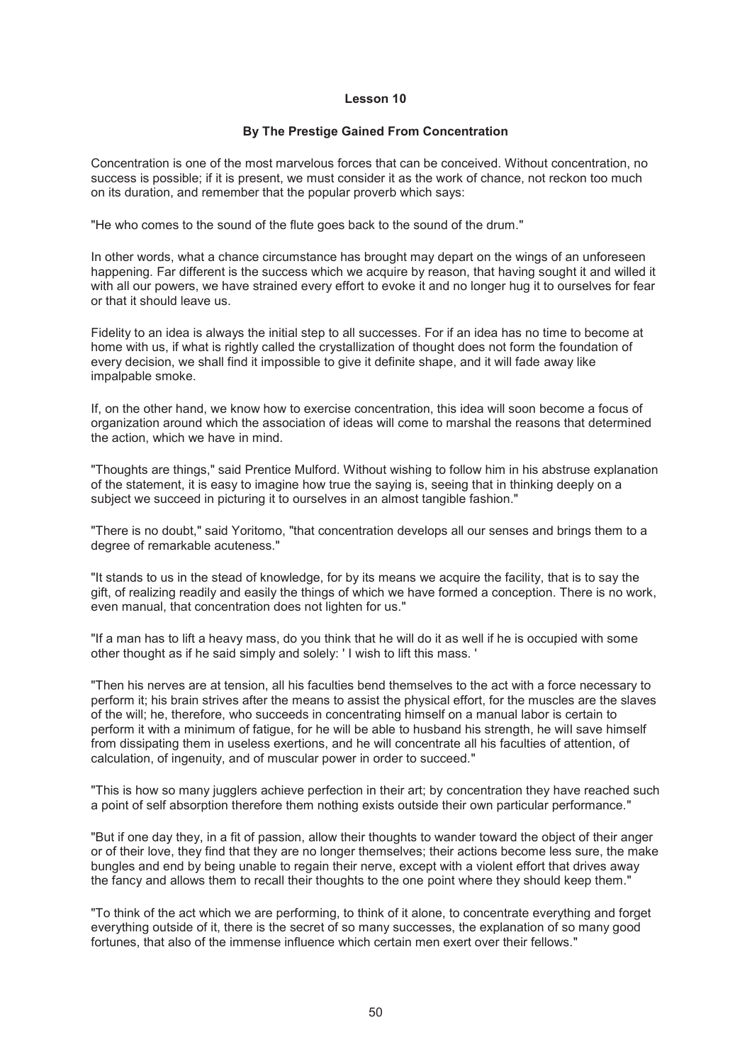**Lesson 10**

**By The Prestige Gained From Concentration**

Concentration is one of the most marvelous forces that can be conceived. Without concentration, no success is possible; if it is present, we must consider it as the work of chance, not reckon too much on its duration, and remember that the popular proverb which says:

"He who comes to the sound of the flute goes back to the sound of the drum."

In other words, what a chance circumstance has brought may depart on the wings of an unforeseen happening. Far different is the success which we acquire by reason, that having sought it and willed it with all our powers, we have strained every effort to evoke it and no longer hug it to ourselves for fear or that it should leave us.

Fidelity to an idea is always the initial step to all successes. For if an idea has no time to become at home with us, if what is rightly called the crystallization of thought does not form the foundation of every decision, we shall find it impossible to give it definite shape, and it will fade away like impalpable smoke.

If, on the other hand, we know how to exercise concentration, this idea will soon become a focus of organization around which the association of ideas will come to marshal the reasons that determined the action, which we have in mind.

"Thoughts are things," said Prentice Mulford. Without wishing to follow him in his abstruse explanation of the statement, it is easy to imagine how true the saying is, seeing that in thinking deeply on a subject we succeed in picturing it to ourselves in an almost tangible fashion."

"There is no doubt," said Yoritomo, "that concentration develops all our senses and brings them to a degree of remarkable acuteness."

"It stands to us in the stead of knowledge, for by its means we acquire the facility, that is to say the gift, of realizing readily and easily the things of which we have formed a conception. There is no work, even manual, that concentration does not lighten for us."

"If a man has to lift a heavy mass, do you think that he will do it as well if he is occupied with some other thought as if he said simply and solely: ' I wish to lift this mass. '

"Then his nerves are at tension, all his faculties bend themselves to the act with a force necessary to perform it; his brain strives after the means to assist the physical effort, for the muscles are the slaves of the will; he, therefore, who succeeds in concentrating himself on a manual labor is certain to perform it with a minimum of fatigue, for he will be able to husband his strength, he will save himself from dissipating them in useless exertions, and he will concentrate all his faculties of attention, of calculation, of ingenuity, and of muscular power in order to succeed."

"This is how so many jugglers achieve perfection in their art; by concentration they have reached such a point of self absorption therefore them nothing exists outside their own particular performance."

"But if one day they, in a fit of passion, allow their thoughts to wander toward the object of their anger or of their love, they find that they are no longer themselves; their actions become less sure, the make bungles and end by being unable to regain their nerve, except with a violent effort that drives away the fancy and allows them to recall their thoughts to the one point where they should keep them."

"To think of the act which we are performing, to think of it alone, to concentrate everything and forget everything outside of it, there is the secret of so many successes, the explanation of so many good fortunes, that also of the immense influence which certain men exert over their fellows."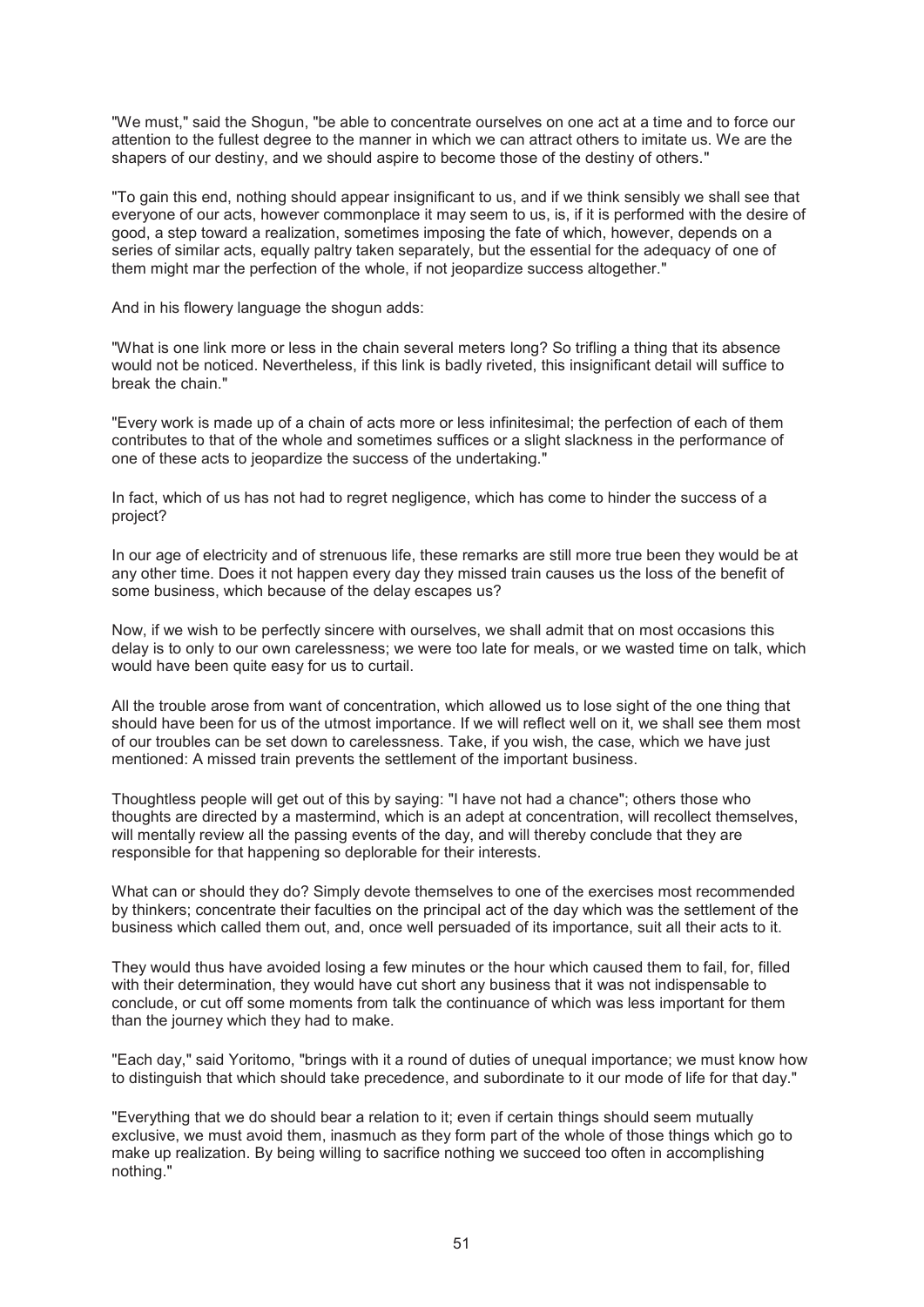"We must," said the Shogun, "be able to concentrate ourselves on one act at a time and to force our attention to the fullest degree to the manner in which we can attract others to imitate us. We are the shapers of our destiny, and we should aspire to become those of the destiny of others."

"To gain this end, nothing should appear insignificant to us, and if we think sensibly we shall see that everyone of our acts, however commonplace it may seem to us, is, if it is performed with the desire of good, a step toward a realization, sometimes imposing the fate of which, however, depends on a series of similar acts, equally paltry taken separately, but the essential for the adequacy of one of them might mar the perfection of the whole, if not jeopardize success altogether."

And in his flowery language the shogun adds:

"What is one link more or less in the chain several meters long? So trifling a thing that its absence would not be noticed. Nevertheless, if this link is badly riveted, this insignificant detail will suffice to break the chain."

"Every work is made up of a chain of acts more or less infinitesimal; the perfection of each of them contributes to that of the whole and sometimes suffices or a slight slackness in the performance of one of these acts to jeopardize the success of the undertaking."

In fact, which of us has not had to regret negligence, which has come to hinder the success of a project?

In our age of electricity and of strenuous life, these remarks are still more true been they would be at any other time. Does it not happen every day they missed train causes us the loss of the benefit of some business, which because of the delay escapes us?

Now, if we wish to be perfectly sincere with ourselves, we shall admit that on most occasions this delay is to only to our own carelessness; we were too late for meals, or we wasted time on talk, which would have been quite easy for us to curtail.

All the trouble arose from want of concentration, which allowed us to lose sight of the one thing that should have been for us of the utmost importance. If we will reflect well on it, we shall see them most of our troubles can be set down to carelessness. Take, if you wish, the case, which we have just mentioned: A missed train prevents the settlement of the important business.

Thoughtless people will get out of this by saying: "I have not had a chance"; others those who thoughts are directed by a mastermind, which is an adept at concentration, will recollect themselves, will mentally review all the passing events of the day, and will thereby conclude that they are responsible for that happening so deplorable for their interests.

What can or should they do? Simply devote themselves to one of the exercises most recommended by thinkers; concentrate their faculties on the principal act of the day which was the settlement of the business which called them out, and, once well persuaded of its importance, suit all their acts to it.

They would thus have avoided losing a few minutes or the hour which caused them to fail, for, filled with their determination, they would have cut short any business that it was not indispensable to conclude, or cut off some moments from talk the continuance of which was less important for them than the journey which they had to make.

"Each day," said Yoritomo, "brings with it a round of duties of unequal importance; we must know how to distinguish that which should take precedence, and subordinate to it our mode of life for that day."

"Everything that we do should bear a relation to it; even if certain things should seem mutually exclusive, we must avoid them, inasmuch as they form part of the whole of those things which go to make up realization. By being willing to sacrifice nothing we succeed too often in accomplishing nothing."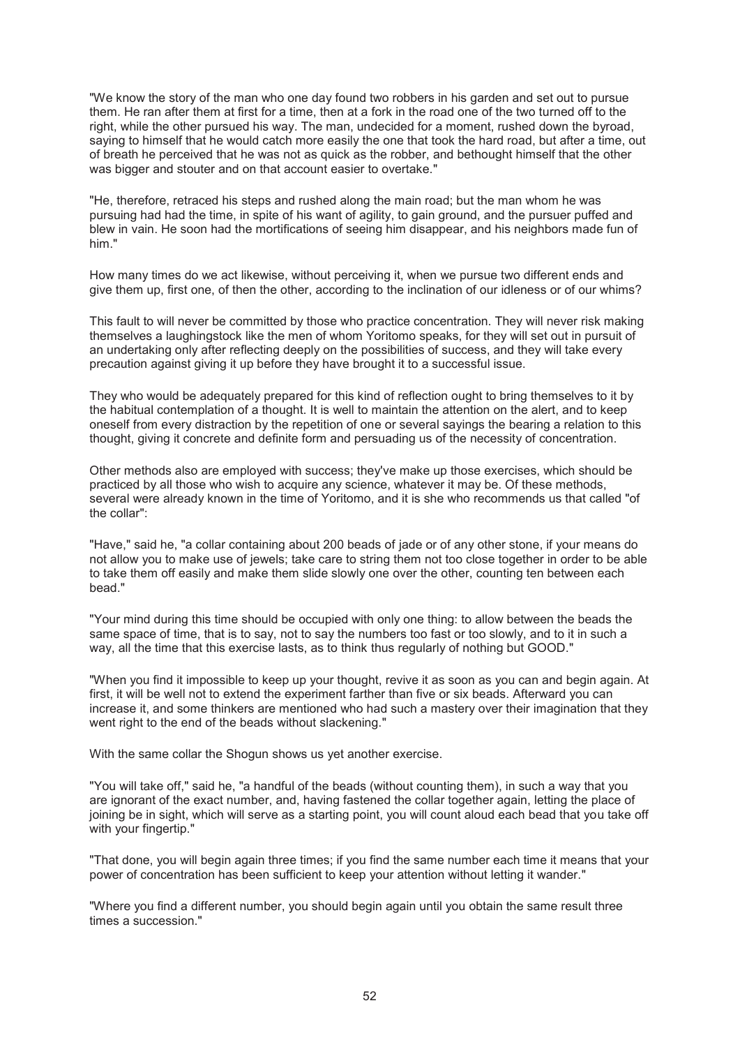"We know the story of the man who one day found two robbers in his garden and set out to pursue them. He ran after them at first for a time, then at a fork in the road one of the two turned off to the right, while the other pursued his way. The man, undecided for a moment, rushed down the byroad, saying to himself that he would catch more easily the one that took the hard road, but after a time, out of breath he perceived that he was not as quick as the robber, and bethought himself that the other was bigger and stouter and on that account easier to overtake."

"He, therefore, retraced his steps and rushed along the main road; but the man whom he was pursuing had had the time, in spite of his want of agility, to gain ground, and the pursuer puffed and blew in vain. He soon had the mortifications of seeing him disappear, and his neighbors made fun of him."

How many times do we act likewise, without perceiving it, when we pursue two different ends and give them up, first one, of then the other, according to the inclination of our idleness or of our whims?

This fault to will never be committed by those who practice concentration. They will never risk making themselves a laughingstock like the men of whom Yoritomo speaks, for they will set out in pursuit of an undertaking only after reflecting deeply on the possibilities of success, and they will take every precaution against giving it up before they have brought it to a successful issue.

They who would be adequately prepared for this kind of reflection ought to bring themselves to it by the habitual contemplation of a thought. It is well to maintain the attention on the alert, and to keep oneself from every distraction by the repetition of one or several sayings the bearing a relation to this thought, giving it concrete and definite form and persuading us of the necessity of concentration.

Other methods also are employed with success; they've make up those exercises, which should be practiced by all those who wish to acquire any science, whatever it may be. Of these methods, several were already known in the time of Yoritomo, and it is she who recommends us that called "of the collar":

"Have," said he, "a collar containing about 200 beads of jade or of any other stone, if your means do not allow you to make use of jewels; take care to string them not too close together in order to be able to take them off easily and make them slide slowly one over the other, counting ten between each bead."

"Your mind during this time should be occupied with only one thing: to allow between the beads the same space of time, that is to say, not to say the numbers too fast or too slowly, and to it in such a way, all the time that this exercise lasts, as to think thus regularly of nothing but GOOD."

"When you find it impossible to keep up your thought, revive it as soon as you can and begin again. At first, it will be well not to extend the experiment farther than five or six beads. Afterward you can increase it, and some thinkers are mentioned who had such a mastery over their imagination that they went right to the end of the beads without slackening."

With the same collar the Shogun shows us yet another exercise.

"You will take off," said he, "a handful of the beads (without counting them), in such a way that you are ignorant of the exact number, and, having fastened the collar together again, letting the place of joining be in sight, which will serve as a starting point, you will count aloud each bead that you take off with your fingertip."

"That done, you will begin again three times; if you find the same number each time it means that your power of concentration has been sufficient to keep your attention without letting it wander."

"Where you find a different number, you should begin again until you obtain the same result three times a succession."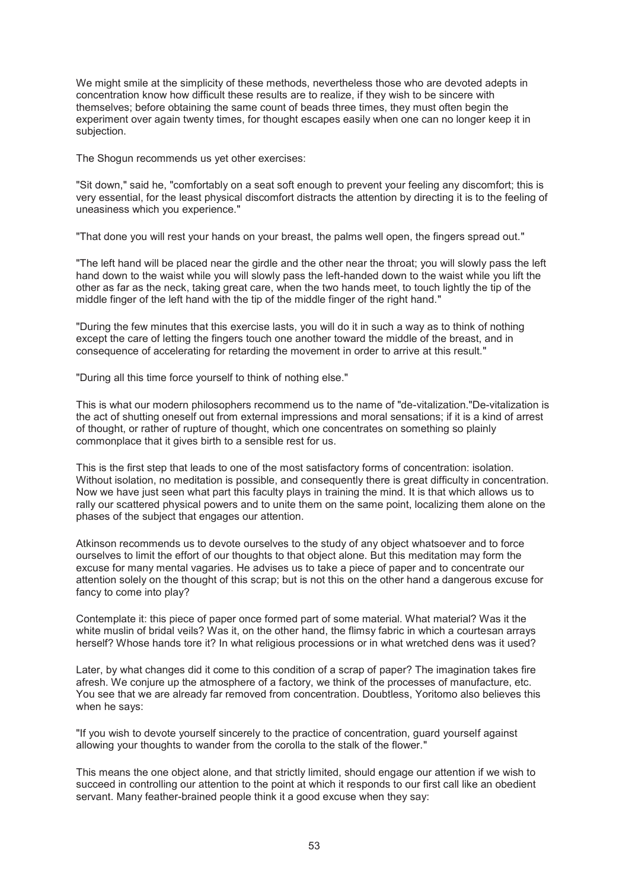We might smile at the simplicity of these methods, nevertheless those who are devoted adepts in concentration know how difficult these results are to realize, if they wish to be sincere with themselves; before obtaining the same count of beads three times, they must often begin the experiment over again twenty times, for thought escapes easily when one can no longer keep it in subjection.

The Shogun recommends us yet other exercises:

"Sit down," said he, "comfortably on a seat soft enough to prevent your feeling any discomfort; this is very essential, for the least physical discomfort distracts the attention by directing it is to the feeling of uneasiness which you experience."

"That done you will rest your hands on your breast, the palms well open, the fingers spread out."

"The left hand will be placed near the girdle and the other near the throat; you will slowly pass the left hand down to the waist while you will slowly pass the left-handed down to the waist while you lift the other as far as the neck, taking great care, when the two hands meet, to touch lightly the tip of the middle finger of the left hand with the tip of the middle finger of the right hand."

"During the few minutes that this exercise lasts, you will do it in such a way as to think of nothing except the care of letting the fingers touch one another toward the middle of the breast, and in consequence of accelerating for retarding the movement in order to arrive at this result."

"During all this time force yourself to think of nothing else."

This is what our modern philosophers recommend us to the name of "de-vitalization."De-vitalization is the act of shutting oneself out from external impressions and moral sensations; if it is a kind of arrest of thought, or rather of rupture of thought, which one concentrates on something so plainly commonplace that it gives birth to a sensible rest for us.

This is the first step that leads to one of the most satisfactory forms of concentration: isolation. Without isolation, no meditation is possible, and consequently there is great difficulty in concentration. Now we have just seen what part this faculty plays in training the mind. It is that which allows us to rally our scattered physical powers and to unite them on the same point, localizing them alone on the phases of the subject that engages our attention.

Atkinson recommends us to devote ourselves to the study of any object whatsoever and to force ourselves to limit the effort of our thoughts to that object alone. But this meditation may form the excuse for many mental vagaries. He advises us to take a piece of paper and to concentrate our attention solely on the thought of this scrap; but is not this on the other hand a dangerous excuse for fancy to come into play?

Contemplate it: this piece of paper once formed part of some material. What material? Was it the white muslin of bridal veils? Was it, on the other hand, the flimsy fabric in which a courtesan arrays herself? Whose hands tore it? In what religious processions or in what wretched dens was it used?

Later, by what changes did it come to this condition of a scrap of paper? The imagination takes fire afresh. We conjure up the atmosphere of a factory, we think of the processes of manufacture, etc. You see that we are already far removed from concentration. Doubtless, Yoritomo also believes this when he says:

"If you wish to devote yourself sincerely to the practice of concentration, guard yourself against allowing your thoughts to wander from the corolla to the stalk of the flower."

This means the one object alone, and that strictly limited, should engage our attention if we wish to succeed in controlling our attention to the point at which it responds to our first call like an obedient servant. Many feather-brained people think it a good excuse when they say: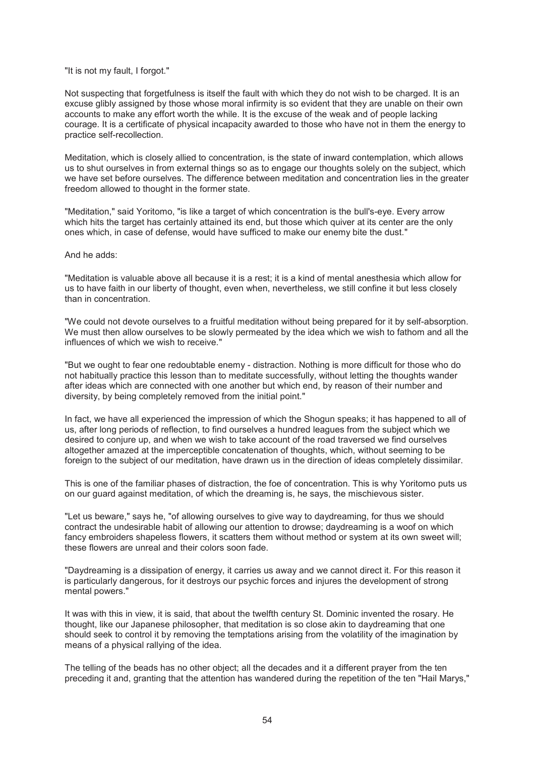"It is not my fault, I forgot."

Not suspecting that forgetfulness is itself the fault with which they do not wish to be charged. It is an excuse glibly assigned by those whose moral infirmity is so evident that they are unable on their own accounts to make any effort worth the while. It is the excuse of the weak and of people lacking courage. It is a certificate of physical incapacity awarded to those who have not in them the energy to practice self-recollection.

Meditation, which is closely allied to concentration, is the state of inward contemplation, which allows us to shut ourselves in from external things so as to engage our thoughts solely on the subject, which we have set before ourselves. The difference between meditation and concentration lies in the greater freedom allowed to thought in the former state.

"Meditation," said Yoritomo, "is like a target of which concentration is the bull's-eye. Every arrow which hits the target has certainly attained its end, but those which quiver at its center are the only ones which, in case of defense, would have sufficed to make our enemy bite the dust."

And he adds:

"Meditation is valuable above all because it is a rest; it is a kind of mental anesthesia which allow for us to have faith in our liberty of thought, even when, nevertheless, we still confine it but less closely than in concentration.

"We could not devote ourselves to a fruitful meditation without being prepared for it by self-absorption. We must then allow ourselves to be slowly permeated by the idea which we wish to fathom and all the influences of which we wish to receive."

"But we ought to fear one redoubtable enemy - distraction. Nothing is more difficult for those who do not habitually practice this lesson than to meditate successfully, without letting the thoughts wander after ideas which are connected with one another but which end, by reason of their number and diversity, by being completely removed from the initial point."

In fact, we have all experienced the impression of which the Shogun speaks; it has happened to all of us, after long periods of reflection, to find ourselves a hundred leagues from the subject which we desired to conjure up, and when we wish to take account of the road traversed we find ourselves altogether amazed at the imperceptible concatenation of thoughts, which, without seeming to be foreign to the subject of our meditation, have drawn us in the direction of ideas completely dissimilar.

This is one of the familiar phases of distraction, the foe of concentration. This is why Yoritomo puts us on our guard against meditation, of which the dreaming is, he says, the mischievous sister.

"Let us beware," says he, "of allowing ourselves to give way to daydreaming, for thus we should contract the undesirable habit of allowing our attention to drowse; daydreaming is a woof on which fancy embroiders shapeless flowers, it scatters them without method or system at its own sweet will; these flowers are unreal and their colors soon fade.

"Daydreaming is a dissipation of energy, it carries us away and we cannot direct it. For this reason it is particularly dangerous, for it destroys our psychic forces and injures the development of strong mental powers."

It was with this in view, it is said, that about the twelfth century St. Dominic invented the rosary. He thought, like our Japanese philosopher, that meditation is so close akin to daydreaming that one should seek to control it by removing the temptations arising from the volatility of the imagination by means of a physical rallying of the idea.

The telling of the beads has no other object; all the decades and it a different prayer from the ten preceding it and, granting that the attention has wandered during the repetition of the ten "Hail Marys,"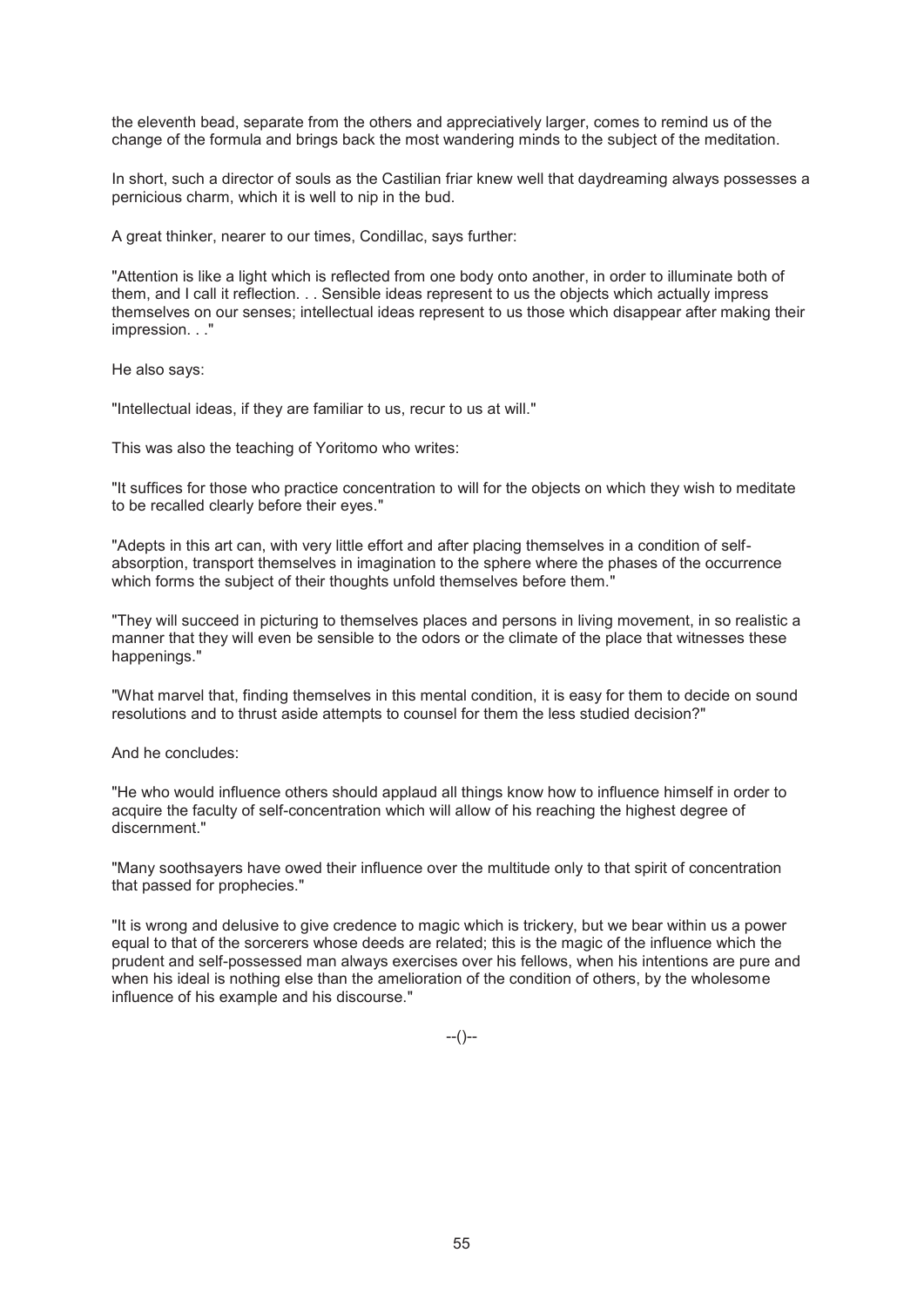the eleventh bead, separate from the others and appreciatively larger, comes to remind us of the change of the formula and brings back the most wandering minds to the subject of the meditation.

In short, such a director of souls as the Castilian friar knew well that daydreaming always possesses a pernicious charm, which it is well to nip in the bud.

A great thinker, nearer to our times, Condillac, says further:

"Attention is like a light which is reflected from one body onto another, in order to illuminate both of them, and I call it reflection. . . Sensible ideas represent to us the objects which actually impress themselves on our senses; intellectual ideas represent to us those which disappear after making their impression. . ."

He also says:

"Intellectual ideas, if they are familiar to us, recur to us at will."

This was also the teaching of Yoritomo who writes:

"It suffices for those who practice concentration to will for the objects on which they wish to meditate to be recalled clearly before their eyes."

"Adepts in this art can, with very little effort and after placing themselves in a condition of self-absorption, transport themselves in imagination to the sphere where the phases of the occurrence which forms the subject of their thoughts unfold themselves before them."

"They will succeed in picturing to themselves places and persons in living movement, in so realistic a manner that they will even be sensible to the odors or the climate of the place that witnesses these happenings."

"What marvel that, finding themselves in this mental condition, it is easy for them to decide on sound resolutions and to thrust aside attempts to counsel for them the less studied decision?"

And he concludes:

"He who would influence others should applaud all things know how to influence himself in order to acquire the faculty of self-concentration which will allow of his reaching the highest degree of discernment."

"Many soothsayers have owed their influence over the multitude only to that spirit of concentration that passed for prophecies."

"It is wrong and delusive to give credence to magic which is trickery, but we bear within us a power equal to that of the sorcerers whose deeds are related; this is the magic of the influence which the prudent and self-possessed man always exercises over his fellows, when his intentions are pure and when his ideal is nothing else than the amelioration of the condition of others, by the wholesome influence of his example and his discourse."

--()--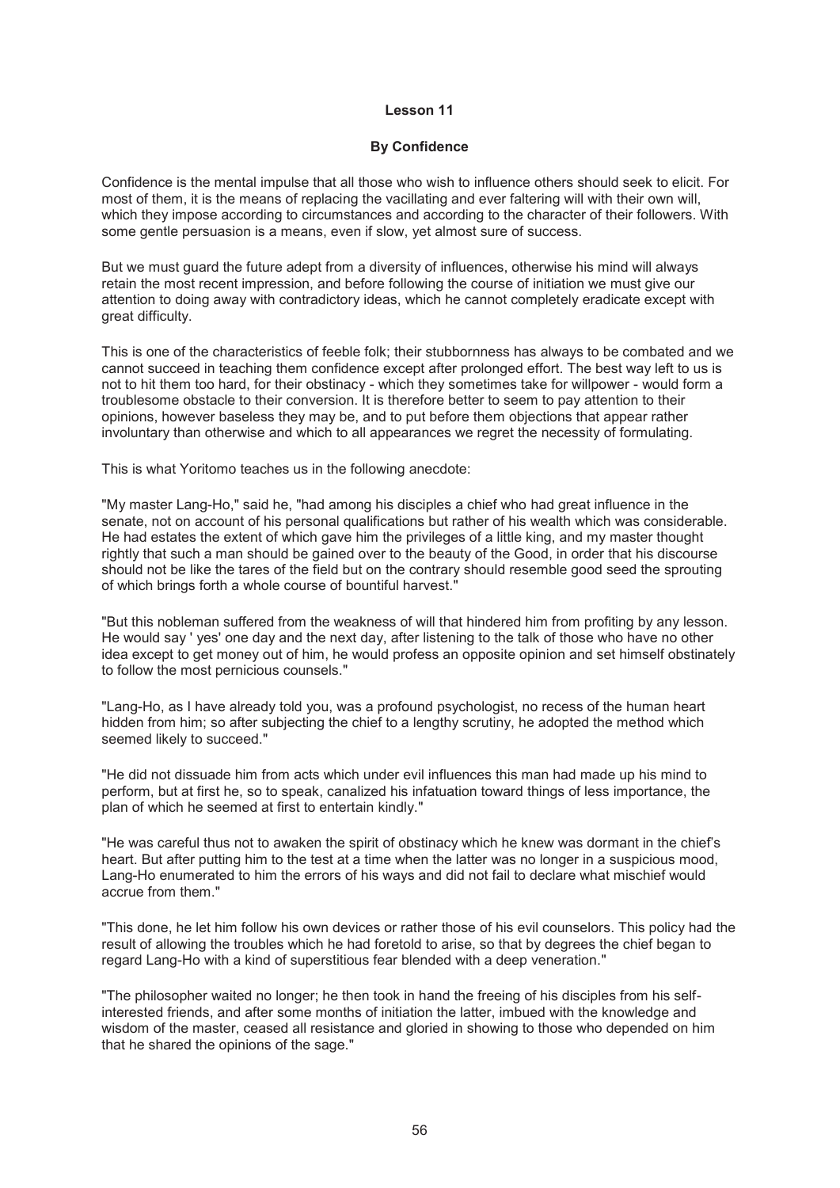**Lesson 11**

**By Confidence**

Confidence is the mental impulse that all those who wish to influence others should seek to elicit. For most of them, it is the means of replacing the vacillating and ever faltering will with their own will, which they impose according to circumstances and according to the character of their followers. With some gentle persuasion is a means, even if slow, yet almost sure of success.

But we must guard the future adept from a diversity of influences, otherwise his mind will always retain the most recent impression, and before following the course of initiation we must give our attention to doing away with contradictory ideas, which he cannot completely eradicate except with great difficulty.

This is one of the characteristics of feeble folk; their stubbornness has always to be combated and we cannot succeed in teaching them confidence except after prolonged effort. The best way left to us is not to hit them too hard, for their obstinacy - which they sometimes take for willpower - would form a troublesome obstacle to their conversion. It is therefore better to seem to pay attention to their opinions, however baseless they may be, and to put before them objections that appear rather involuntary than otherwise and which to all appearances we regret the necessity of formulating.

This is what Yoritomo teaches us in the following anecdote:

"My master Lang-Ho," said he, "had among his disciples a chief who had great influence in the senate, not on account of his personal qualifications but rather of his wealth which was considerable. He had estates the extent of which gave him the privileges of a little king, and my master thought rightly that such a man should be gained over to the beauty of the Good, in order that his discourse should not be like the tares of the field but on the contrary should resemble good seed the sprouting of which brings forth a whole course of bountiful harvest."

"But this nobleman suffered from the weakness of will that hindered him from profiting by any lesson. He would say ' yes' one day and the next day, after listening to the talk of those who have no other idea except to get money out of him, he would profess an opposite opinion and set himself obstinately to follow the most pernicious counsels."

"Lang-Ho, as I have already told you, was a profound psychologist, no recess of the human heart hidden from him; so after subjecting the chief to a lengthy scrutiny, he adopted the method which seemed likely to succeed."

"He did not dissuade him from acts which under evil influences this man had made up his mind to perform, but at first he, so to speak, canalized his infatuation toward things of less importance, the plan of which he seemed at first to entertain kindly."

"He was careful thus not to awaken the spirit of obstinacy which he knew was dormant in the chief's heart. But after putting him to the test at a time when the latter was no longer in a suspicious mood, Lang-Ho enumerated to him the errors of his ways and did not fail to declare what mischief would accrue from them."

"This done, he let him follow his own devices or rather those of his evil counselors. This policy had the result of allowing the troubles which he had foretold to arise, so that by degrees the chief began to regard Lang-Ho with a kind of superstitious fear blended with a deep veneration."

"The philosopher waited no longer; he then took in hand the freeing of his disciples from his self-interested friends, and after some months of initiation the latter, imbued with the knowledge and wisdom of the master, ceased all resistance and gloried in showing to those who depended on him that he shared the opinions of the sage."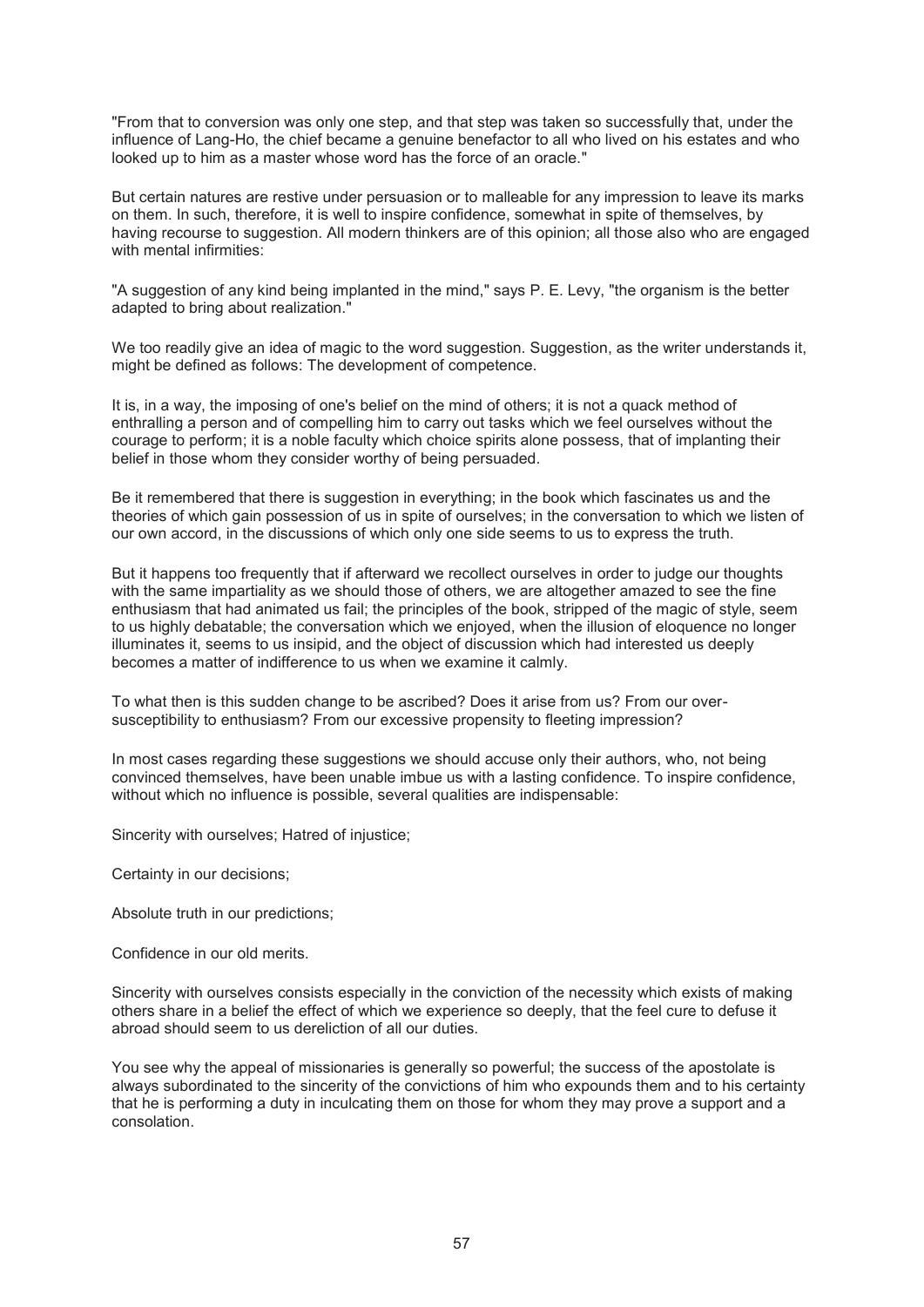"From that to conversion was only one step, and that step was taken so successfully that, under the influence of Lang-Ho, the chief became a genuine benefactor to all who lived on his estates and who looked up to him as a master whose word has the force of an oracle."

But certain natures are restive under persuasion or to malleable for any impression to leave its marks on them. In such, therefore, it is well to inspire confidence, somewhat in spite of themselves, by having recourse to suggestion. All modern thinkers are of this opinion; all those also who are engaged with mental infirmities:

"A suggestion of any kind being implanted in the mind," says P. E. Levy, "the organism is the better adapted to bring about realization."

We too readily give an idea of magic to the word suggestion. Suggestion, as the writer understands it, might be defined as follows: The development of competence.

It is, in a way, the imposing of one's belief on the mind of others; it is not a quack method of enthralling a person and of compelling him to carry out tasks which we feel ourselves without the courage to perform; it is a noble faculty which choice spirits alone possess, that of implanting their belief in those whom they consider worthy of being persuaded.

Be it remembered that there is suggestion in everything; in the book which fascinates us and the theories of which gain possession of us in spite of ourselves; in the conversation to which we listen of our own accord, in the discussions of which only one side seems to us to express the truth.

But it happens too frequently that if afterward we recollect ourselves in order to judge our thoughts with the same impartiality as we should those of others, we are altogether amazed to see the fine enthusiasm that had animated us fail; the principles of the book, stripped of the magic of style, seem to us highly debatable; the conversation which we enjoyed, when the illusion of eloquence no longer illuminates it, seems to us insipid, and the object of discussion which had interested us deeply becomes a matter of indifference to us when we examine it calmly.

To what then is this sudden change to be ascribed? Does it arise from us? From our over-susceptibility to enthusiasm? From our excessive propensity to fleeting impression?

In most cases regarding these suggestions we should accuse only their authors, who, not being convinced themselves, have been unable imbue us with a lasting confidence. To inspire confidence, without which no influence is possible, several qualities are indispensable:

Sincerity with ourselves; Hatred of injustice;

Certainty in our decisions;

Absolute truth in our predictions;

Confidence in our old merits.

Sincerity with ourselves consists especially in the conviction of the necessity which exists of making others share in a belief the effect of which we experience so deeply, that the feel cure to defuse it abroad should seem to us dereliction of all our duties.

You see why the appeal of missionaries is generally so powerful; the success of the apostolate is always subordinated to the sincerity of the convictions of him who expounds them and to his certainty that he is performing a duty in inculcating them on those for whom they may prove a support and a consolation.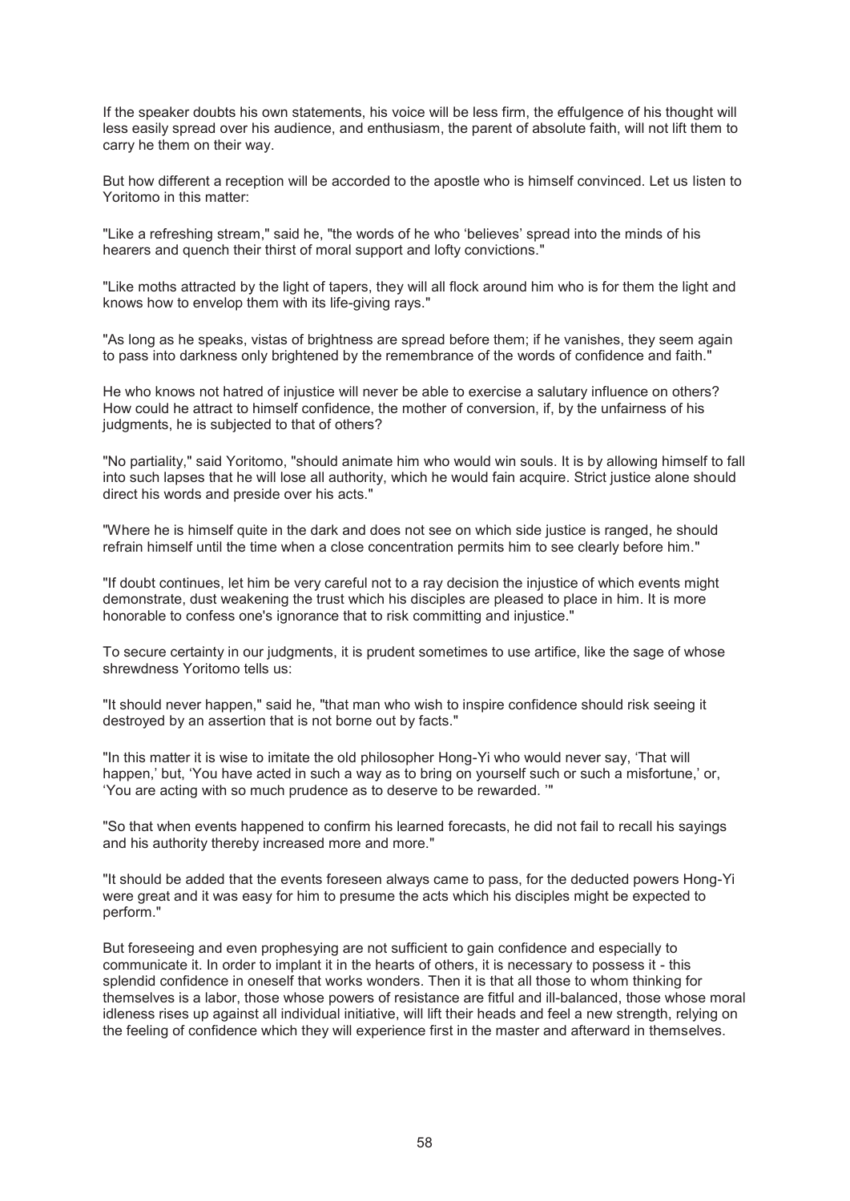If the speaker doubts his own statements, his voice will be less firm, the effulgence of his thought will less easily spread over his audience, and enthusiasm, the parent of absolute faith, will not lift them to carry he them on their way.

But how different a reception will be accorded to the apostle who is himself convinced. Let us listen to Yoritomo in this matter:

"Like a refreshing stream," said he, "the words of he who 'believes' spread into the minds of his hearers and quench their thirst of moral support and lofty convictions."

"Like moths attracted by the light of tapers, they will all flock around him who is for them the light and knows how to envelop them with its life-giving rays."

"As long as he speaks, vistas of brightness are spread before them; if he vanishes, they seem again to pass into darkness only brightened by the remembrance of the words of confidence and faith."

He who knows not hatred of injustice will never be able to exercise a salutary influence on others? How could he attract to himself confidence, the mother of conversion, if, by the unfairness of his judgments, he is subjected to that of others?

"No partiality," said Yoritomo, "should animate him who would win souls. It is by allowing himself to fall into such lapses that he will lose all authority, which he would fain acquire. Strict justice alone should direct his words and preside over his acts."

"Where he is himself quite in the dark and does not see on which side justice is ranged, he should refrain himself until the time when a close concentration permits him to see clearly before him."

"If doubt continues, let him be very careful not to a ray decision the injustice of which events might demonstrate, dust weakening the trust which his disciples are pleased to place in him. It is more honorable to confess one's ignorance that to risk committing and injustice."

To secure certainty in our judgments, it is prudent sometimes to use artifice, like the sage of whose shrewdness Yoritomo tells us:

"It should never happen," said he, "that man who wish to inspire confidence should risk seeing it destroyed by an assertion that is not borne out by facts."

"In this matter it is wise to imitate the old philosopher Hong-Yi who would never say, 'That will happen,' but, 'You have acted in such a way as to bring on yourself such or such a misfortune,' or, 'You are acting with so much prudence as to deserve to be rewarded. '"

"So that when events happened to confirm his learned forecasts, he did not fail to recall his sayings and his authority thereby increased more and more."

"It should be added that the events foreseen always came to pass, for the deducted powers Hong-Yi were great and it was easy for him to presume the acts which his disciples might be expected to perform."

But foreseeing and even prophesying are not sufficient to gain confidence and especially to communicate it. In order to implant it in the hearts of others, it is necessary to possess it - this splendid confidence in oneself that works wonders. Then it is that all those to whom thinking for themselves is a labor, those whose powers of resistance are fitful and ill-balanced, those whose moral idleness rises up against all individual initiative, will lift their heads and feel a new strength, relying on the feeling of confidence which they will experience first in the master and afterward in themselves.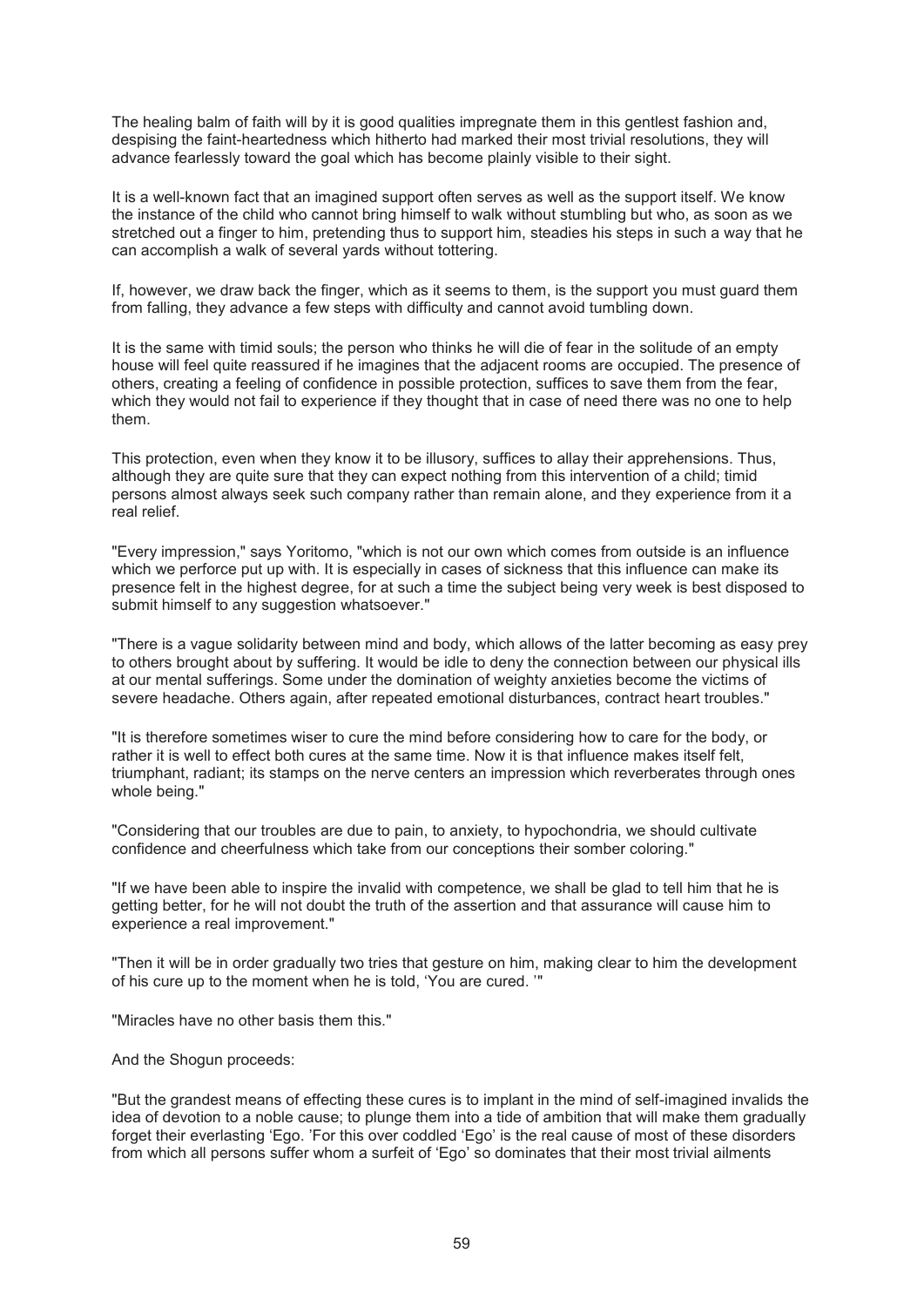The healing balm of faith will by it is good qualities impregnate them in this gentlest fashion and, despising the faint-heartedness which hitherto had marked their most trivial resolutions, they will advance fearlessly toward the goal which has become plainly visible to their sight.

It is a well-known fact that an imagined support often serves as well as the support itself. We know the instance of the child who cannot bring himself to walk without stumbling but who, as soon as we stretched out a finger to him, pretending thus to support him, steadies his steps in such a way that he can accomplish a walk of several yards without tottering.

If, however, we draw back the finger, which as it seems to them, is the support you must guard them from falling, they advance a few steps with difficulty and cannot avoid tumbling down.

It is the same with timid souls; the person who thinks he will die of fear in the solitude of an empty house will feel quite reassured if he imagines that the adjacent rooms are occupied. The presence of others, creating a feeling of confidence in possible protection, suffices to save them from the fear, which they would not fail to experience if they thought that in case of need there was no one to help them.

This protection, even when they know it to be illusory, suffices to allay their apprehensions. Thus, although they are quite sure that they can expect nothing from this intervention of a child; timid persons almost always seek such company rather than remain alone, and they experience from it a real relief.

"Every impression," says Yoritomo, "which is not our own which comes from outside is an influence which we perforce put up with. It is especially in cases of sickness that this influence can make its presence felt in the highest degree, for at such a time the subject being very week is best disposed to submit himself to any suggestion whatsoever."

"There is a vague solidarity between mind and body, which allows of the latter becoming as easy prey to others brought about by suffering. It would be idle to deny the connection between our physical ills at our mental sufferings. Some under the domination of weighty anxieties become the victims of severe headache. Others again, after repeated emotional disturbances, contract heart troubles."

"It is therefore sometimes wiser to cure the mind before considering how to care for the body, or rather it is well to effect both cures at the same time. Now it is that influence makes itself felt, triumphant, radiant; its stamps on the nerve centers an impression which reverberates through ones whole being."

"Considering that our troubles are due to pain, to anxiety, to hypochondria, we should cultivate confidence and cheerfulness which take from our conceptions their somber coloring."

"If we have been able to inspire the invalid with competence, we shall be glad to tell him that he is getting better, for he will not doubt the truth of the assertion and that assurance will cause him to experience a real improvement."

"Then it will be in order gradually two tries that gesture on him, making clear to him the development of his cure up to the moment when he is told, 'You are cured. '"

"Miracles have no other basis them this."

And the Shogun proceeds:

"But the grandest means of effecting these cures is to implant in the mind of self-imagined invalids the idea of devotion to a noble cause; to plunge them into a tide of ambition that will make them gradually forget their everlasting 'Ego. 'For this over coddled 'Ego' is the real cause of most of these disorders from which all persons suffer whom a surfeit of 'Ego' so dominates that their most trivial ailments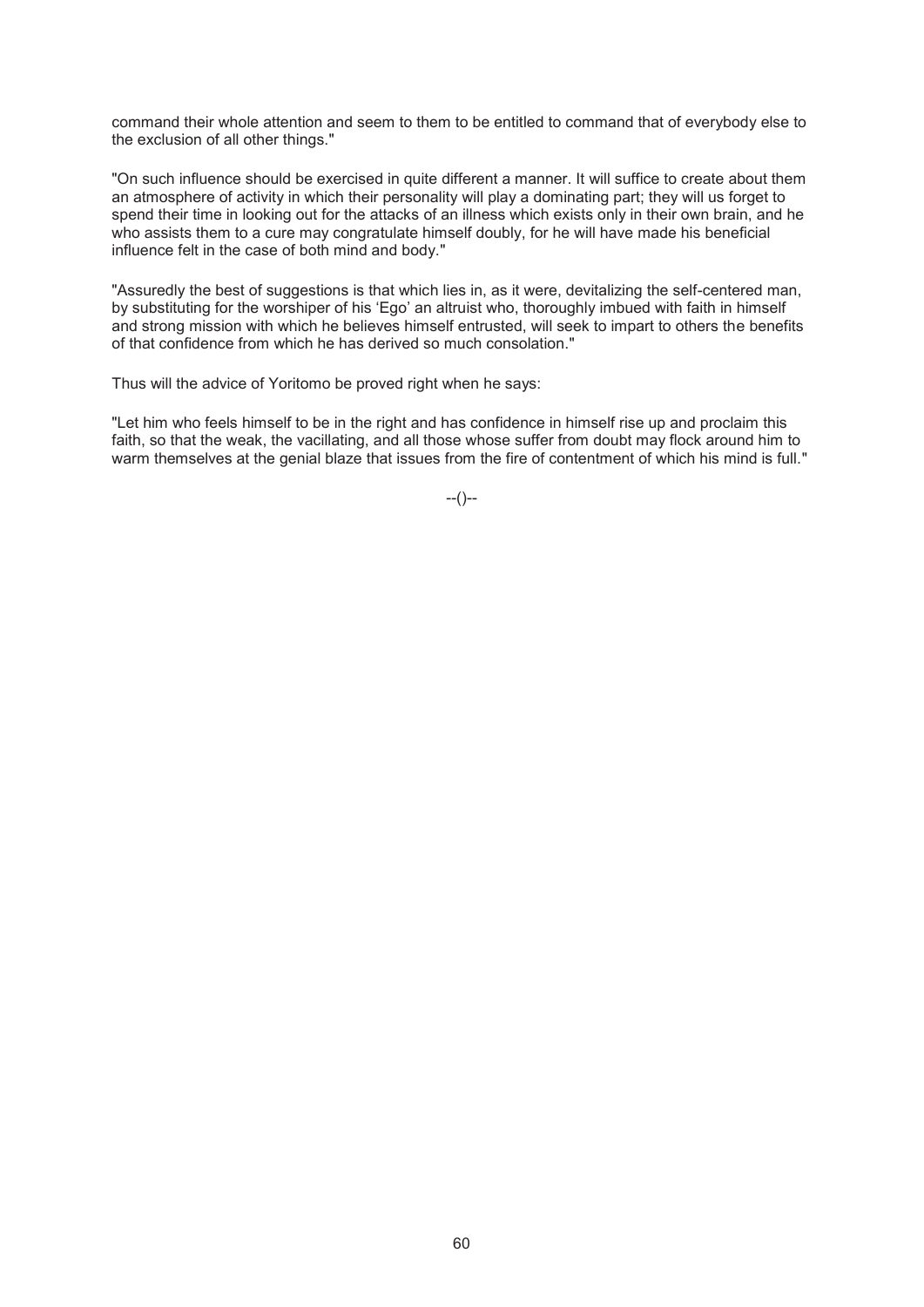command their whole attention and seem to them to be entitled to command that of everybody else to the exclusion of all other things."

"On such influence should be exercised in quite different a manner. It will suffice to create about them an atmosphere of activity in which their personality will play a dominating part; they will us forget to spend their time in looking out for the attacks of an illness which exists only in their own brain, and he who assists them to a cure may congratulate himself doubly, for he will have made his beneficial influence felt in the case of both mind and body."

"Assuredly the best of suggestions is that which lies in, as it were, devitalizing the self-centered man, by substituting for the worshiper of his 'Ego' an altruist who, thoroughly imbued with faith in himself and strong mission with which he believes himself entrusted, will seek to impart to others the benefits of that confidence from which he has derived so much consolation."

Thus will the advice of Yoritomo be proved right when he says:

"Let him who feels himself to be in the right and has confidence in himself rise up and proclaim this faith, so that the weak, the vacillating, and all those whose suffer from doubt may flock around him to warm themselves at the genial blaze that issues from the fire of contentment of which his mind is full."

--()--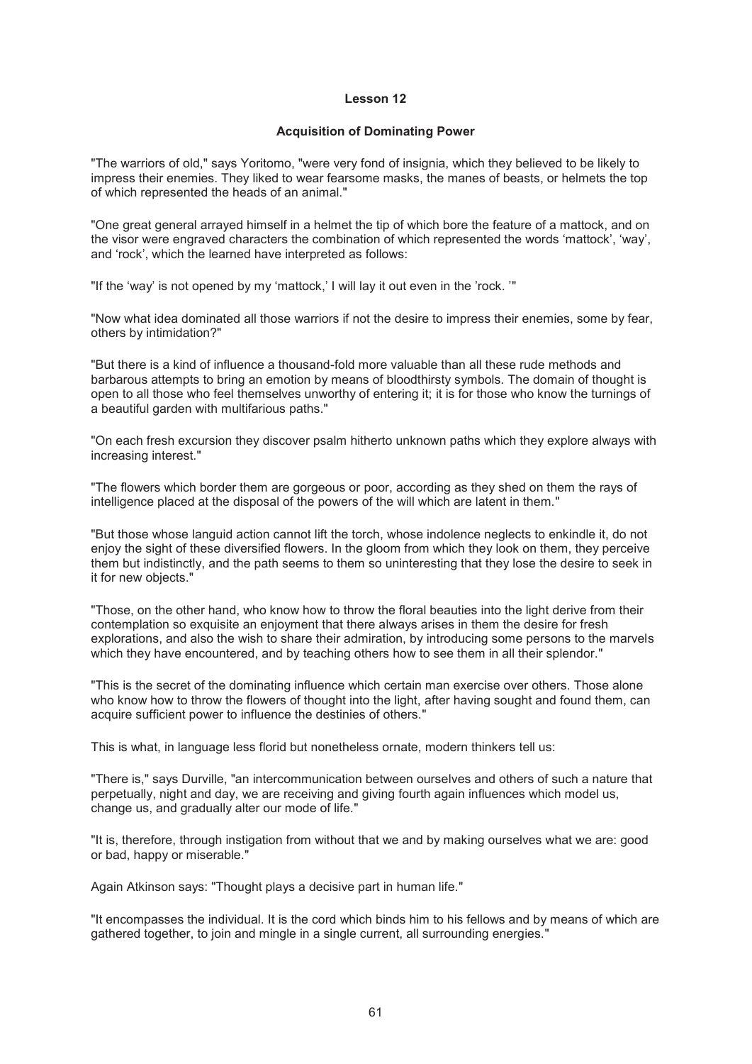**Lesson 12**

**Acquisition of Dominating Power**

"The warriors of old," says Yoritomo, "were very fond of insignia, which they believed to be likely to impress their enemies. They liked to wear fearsome masks, the manes of beasts, or helmets the top of which represented the heads of an animal."

"One great general arrayed himself in a helmet the tip of which bore the feature of a mattock, and on the visor were engraved characters the combination of which represented the words 'mattock', 'way', and 'rock', which the learned have interpreted as follows:

"If the 'way' is not opened by my 'mattock,' I will lay it out even in the 'rock. '"

"Now what idea dominated all those warriors if not the desire to impress their enemies, some by fear, others by intimidation?"

"But there is a kind of influence a thousand-fold more valuable than all these rude methods and barbarous attempts to bring an emotion by means of bloodthirsty symbols. The domain of thought is open to all those who feel themselves unworthy of entering it; it is for those who know the turnings of a beautiful garden with multifarious paths."

"On each fresh excursion they discover psalm hitherto unknown paths which they explore always with increasing interest."

"The flowers which border them are gorgeous or poor, according as they shed on them the rays of intelligence placed at the disposal of the powers of the will which are latent in them."

"But those whose languid action cannot lift the torch, whose indolence neglects to enkindle it, do not enjoy the sight of these diversified flowers. In the gloom from which they look on them, they perceive them but indistinctly, and the path seems to them so uninteresting that they lose the desire to seek in it for new objects."

"Those, on the other hand, who know how to throw the floral beauties into the light derive from their contemplation so exquisite an enjoyment that there always arises in them the desire for fresh explorations, and also the wish to share their admiration, by introducing some persons to the marvels which they have encountered, and by teaching others how to see them in all their splendor."

"This is the secret of the dominating influence which certain man exercise over others. Those alone who know how to throw the flowers of thought into the light, after having sought and found them, can acquire sufficient power to influence the destinies of others."

This is what, in language less florid but nonetheless ornate, modern thinkers tell us:

"There is," says Durville, "an intercommunication between ourselves and others of such a nature that perpetually, night and day, we are receiving and giving fourth again influences which model us, change us, and gradually alter our mode of life."

"It is, therefore, through instigation from without that we and by making ourselves what we are: good or bad, happy or miserable."

Again Atkinson says: "Thought plays a decisive part in human life."

"It encompasses the individual. It is the cord which binds him to his fellows and by means of which are gathered together, to join and mingle in a single current, all surrounding energies."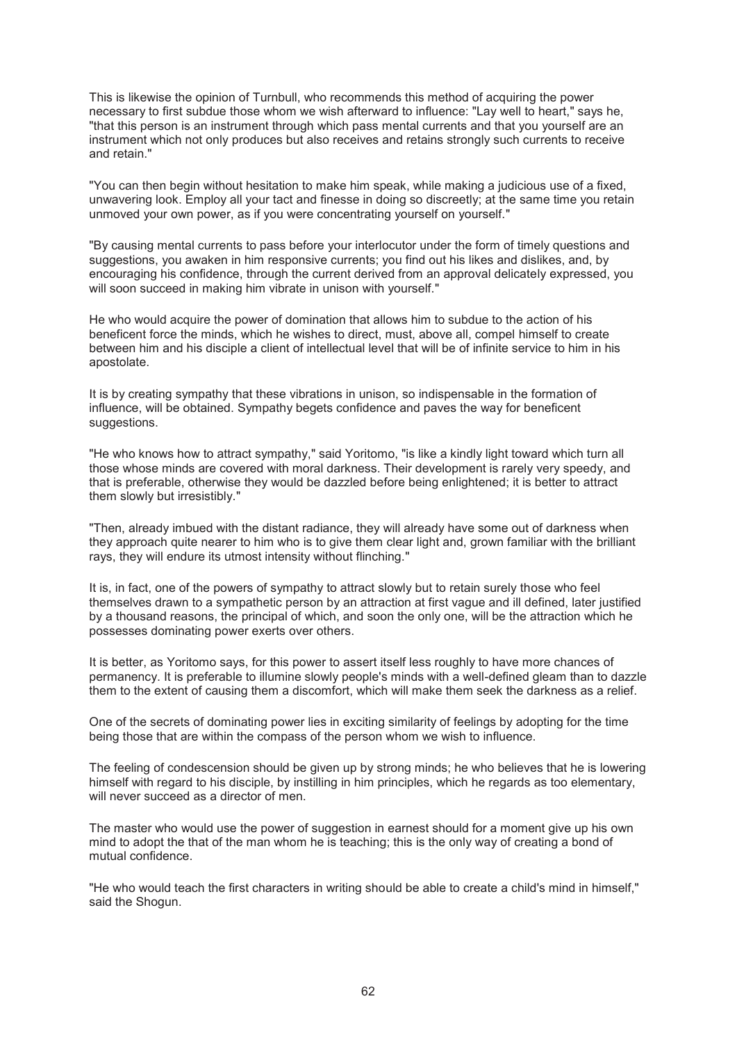This is likewise the opinion of Turnbull, who recommends this method of acquiring the power necessary to first subdue those whom we wish afterward to influence: "Lay well to heart," says he, "that this person is an instrument through which pass mental currents and that you yourself are an instrument which not only produces but also receives and retains strongly such currents to receive and retain."

"You can then begin without hesitation to make him speak, while making a judicious use of a fixed, unwavering look. Employ all your tact and finesse in doing so discreetly; at the same time you retain unmoved your own power, as if you were concentrating yourself on yourself."

"By causing mental currents to pass before your interlocutor under the form of timely questions and suggestions, you awaken in him responsive currents; you find out his likes and dislikes, and, by encouraging his confidence, through the current derived from an approval delicately expressed, you will soon succeed in making him vibrate in unison with yourself."

He who would acquire the power of domination that allows him to subdue to the action of his beneficent force the minds, which he wishes to direct, must, above all, compel himself to create between him and his disciple a client of intellectual level that will be of infinite service to him in his apostolate.

It is by creating sympathy that these vibrations in unison, so indispensable in the formation of influence, will be obtained. Sympathy begets confidence and paves the way for beneficent suggestions.

"He who knows how to attract sympathy," said Yoritomo, "is like a kindly light toward which turn all those whose minds are covered with moral darkness. Their development is rarely very speedy, and that is preferable, otherwise they would be dazzled before being enlightened; it is better to attract them slowly but irresistibly."

"Then, already imbued with the distant radiance, they will already have some out of darkness when they approach quite nearer to him who is to give them clear light and, grown familiar with the brilliant rays, they will endure its utmost intensity without flinching."

It is, in fact, one of the powers of sympathy to attract slowly but to retain surely those who feel themselves drawn to a sympathetic person by an attraction at first vague and ill defined, later justified by a thousand reasons, the principal of which, and soon the only one, will be the attraction which he possesses dominating power exerts over others.

It is better, as Yoritomo says, for this power to assert itself less roughly to have more chances of permanency. It is preferable to illumine slowly people's minds with a well-defined gleam than to dazzle them to the extent of causing them a discomfort, which will make them seek the darkness as a relief.

One of the secrets of dominating power lies in exciting similarity of feelings by adopting for the time being those that are within the compass of the person whom we wish to influence.

The feeling of condescension should be given up by strong minds; he who believes that he is lowering himself with regard to his disciple, by instilling in him principles, which he regards as too elementary, will never succeed as a director of men.

The master who would use the power of suggestion in earnest should for a moment give up his own mind to adopt the that of the man whom he is teaching; this is the only way of creating a bond of mutual confidence.

"He who would teach the first characters in writing should be able to create a child's mind in himself," said the Shogun.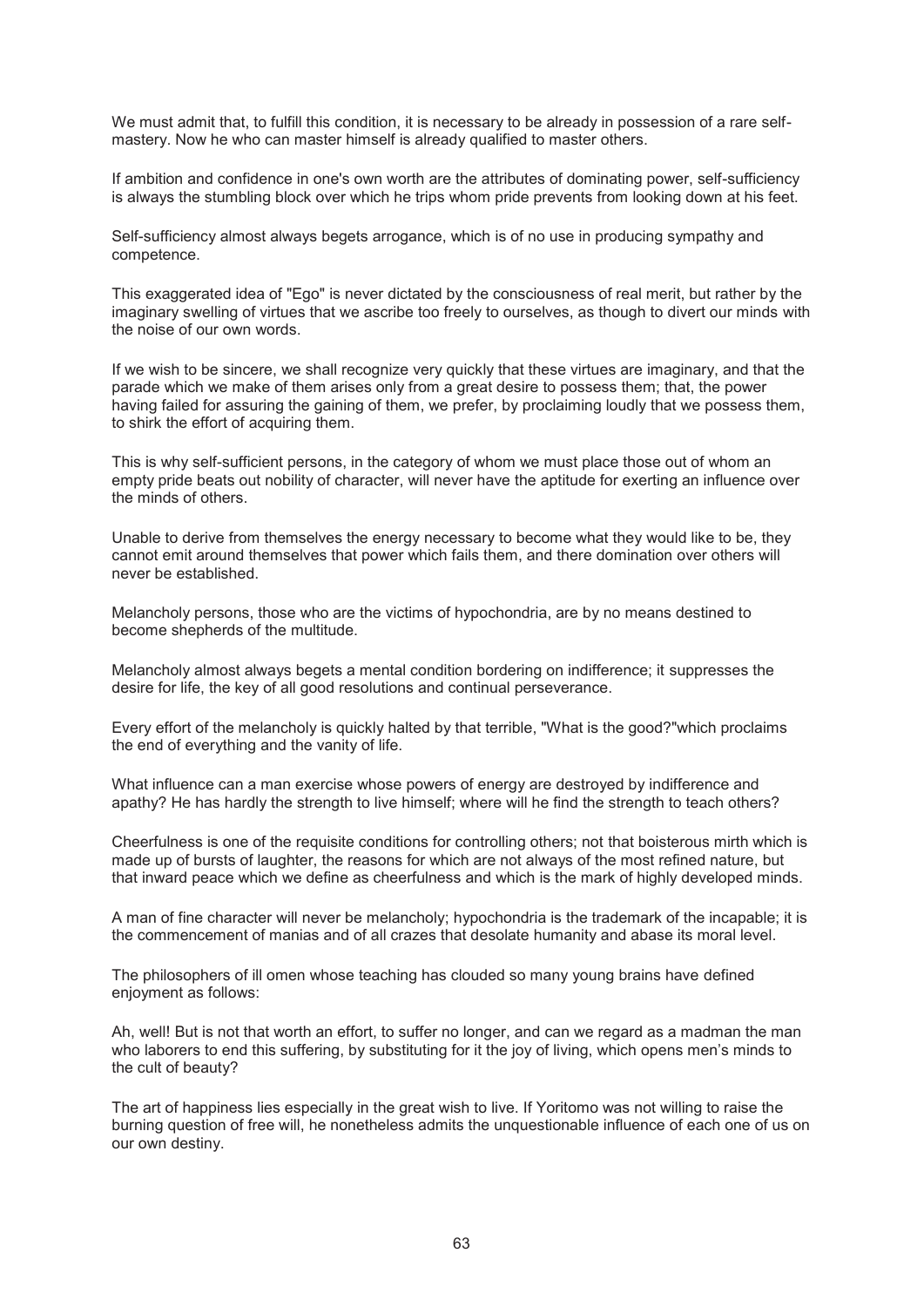We must admit that, to fulfill this condition, it is necessary to be already in possession of a rare self-mastery. Now he who can master himself is already qualified to master others.

If ambition and confidence in one's own worth are the attributes of dominating power, self-sufficiency is always the stumbling block over which he trips whom pride prevents from looking down at his feet.

Self-sufficiency almost always begets arrogance, which is of no use in producing sympathy and competence.

This exaggerated idea of "Ego" is never dictated by the consciousness of real merit, but rather by the imaginary swelling of virtues that we ascribe too freely to ourselves, as though to divert our minds with the noise of our own words.

If we wish to be sincere, we shall recognize very quickly that these virtues are imaginary, and that the parade which we make of them arises only from a great desire to possess them; that, the power having failed for assuring the gaining of them, we prefer, by proclaiming loudly that we possess them, to shirk the effort of acquiring them.

This is why self-sufficient persons, in the category of whom we must place those out of whom an empty pride beats out nobility of character, will never have the aptitude for exerting an influence over the minds of others.

Unable to derive from themselves the energy necessary to become what they would like to be, they cannot emit around themselves that power which fails them, and there domination over others will never be established.

Melancholy persons, those who are the victims of hypochondria, are by no means destined to become shepherds of the multitude.

Melancholy almost always begets a mental condition bordering on indifference; it suppresses the desire for life, the key of all good resolutions and continual perseverance.

Every effort of the melancholy is quickly halted by that terrible, "What is the good?"which proclaims the end of everything and the vanity of life.

What influence can a man exercise whose powers of energy are destroyed by indifference and apathy? He has hardly the strength to live himself; where will he find the strength to teach others?

Cheerfulness is one of the requisite conditions for controlling others; not that boisterous mirth which is made up of bursts of laughter, the reasons for which are not always of the most refined nature, but that inward peace which we define as cheerfulness and which is the mark of highly developed minds.

A man of fine character will never be melancholy; hypochondria is the trademark of the incapable; it is the commencement of manias and of all crazes that desolate humanity and abase its moral level.

The philosophers of ill omen whose teaching has clouded so many young brains have defined enjoyment as follows:

Ah, well! But is not that worth an effort, to suffer no longer, and can we regard as a madman the man who laborers to end this suffering, by substituting for it the joy of living, which opens men's minds to the cult of beauty?

The art of happiness lies especially in the great wish to live. If Yoritomo was not willing to raise the burning question of free will, he nonetheless admits the unquestionable influence of each one of us on our own destiny.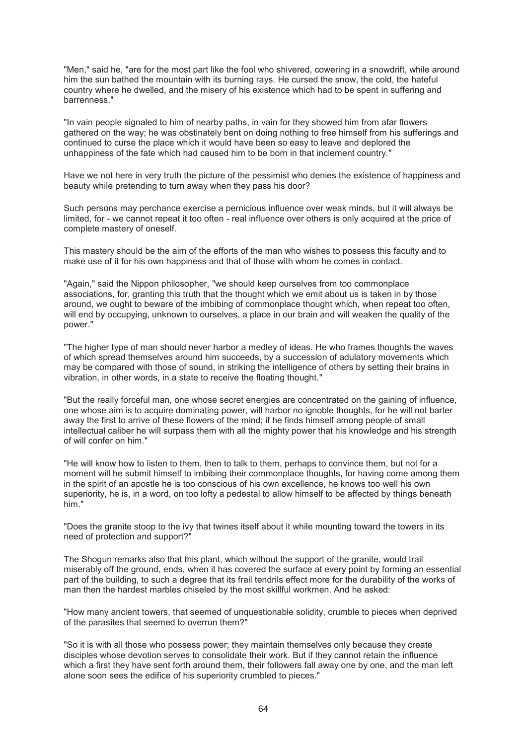"Men," said he, "are for the most part like the fool who shivered, cowering in a snowdrift, while around him the sun bathed the mountain with its burning rays. He cursed the snow, the cold, the hateful country where he dwelled, and the misery of his existence which had to be spent in suffering and barrenness."

"In vain people signaled to him of nearby paths, in vain for they showed him from afar flowers gathered on the way; he was obstinately bent on doing nothing to free himself from his sufferings and continued to curse the place which it would have been so easy to leave and deplored the unhappiness of the fate which had caused him to be born in that inclement country."

Have we not here in very truth the picture of the pessimist who denies the existence of happiness and beauty while pretending to turn away when they pass his door?

Such persons may perchance exercise a pernicious influence over weak minds, but it will always be limited, for - we cannot repeat it too often - real influence over others is only acquired at the price of complete mastery of oneself.

This mastery should be the aim of the efforts of the man who wishes to possess this faculty and to make use of it for his own happiness and that of those with whom he comes in contact.

"Again," said the Nippon philosopher, "we should keep ourselves from too commonplace associations, for, granting this truth that the thought which we emit about us is taken in by those around, we ought to beware of the imbibing of commonplace thought which, when repeat too often, will end by occupying, unknown to ourselves, a place in our brain and will weaken the quality of the power."

"The higher type of man should never harbor a medley of ideas. He who frames thoughts the waves of which spread themselves around him succeeds, by a succession of adulatory movements which may be compared with those of sound, in striking the intelligence of others by setting their brains in vibration, in other words, in a state to receive the floating thought."

"But the really forceful man, one whose secret energies are concentrated on the gaining of influence, one whose aim is to acquire dominating power, will harbor no ignoble thoughts, for he will not barter away the first to arrive of these flowers of the mind; if he finds himself among people of small intellectual caliber he will surpass them with all the mighty power that his knowledge and his strength of will confer on him."

"He will know how to listen to them, then to talk to them, perhaps to convince them, but not for a moment will he submit himself to imbibing their commonplace thoughts, for having come among them in the spirit of an apostle he is too conscious of his own excellence, he knows too well his own superiority, he is, in a word, on too lofty a pedestal to allow himself to be affected by things beneath him."

"Does the granite stoop to the ivy that twines itself about it while mounting toward the towers in its need of protection and support?"

The Shogun remarks also that this plant, which without the support of the granite, would trail miserably off the ground, ends, when it has covered the surface at every point by forming an essential part of the building, to such a degree that its frail tendrils effect more for the durability of the works of man then the hardest marbles chiseled by the most skillful workmen. And he asked:

"How many ancient towers, that seemed of unquestionable solidity, crumble to pieces when deprived of the parasites that seemed to overrun them?"

"So it is with all those who possess power; they maintain themselves only because they create disciples whose devotion serves to consolidate their work. But if they cannot retain the influence which a first they have sent forth around them, their followers fall away one by one, and the man left alone soon sees the edifice of his superiority crumbled to pieces."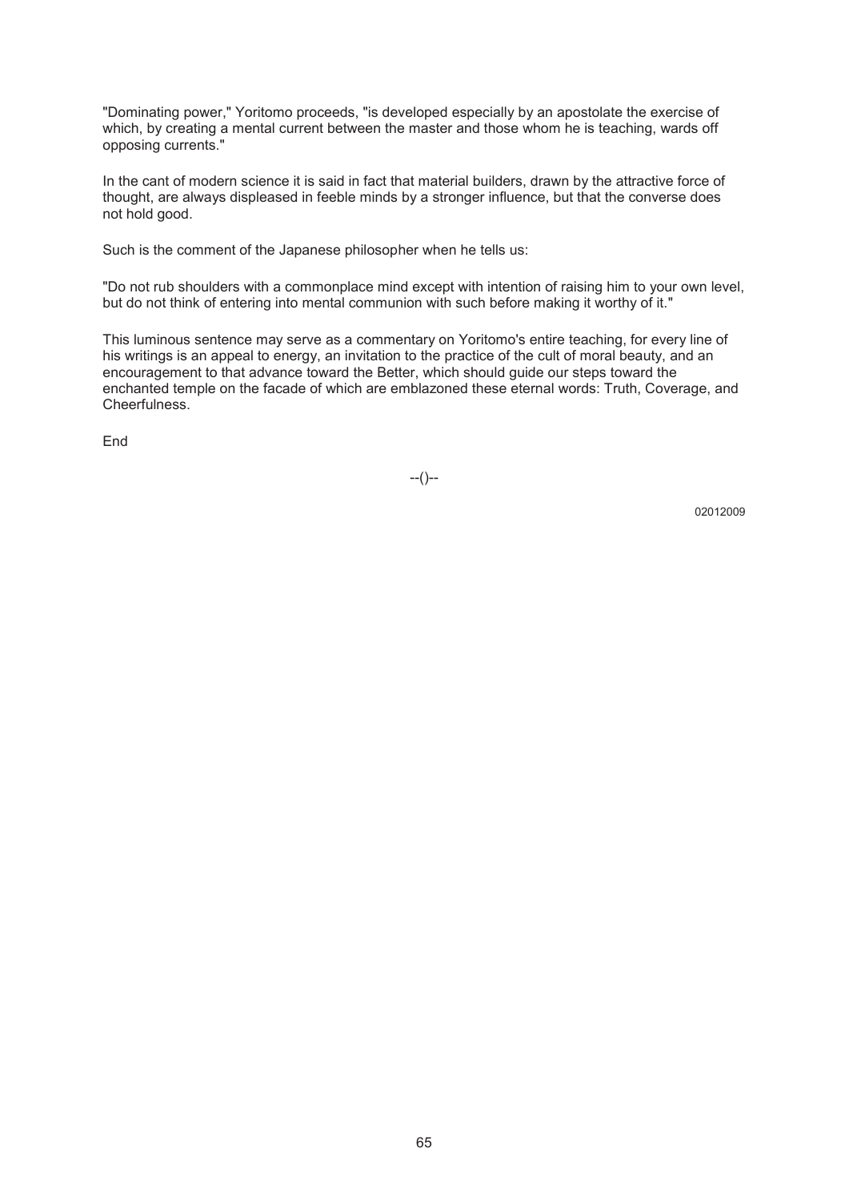"Dominating power," Yoritomo proceeds, "is developed especially by an apostolate the exercise of which, by creating a mental current between the master and those whom he is teaching, wards off opposing currents."

In the cant of modern science it is said in fact that material builders, drawn by the attractive force of thought, are always displeased in feeble minds by a stronger influence, but that the converse does not hold good.

Such is the comment of the Japanese philosopher when he tells us:

"Do not rub shoulders with a commonplace mind except with intention of raising him to your own level, but do not think of entering into mental communion with such before making it worthy of it."

This luminous sentence may serve as a commentary on Yoritomo's entire teaching, for every line of his writings is an appeal to energy, an invitation to the practice of the cult of moral beauty, and an encouragement to that advance toward the Better, which should guide our steps toward the enchanted temple on the facade of which are emblazoned these eternal words: Truth, Coverage, and Cheerfulness.

End

--()--

02012009